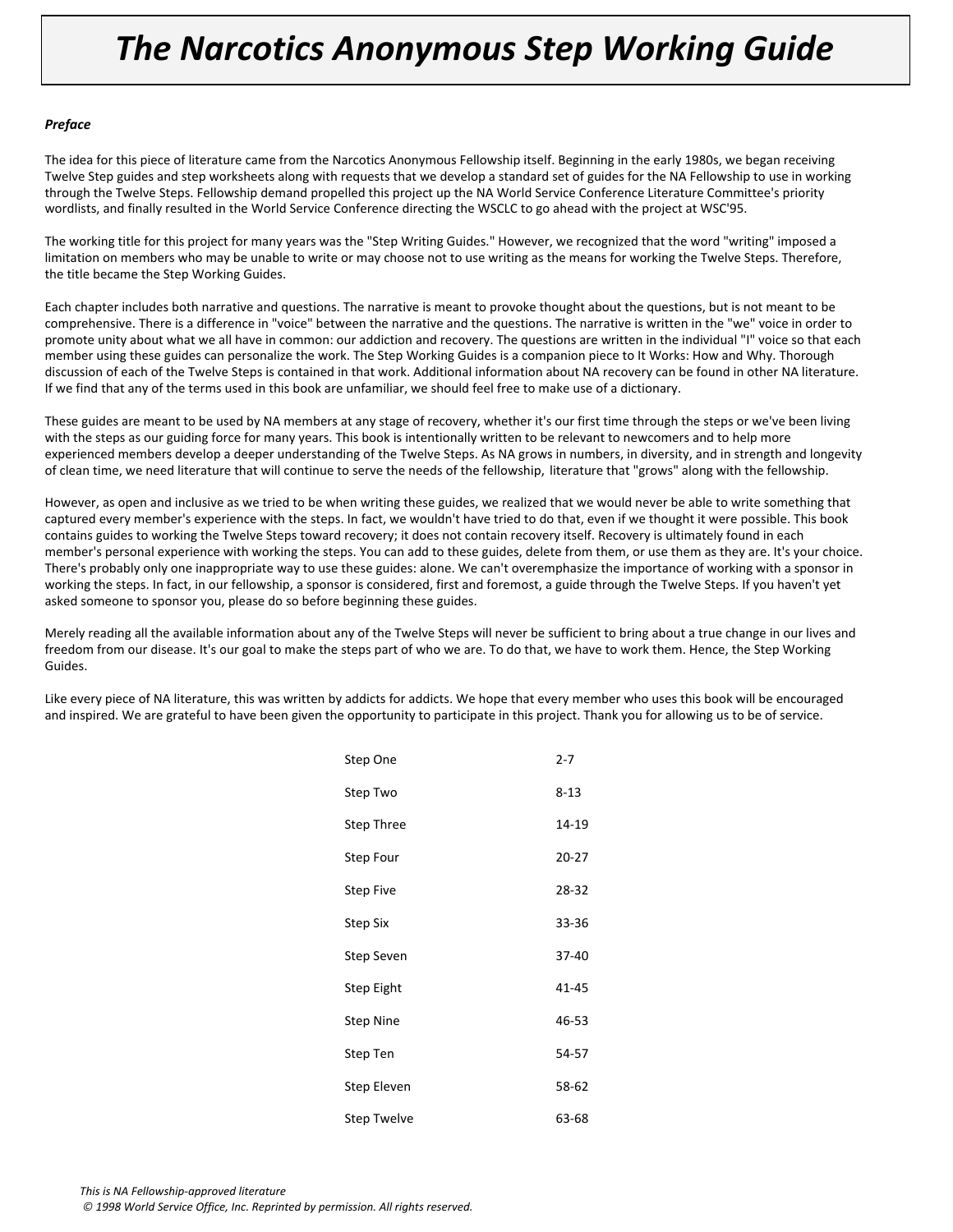# The Narcotics Anonymous Step Working Guide

***Preface***

The idea for this piece of literature came from the Narcotics Anonymous Fellowship itself. Beginning in the early 1980s, we began receiving Twelve Step guides and step worksheets along with requests that we develop a standard set of guides for the NA Fellowship to use in working through the Twelve Steps. Fellowship demand propelled this project up the NA World Service Conference Literature Committee's priority wordlists, and finally resulted in the World Service Conference directing the WSCLC to go ahead with the project at WSC'95.

The working title for this project for many years was the "Step Writing Guides." However, we recognized that the word "writing" imposed a limitation on members who may be unable to write or may choose not to use writing as the means for working the Twelve Steps. Therefore, the title became the Step Working Guides.

Each chapter includes both narrative and questions. The narrative is meant to provoke thought about the questions, but is not meant to be comprehensive. There is a difference in "voice" between the narrative and the questions. The narrative is written in the "we" voice in order to promote unity about what we all have in common: our addiction and recovery. The questions are written in the individual "I" voice so that each member using these guides can personalize the work. The Step Working Guides is a companion piece to It Works: How and Why. Thorough discussion of each of the Twelve Steps is contained in that work. Additional information about NA recovery can be found in other NA literature. If we find that any of the terms used in this book are unfamiliar, we should feel free to make use of a dictionary.

These guides are meant to be used by NA members at any stage of recovery, whether it's our first time through the steps or we've been living with the steps as our guiding force for many years. This book is intentionally written to be relevant to newcomers and to help more experienced members develop a deeper understanding of the Twelve Steps. As NA grows in numbers, in diversity, and in strength and longevity of clean time, we need literature that will continue to serve the needs of the fellowship, literature that "grows" along with the fellowship.

However, as open and inclusive as we tried to be when writing these guides, we realized that we would never be able to write something that captured every member's experience with the steps. In fact, we wouldn't have tried to do that, even if we thought it were possible. This book contains guides to working the Twelve Steps toward recovery; it does not contain recovery itself. Recovery is ultimately found in each member's personal experience with working the steps. You can add to these guides, delete from them, or use them as they are. It's your choice. There's probably only one inappropriate way to use these guides: alone. We can't overemphasize the importance of working with a sponsor in working the steps. In fact, in our fellowship, a sponsor is considered, first and foremost, a guide through the Twelve Steps. If you haven't yet asked someone to sponsor you, please do so before beginning these guides.

Merely reading all the available information about any of the Twelve Steps will never be sufficient to bring about a true change in our lives and freedom from our disease. It's our goal to make the steps part of who we are. To do that, we have to work them. Hence, the Step Working Guides.

Like every piece of NA literature, this was written by addicts for addicts. We hope that every member who uses this book will be encouraged and inspired. We are grateful to have been given the opportunity to participate in this project. Thank you for allowing us to be of service.

| | |
|---|---|
| Step One | 2-7 |
| Step Two | 8-13 |
| Step Three | 14-19 |
| Step Four | 20-27 |
| Step Five | 28-32 |
| Step Six | 33-36 |
| Step Seven | 37-40 |
| Step Eight | 41-45 |
| Step Nine | 46-53 |
| Step Ten | 54-57 |
| Step Eleven | 58-62 |
| Step Twelve | 63-68 |

*This is NA Fellowship-approved literature*
*© 1998 World Service Office, Inc. Reprinted by permission. All rights reserved.*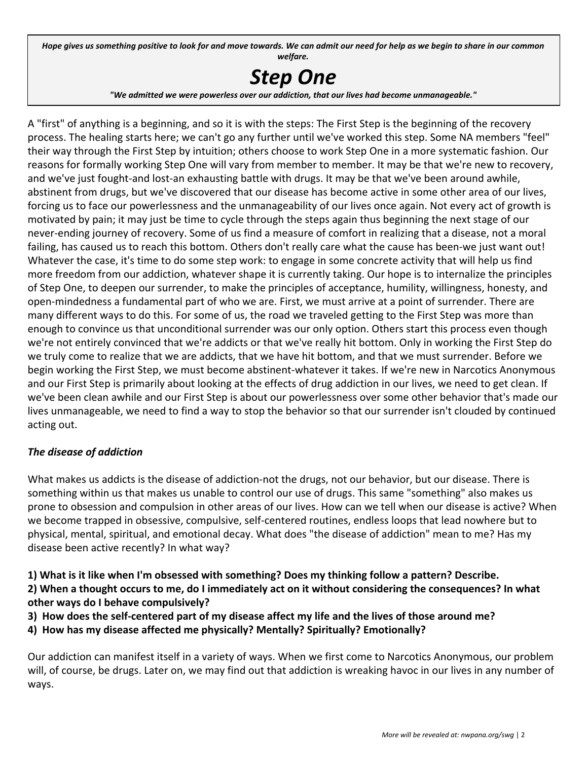*Hope gives us something positive to look for and move towards. We can admit our need for help as we begin to share in our common welfare.*

# *Step One*

*"We admitted we were powerless over our addiction, that our lives had become unmanageable."*

A "first" of anything is a beginning, and so it is with the steps: The First Step is the beginning of the recovery process. The healing starts here; we can't go any further until we've worked this step. Some NA members "feel" their way through the First Step by intuition; others choose to work Step One in a more systematic fashion. Our reasons for formally working Step One will vary from member to member. It may be that we're new to recovery, and we've just fought-and lost-an exhausting battle with drugs. It may be that we've been around awhile, abstinent from drugs, but we've discovered that our disease has become active in some other area of our lives, forcing us to face our powerlessness and the unmanageability of our lives once again. Not every act of growth is motivated by pain; it may just be time to cycle through the steps again thus beginning the next stage of our never-ending journey of recovery. Some of us find a measure of comfort in realizing that a disease, not a moral failing, has caused us to reach this bottom. Others don't really care what the cause has been-we just want out! Whatever the case, it's time to do some step work: to engage in some concrete activity that will help us find more freedom from our addiction, whatever shape it is currently taking. Our hope is to internalize the principles of Step One, to deepen our surrender, to make the principles of acceptance, humility, willingness, honesty, and open-mindedness a fundamental part of who we are. First, we must arrive at a point of surrender. There are many different ways to do this. For some of us, the road we traveled getting to the First Step was more than enough to convince us that unconditional surrender was our only option. Others start this process even though we're not entirely convinced that we're addicts or that we've really hit bottom. Only in working the First Step do we truly come to realize that we are addicts, that we have hit bottom, and that we must surrender. Before we begin working the First Step, we must become abstinent-whatever it takes. If we're new in Narcotics Anonymous and our First Step is primarily about looking at the effects of drug addiction in our lives, we need to get clean. If we've been clean awhile and our First Step is about our powerlessness over some other behavior that's made our lives unmanageable, we need to find a way to stop the behavior so that our surrender isn't clouded by continued acting out.

### *The disease of addiction*

What makes us addicts is the disease of addiction-not the drugs, not our behavior, but our disease. There is something within us that makes us unable to control our use of drugs. This same "something" also makes us prone to obsession and compulsion in other areas of our lives. How can we tell when our disease is active? When we become trapped in obsessive, compulsive, self-centered routines, endless loops that lead nowhere but to physical, mental, spiritual, and emotional decay. What does "the disease of addiction" mean to me? Has my disease been active recently? In what way?

**1) What is it like when I'm obsessed with something? Does my thinking follow a pattern? Describe.**
**2) When a thought occurs to me, do I immediately act on it without considering the consequences? In what other ways do I behave compulsively?**
**3) How does the self-centered part of my disease affect my life and the lives of those around me?**
**4) How has my disease affected me physically? Mentally? Spiritually? Emotionally?**

Our addiction can manifest itself in a variety of ways. When we first come to Narcotics Anonymous, our problem will, of course, be drugs. Later on, we may find out that addiction is wreaking havoc in our lives in any number of ways.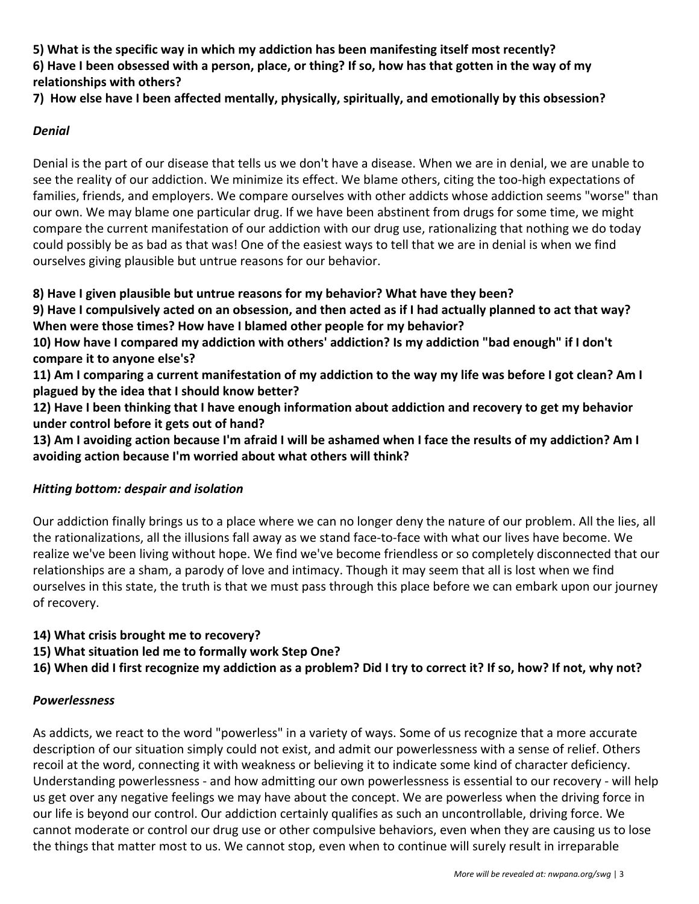**5) What is the specific way in which my addiction has been manifesting itself most recently?**
**6) Have I been obsessed with a person, place, or thing? If so, how has that gotten in the way of my relationships with others?**
**7) How else have I been affected mentally, physically, spiritually, and emotionally by this obsession?**

### *Denial*

Denial is the part of our disease that tells us we don't have a disease. When we are in denial, we are unable to see the reality of our addiction. We minimize its effect. We blame others, citing the too-high expectations of families, friends, and employers. We compare ourselves with other addicts whose addiction seems "worse" than our own. We may blame one particular drug. If we have been abstinent from drugs for some time, we might compare the current manifestation of our addiction with our drug use, rationalizing that nothing we do today could possibly be as bad as that was! One of the easiest ways to tell that we are in denial is when we find ourselves giving plausible but untrue reasons for our behavior.

**8) Have I given plausible but untrue reasons for my behavior? What have they been?**
**9) Have I compulsively acted on an obsession, and then acted as if I had actually planned to act that way? When were those times? How have I blamed other people for my behavior?**
**10) How have I compared my addiction with others' addiction? Is my addiction "bad enough" if I don't compare it to anyone else's?**
**11) Am I comparing a current manifestation of my addiction to the way my life was before I got clean? Am I plagued by the idea that I should know better?**
**12) Have I been thinking that I have enough information about addiction and recovery to get my behavior under control before it gets out of hand?**
**13) Am I avoiding action because I'm afraid I will be ashamed when I face the results of my addiction? Am I avoiding action because I'm worried about what others will think?**

### *Hitting bottom: despair and isolation*

Our addiction finally brings us to a place where we can no longer deny the nature of our problem. All the lies, all the rationalizations, all the illusions fall away as we stand face-to-face with what our lives have become. We realize we've been living without hope. We find we've become friendless or so completely disconnected that our relationships are a sham, a parody of love and intimacy. Though it may seem that all is lost when we find ourselves in this state, the truth is that we must pass through this place before we can embark upon our journey of recovery.

**14) What crisis brought me to recovery?**
**15) What situation led me to formally work Step One?**
**16) When did I first recognize my addiction as a problem? Did I try to correct it? If so, how? If not, why not?**

### *Powerlessness*

As addicts, we react to the word "powerless" in a variety of ways. Some of us recognize that a more accurate description of our situation simply could not exist, and admit our powerlessness with a sense of relief. Others recoil at the word, connecting it with weakness or believing it to indicate some kind of character deficiency. Understanding powerlessness - and how admitting our own powerlessness is essential to our recovery - will help us get over any negative feelings we may have about the concept. We are powerless when the driving force in our life is beyond our control. Our addiction certainly qualifies as such an uncontrollable, driving force. We cannot moderate or control our drug use or other compulsive behaviors, even when they are causing us to lose the things that matter most to us. We cannot stop, even when to continue will surely result in irreparable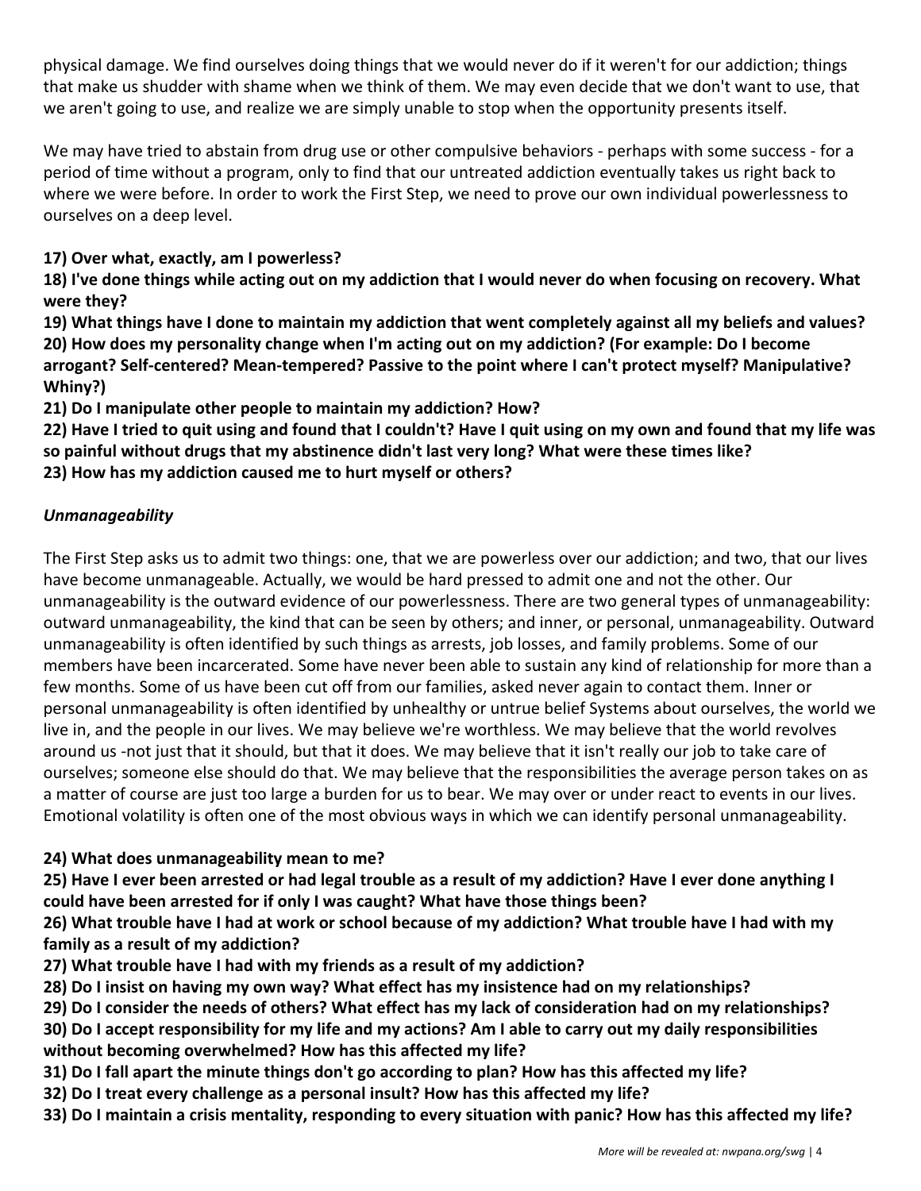physical damage. We find ourselves doing things that we would never do if it weren't for our addiction; things that make us shudder with shame when we think of them. We may even decide that we don't want to use, that we aren't going to use, and realize we are simply unable to stop when the opportunity presents itself.

We may have tried to abstain from drug use or other compulsive behaviors - perhaps with some success - for a period of time without a program, only to find that our untreated addiction eventually takes us right back to where we were before. In order to work the First Step, we need to prove our own individual powerlessness to ourselves on a deep level.

**17) Over what, exactly, am I powerless?**

**18) I've done things while acting out on my addiction that I would never do when focusing on recovery. What were they?**

**19) What things have I done to maintain my addiction that went completely against all my beliefs and values?**

**20) How does my personality change when I'm acting out on my addiction? (For example: Do I become arrogant? Self-centered? Mean-tempered? Passive to the point where I can't protect myself? Manipulative? Whiny?)**

**21) Do I manipulate other people to maintain my addiction? How?**

**22) Have I tried to quit using and found that I couldn't? Have I quit using on my own and found that my life was so painful without drugs that my abstinence didn't last very long? What were these times like?**

**23) How has my addiction caused me to hurt myself or others?**

### *Unmanageability*

The First Step asks us to admit two things: one, that we are powerless over our addiction; and two, that our lives have become unmanageable. Actually, we would be hard pressed to admit one and not the other. Our unmanageability is the outward evidence of our powerlessness. There are two general types of unmanageability: outward unmanageability, the kind that can be seen by others; and inner, or personal, unmanageability. Outward unmanageability is often identified by such things as arrests, job losses, and family problems. Some of our members have been incarcerated. Some have never been able to sustain any kind of relationship for more than a few months. Some of us have been cut off from our families, asked never again to contact them. Inner or personal unmanageability is often identified by unhealthy or untrue belief Systems about ourselves, the world we live in, and the people in our lives. We may believe we're worthless. We may believe that the world revolves around us -not just that it should, but that it does. We may believe that it isn't really our job to take care of ourselves; someone else should do that. We may believe that the responsibilities the average person takes on as a matter of course are just too large a burden for us to bear. We may over or under react to events in our lives. Emotional volatility is often one of the most obvious ways in which we can identify personal unmanageability.

**24) What does unmanageability mean to me?**

**25) Have I ever been arrested or had legal trouble as a result of my addiction? Have I ever done anything I could have been arrested for if only I was caught? What have those things been?**

**26) What trouble have I had at work or school because of my addiction? What trouble have I had with my family as a result of my addiction?**

**27) What trouble have I had with my friends as a result of my addiction?**

**28) Do I insist on having my own way? What effect has my insistence had on my relationships?**

**29) Do I consider the needs of others? What effect has my lack of consideration had on my relationships?**

**30) Do I accept responsibility for my life and my actions? Am I able to carry out my daily responsibilities without becoming overwhelmed? How has this affected my life?**

**31) Do I fall apart the minute things don't go according to plan? How has this affected my life?**

**32) Do I treat every challenge as a personal insult? How has this affected my life?**

**33) Do I maintain a crisis mentality, responding to every situation with panic? How has this affected my life?**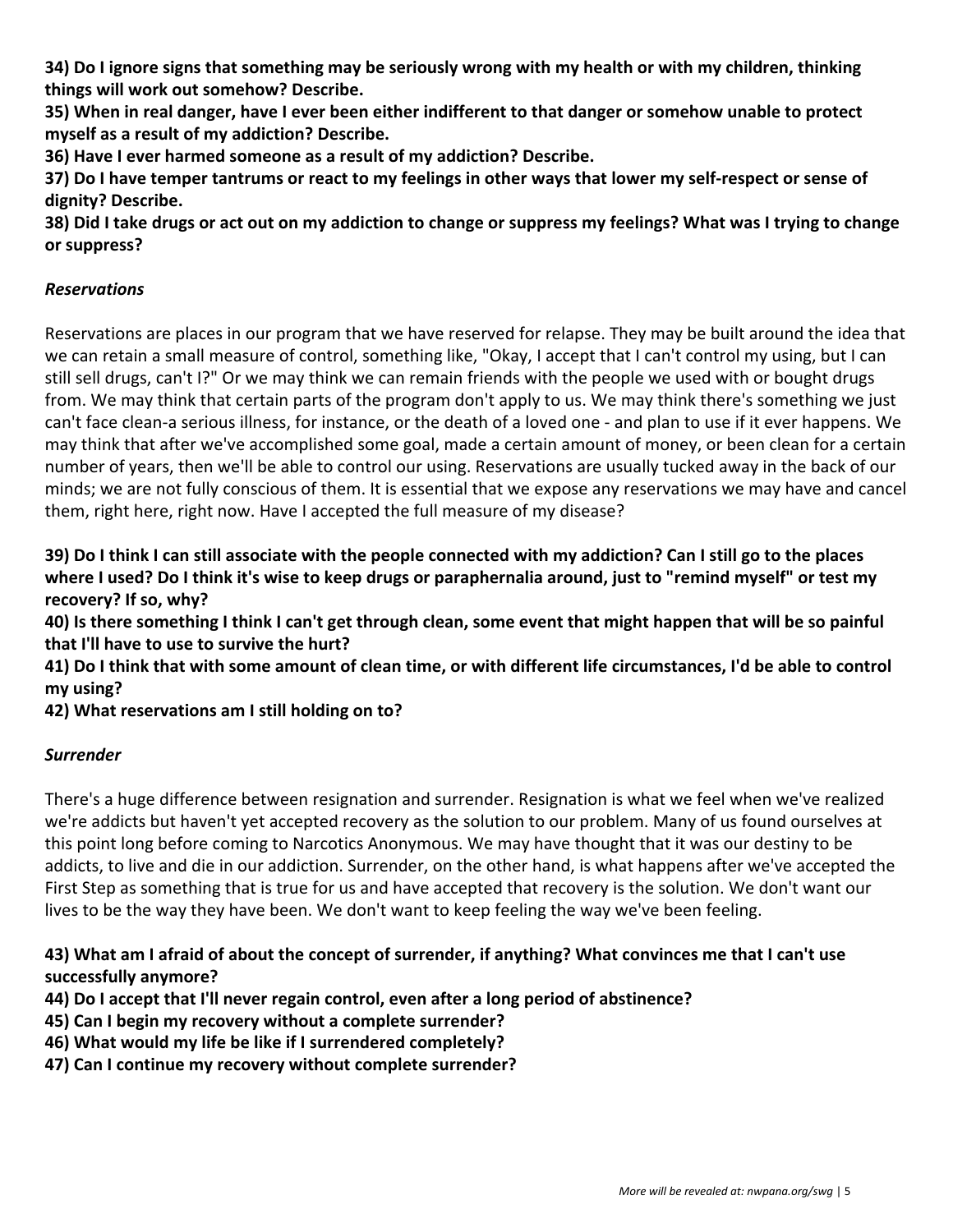**34) Do I ignore signs that something may be seriously wrong with my health or with my children, thinking things will work out somehow? Describe.**

**35) When in real danger, have I ever been either indifferent to that danger or somehow unable to protect myself as a result of my addiction? Describe.**

**36) Have I ever harmed someone as a result of my addiction? Describe.**

**37) Do I have temper tantrums or react to my feelings in other ways that lower my self-respect or sense of dignity? Describe.**

**38) Did I take drugs or act out on my addiction to change or suppress my feelings? What was I trying to change or suppress?**

***Reservations***

Reservations are places in our program that we have reserved for relapse. They may be built around the idea that we can retain a small measure of control, something like, "Okay, I accept that I can't control my using, but I can still sell drugs, can't I?" Or we may think we can remain friends with the people we used with or bought drugs from. We may think that certain parts of the program don't apply to us. We may think there's something we just can't face clean-a serious illness, for instance, or the death of a loved one - and plan to use if it ever happens. We may think that after we've accomplished some goal, made a certain amount of money, or been clean for a certain number of years, then we'll be able to control our using. Reservations are usually tucked away in the back of our minds; we are not fully conscious of them. It is essential that we expose any reservations we may have and cancel them, right here, right now. Have I accepted the full measure of my disease?

**39) Do I think I can still associate with the people connected with my addiction? Can I still go to the places where I used? Do I think it's wise to keep drugs or paraphernalia around, just to "remind myself" or test my recovery? If so, why?**

**40) Is there something I think I can't get through clean, some event that might happen that will be so painful that I'll have to use to survive the hurt?**

**41) Do I think that with some amount of clean time, or with different life circumstances, I'd be able to control my using?**

**42) What reservations am I still holding on to?**

***Surrender***

There's a huge difference between resignation and surrender. Resignation is what we feel when we've realized we're addicts but haven't yet accepted recovery as the solution to our problem. Many of us found ourselves at this point long before coming to Narcotics Anonymous. We may have thought that it was our destiny to be addicts, to live and die in our addiction. Surrender, on the other hand, is what happens after we've accepted the First Step as something that is true for us and have accepted that recovery is the solution. We don't want our lives to be the way they have been. We don't want to keep feeling the way we've been feeling.

**43) What am I afraid of about the concept of surrender, if anything? What convinces me that I can't use successfully anymore?**

**44) Do I accept that I'll never regain control, even after a long period of abstinence?**

**45) Can I begin my recovery without a complete surrender?**

**46) What would my life be like if I surrendered completely?**

**47) Can I continue my recovery without complete surrender?**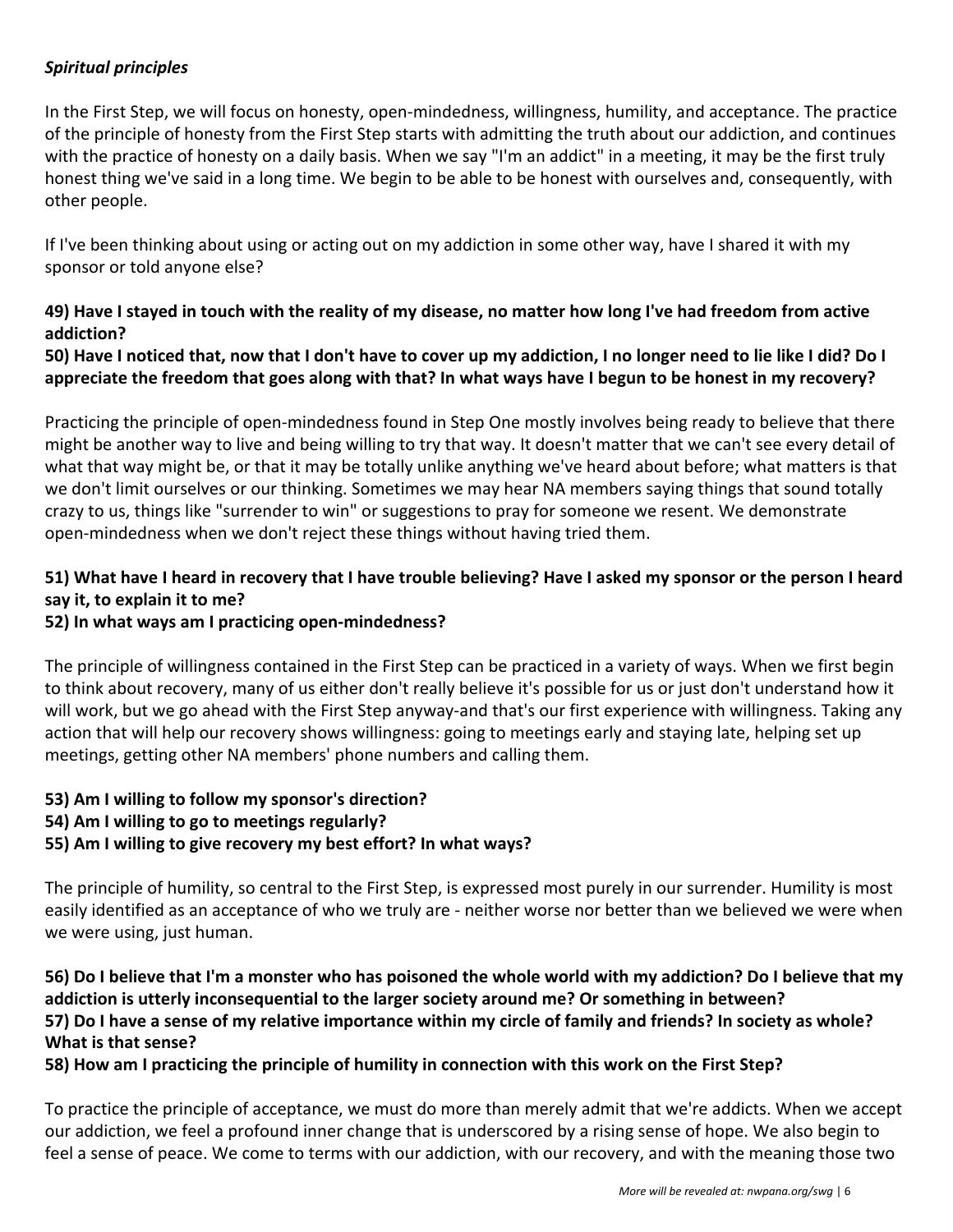***Spiritual principles***

In the First Step, we will focus on honesty, open-mindedness, willingness, humility, and acceptance. The practice of the principle of honesty from the First Step starts with admitting the truth about our addiction, and continues with the practice of honesty on a daily basis. When we say "I'm an addict" in a meeting, it may be the first truly honest thing we've said in a long time. We begin to be able to be honest with ourselves and, consequently, with other people.

If I've been thinking about using or acting out on my addiction in some other way, have I shared it with my sponsor or told anyone else?

**49) Have I stayed in touch with the reality of my disease, no matter how long I've had freedom from active addiction?**
**50) Have I noticed that, now that I don't have to cover up my addiction, I no longer need to lie like I did? Do I appreciate the freedom that goes along with that? In what ways have I begun to be honest in my recovery?**

Practicing the principle of open-mindedness found in Step One mostly involves being ready to believe that there might be another way to live and being willing to try that way. It doesn't matter that we can't see every detail of what that way might be, or that it may be totally unlike anything we've heard about before; what matters is that we don't limit ourselves or our thinking. Sometimes we may hear NA members saying things that sound totally crazy to us, things like "surrender to win" or suggestions to pray for someone we resent. We demonstrate open-mindedness when we don't reject these things without having tried them.

**51) What have I heard in recovery that I have trouble believing? Have I asked my sponsor or the person I heard say it, to explain it to me?**
**52) In what ways am I practicing open-mindedness?**

The principle of willingness contained in the First Step can be practiced in a variety of ways. When we first begin to think about recovery, many of us either don't really believe it's possible for us or just don't understand how it will work, but we go ahead with the First Step anyway-and that's our first experience with willingness. Taking any action that will help our recovery shows willingness: going to meetings early and staying late, helping set up meetings, getting other NA members' phone numbers and calling them.

**53) Am I willing to follow my sponsor's direction?**
**54) Am I willing to go to meetings regularly?**
**55) Am I willing to give recovery my best effort? In what ways?**

The principle of humility, so central to the First Step, is expressed most purely in our surrender. Humility is most easily identified as an acceptance of who we truly are - neither worse nor better than we believed we were when we were using, just human.

**56) Do I believe that I'm a monster who has poisoned the whole world with my addiction? Do I believe that my addiction is utterly inconsequential to the larger society around me? Or something in between?**
**57) Do I have a sense of my relative importance within my circle of family and friends? In society as whole? What is that sense?**
**58) How am I practicing the principle of humility in connection with this work on the First Step?**

To practice the principle of acceptance, we must do more than merely admit that we're addicts. When we accept our addiction, we feel a profound inner change that is underscored by a rising sense of hope. We also begin to feel a sense of peace. We come to terms with our addiction, with our recovery, and with the meaning those two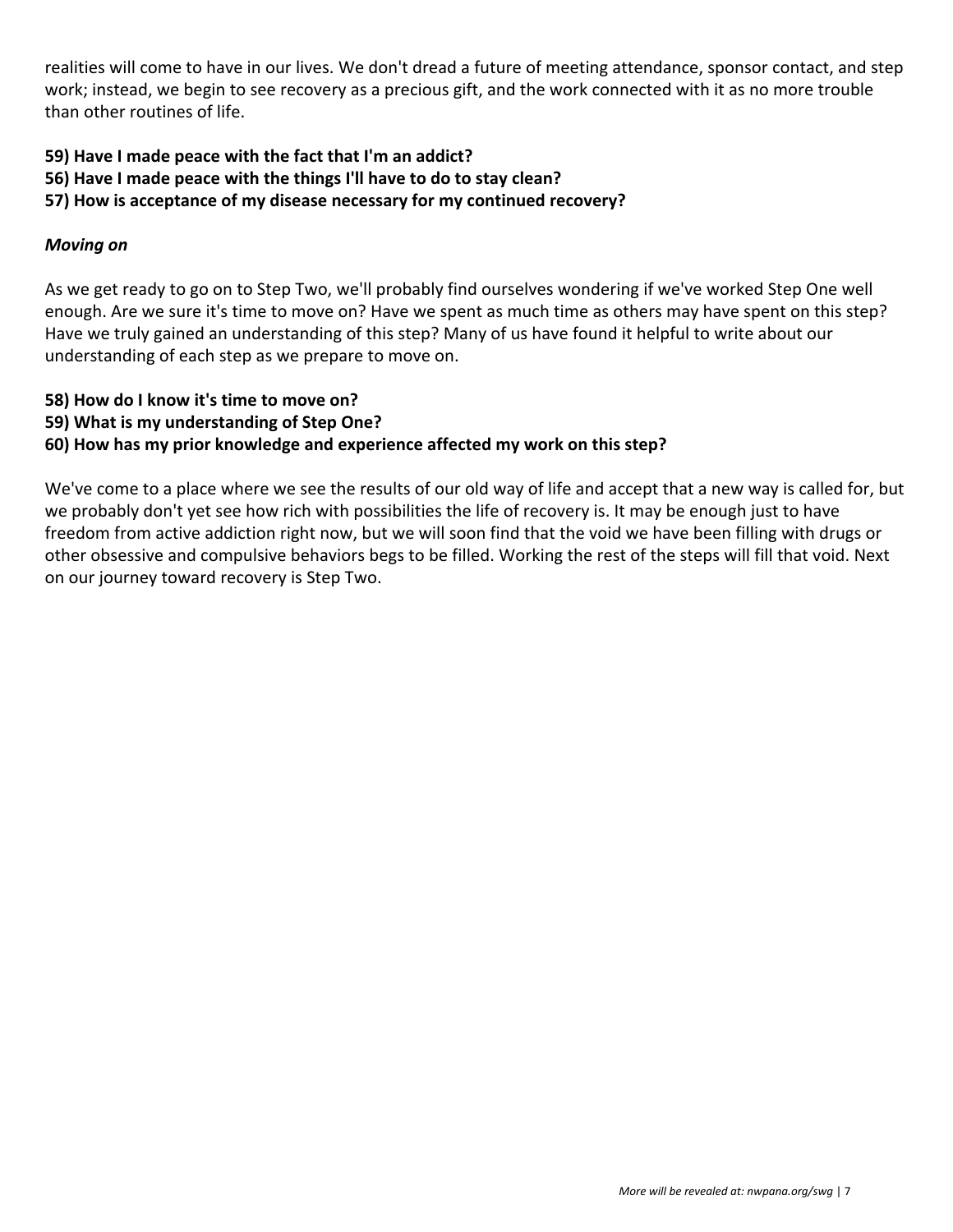realities will come to have in our lives. We don't dread a future of meeting attendance, sponsor contact, and step work; instead, we begin to see recovery as a precious gift, and the work connected with it as no more trouble than other routines of life.

**59) Have I made peace with the fact that I'm an addict?**
**56) Have I made peace with the things I'll have to do to stay clean?**
**57) How is acceptance of my disease necessary for my continued recovery?**

***Moving on***

As we get ready to go on to Step Two, we'll probably find ourselves wondering if we've worked Step One well enough. Are we sure it's time to move on? Have we spent as much time as others may have spent on this step? Have we truly gained an understanding of this step? Many of us have found it helpful to write about our understanding of each step as we prepare to move on.

**58) How do I know it's time to move on?**
**59) What is my understanding of Step One?**
**60) How has my prior knowledge and experience affected my work on this step?**

We've come to a place where we see the results of our old way of life and accept that a new way is called for, but we probably don't yet see how rich with possibilities the life of recovery is. It may be enough just to have freedom from active addiction right now, but we will soon find that the void we have been filling with drugs or other obsessive and compulsive behaviors begs to be filled. Working the rest of the steps will fill that void. Next on our journey toward recovery is Step Two.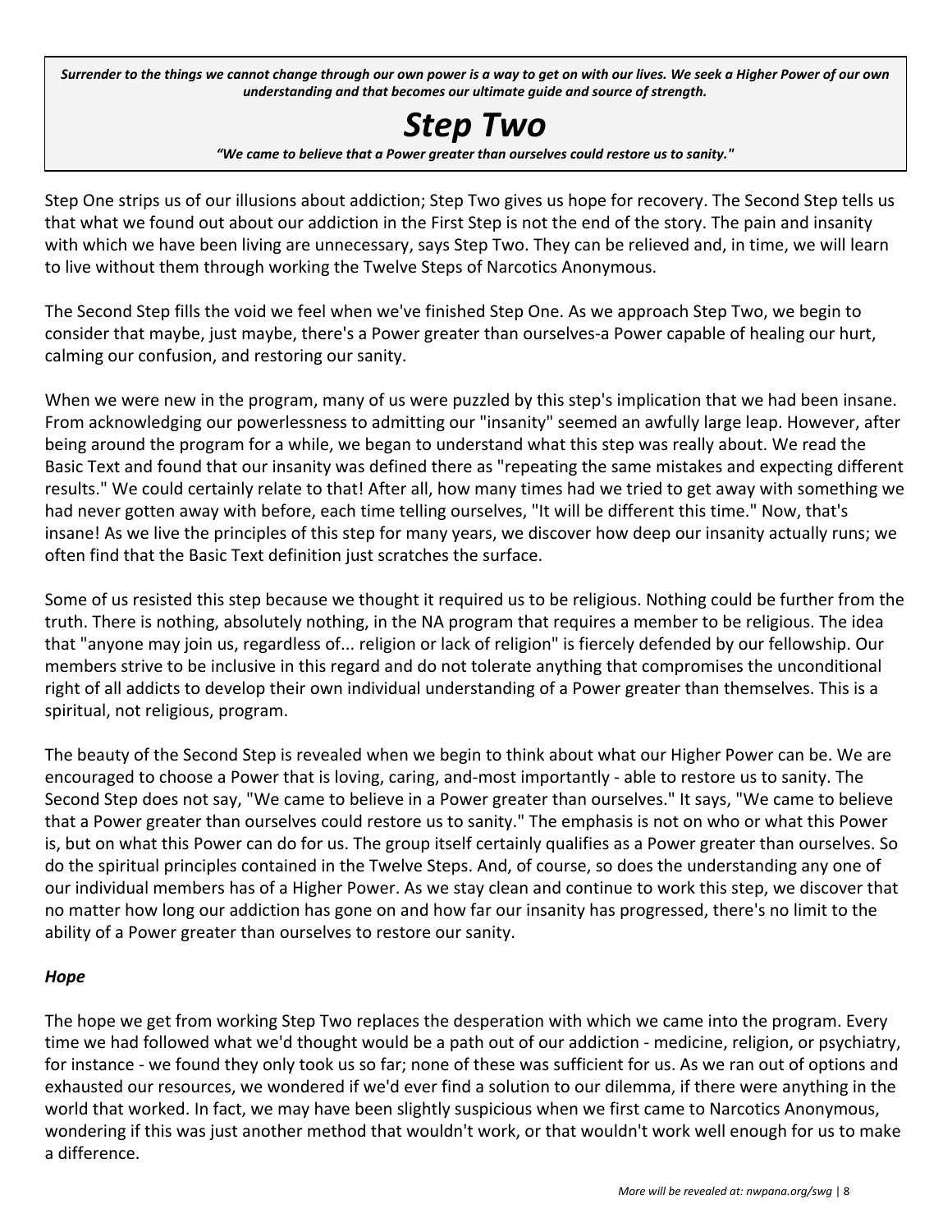***Surrender to the things we cannot change through our own power is a way to get on with our lives. We seek a Higher Power of our own understanding and that becomes our ultimate guide and source of strength.***

# *Step Two*

***"We came to believe that a Power greater than ourselves could restore us to sanity."***

Step One strips us of our illusions about addiction; Step Two gives us hope for recovery. The Second Step tells us that what we found out about our addiction in the First Step is not the end of the story. The pain and insanity with which we have been living are unnecessary, says Step Two. They can be relieved and, in time, we will learn to live without them through working the Twelve Steps of Narcotics Anonymous.

The Second Step fills the void we feel when we've finished Step One. As we approach Step Two, we begin to consider that maybe, just maybe, there's a Power greater than ourselves-a Power capable of healing our hurt, calming our confusion, and restoring our sanity.

When we were new in the program, many of us were puzzled by this step's implication that we had been insane. From acknowledging our powerlessness to admitting our "insanity" seemed an awfully large leap. However, after being around the program for a while, we began to understand what this step was really about. We read the Basic Text and found that our insanity was defined there as "repeating the same mistakes and expecting different results." We could certainly relate to that! After all, how many times had we tried to get away with something we had never gotten away with before, each time telling ourselves, "It will be different this time." Now, that's insane! As we live the principles of this step for many years, we discover how deep our insanity actually runs; we often find that the Basic Text definition just scratches the surface.

Some of us resisted this step because we thought it required us to be religious. Nothing could be further from the truth. There is nothing, absolutely nothing, in the NA program that requires a member to be religious. The idea that "anyone may join us, regardless of... religion or lack of religion" is fiercely defended by our fellowship. Our members strive to be inclusive in this regard and do not tolerate anything that compromises the unconditional right of all addicts to develop their own individual understanding of a Power greater than themselves. This is a spiritual, not religious, program.

The beauty of the Second Step is revealed when we begin to think about what our Higher Power can be. We are encouraged to choose a Power that is loving, caring, and-most importantly - able to restore us to sanity. The Second Step does not say, "We came to believe in a Power greater than ourselves." It says, "We came to believe that a Power greater than ourselves could restore us to sanity." The emphasis is not on who or what this Power is, but on what this Power can do for us. The group itself certainly qualifies as a Power greater than ourselves. So do the spiritual principles contained in the Twelve Steps. And, of course, so does the understanding any one of our individual members has of a Higher Power. As we stay clean and continue to work this step, we discover that no matter how long our addiction has gone on and how far our insanity has progressed, there's no limit to the ability of a Power greater than ourselves to restore our sanity.

### *Hope*

The hope we get from working Step Two replaces the desperation with which we came into the program. Every time we had followed what we'd thought would be a path out of our addiction - medicine, religion, or psychiatry, for instance - we found they only took us so far; none of these was sufficient for us. As we ran out of options and exhausted our resources, we wondered if we'd ever find a solution to our dilemma, if there were anything in the world that worked. In fact, we may have been slightly suspicious when we first came to Narcotics Anonymous, wondering if this was just another method that wouldn't work, or that wouldn't work well enough for us to make a difference.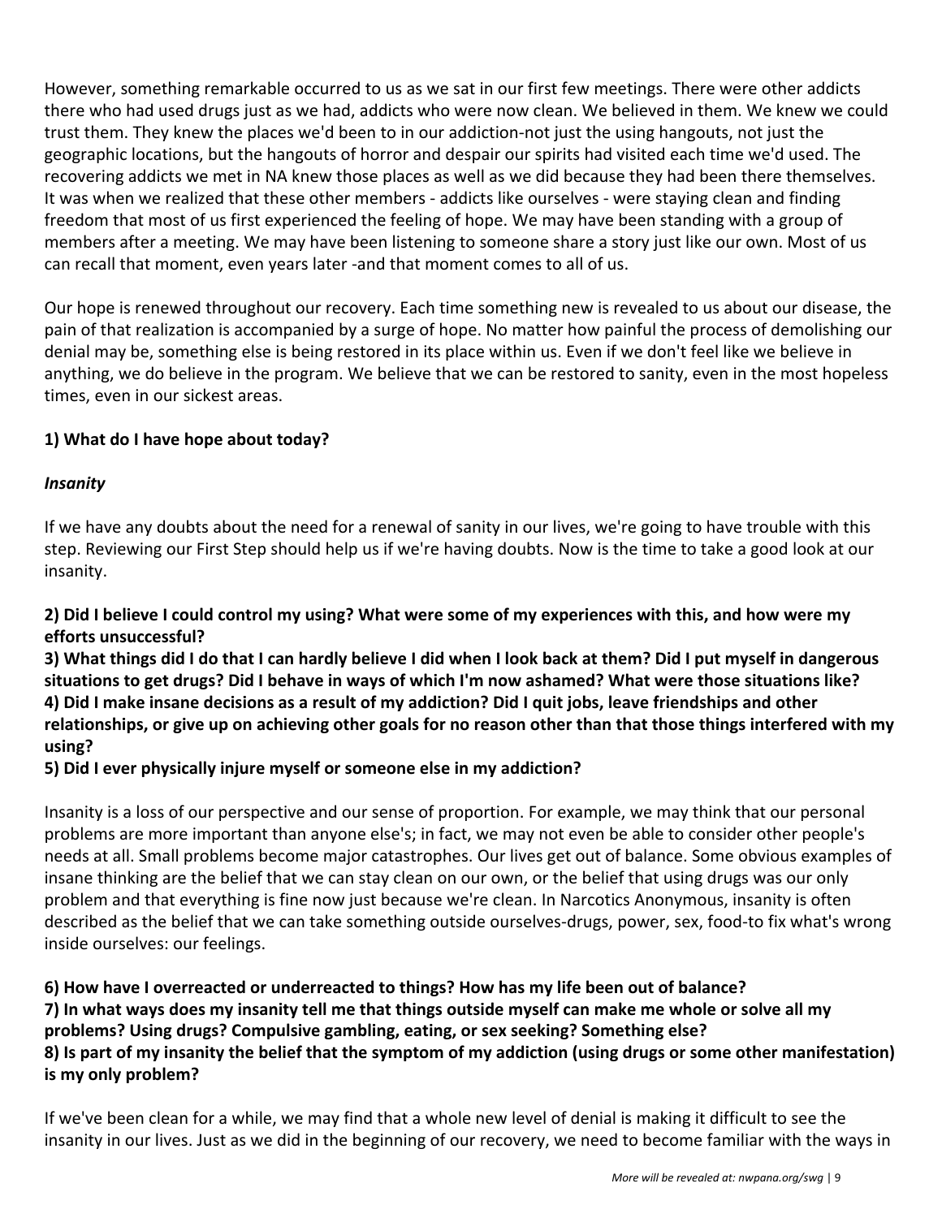However, something remarkable occurred to us as we sat in our first few meetings. There were other addicts there who had used drugs just as we had, addicts who were now clean. We believed in them. We knew we could trust them. They knew the places we'd been to in our addiction-not just the using hangouts, not just the geographic locations, but the hangouts of horror and despair our spirits had visited each time we'd used. The recovering addicts we met in NA knew those places as well as we did because they had been there themselves. It was when we realized that these other members - addicts like ourselves - were staying clean and finding freedom that most of us first experienced the feeling of hope. We may have been standing with a group of members after a meeting. We may have been listening to someone share a story just like our own. Most of us can recall that moment, even years later -and that moment comes to all of us.

Our hope is renewed throughout our recovery. Each time something new is revealed to us about our disease, the pain of that realization is accompanied by a surge of hope. No matter how painful the process of demolishing our denial may be, something else is being restored in its place within us. Even if we don't feel like we believe in anything, we do believe in the program. We believe that we can be restored to sanity, even in the most hopeless times, even in our sickest areas.

**1) What do I have hope about today?**

***Insanity***

If we have any doubts about the need for a renewal of sanity in our lives, we're going to have trouble with this step. Reviewing our First Step should help us if we're having doubts. Now is the time to take a good look at our insanity.

**2) Did I believe I could control my using? What were some of my experiences with this, and how were my efforts unsuccessful?**
**3) What things did I do that I can hardly believe I did when I look back at them? Did I put myself in dangerous situations to get drugs? Did I behave in ways of which I'm now ashamed? What were those situations like?**
**4) Did I make insane decisions as a result of my addiction? Did I quit jobs, leave friendships and other relationships, or give up on achieving other goals for no reason other than that those things interfered with my using?**
**5) Did I ever physically injure myself or someone else in my addiction?**

Insanity is a loss of our perspective and our sense of proportion. For example, we may think that our personal problems are more important than anyone else's; in fact, we may not even be able to consider other people's needs at all. Small problems become major catastrophes. Our lives get out of balance. Some obvious examples of insane thinking are the belief that we can stay clean on our own, or the belief that using drugs was our only problem and that everything is fine now just because we're clean. In Narcotics Anonymous, insanity is often described as the belief that we can take something outside ourselves-drugs, power, sex, food-to fix what's wrong inside ourselves: our feelings.

**6) How have I overreacted or underreacted to things? How has my life been out of balance?**
**7) In what ways does my insanity tell me that things outside myself can make me whole or solve all my problems? Using drugs? Compulsive gambling, eating, or sex seeking? Something else?**
**8) Is part of my insanity the belief that the symptom of my addiction (using drugs or some other manifestation) is my only problem?**

If we've been clean for a while, we may find that a whole new level of denial is making it difficult to see the insanity in our lives. Just as we did in the beginning of our recovery, we need to become familiar with the ways in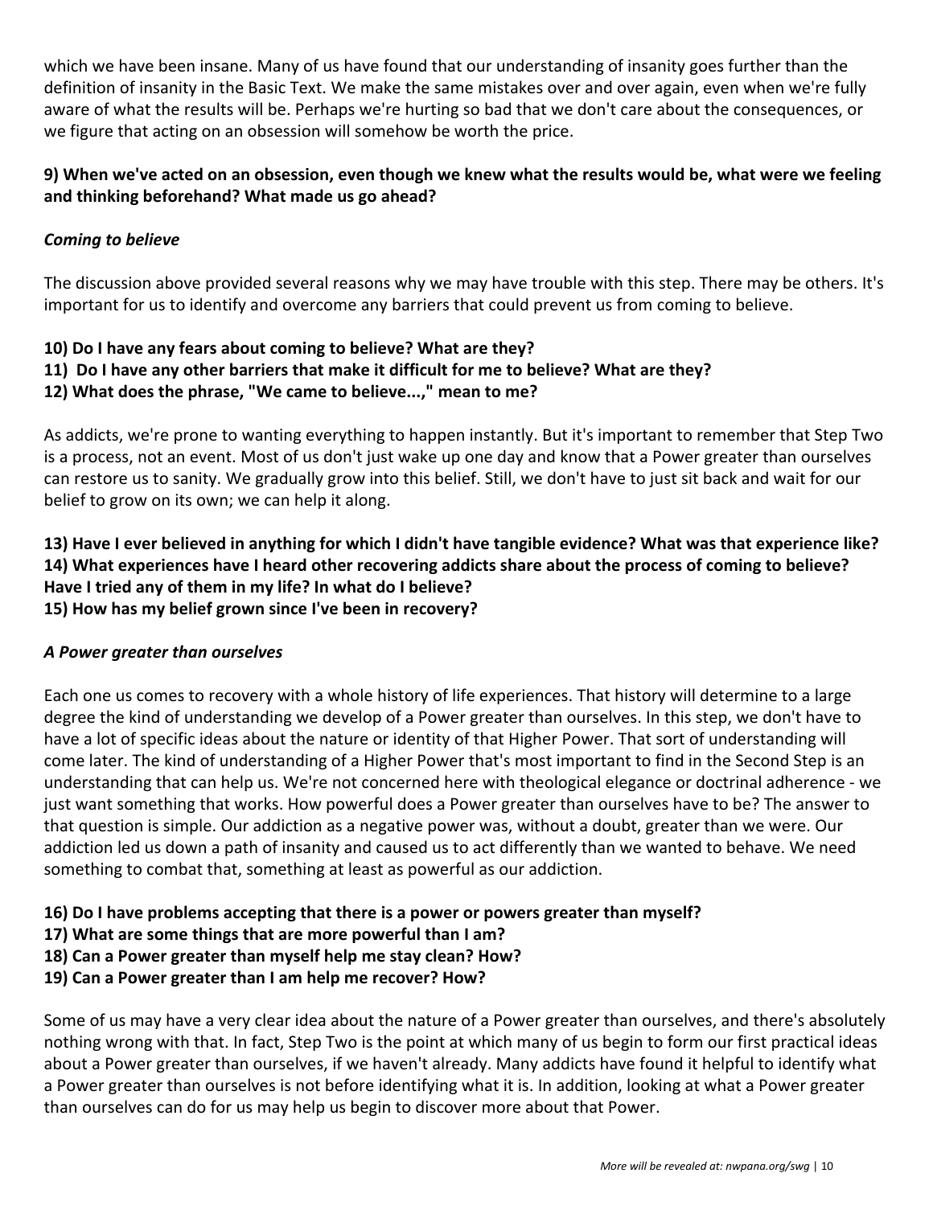which we have been insane. Many of us have found that our understanding of insanity goes further than the definition of insanity in the Basic Text. We make the same mistakes over and over again, even when we're fully aware of what the results will be. Perhaps we're hurting so bad that we don't care about the consequences, or we figure that acting on an obsession will somehow be worth the price.

**9) When we've acted on an obsession, even though we knew what the results would be, what were we feeling and thinking beforehand? What made us go ahead?**

***Coming to believe***

The discussion above provided several reasons why we may have trouble with this step. There may be others. It's important for us to identify and overcome any barriers that could prevent us from coming to believe.

**10) Do I have any fears about coming to believe? What are they?**
**11) Do I have any other barriers that make it difficult for me to believe? What are they?**
**12) What does the phrase, "We came to believe...," mean to me?**

As addicts, we're prone to wanting everything to happen instantly. But it's important to remember that Step Two is a process, not an event. Most of us don't just wake up one day and know that a Power greater than ourselves can restore us to sanity. We gradually grow into this belief. Still, we don't have to just sit back and wait for our belief to grow on its own; we can help it along.

**13) Have I ever believed in anything for which I didn't have tangible evidence? What was that experience like?**
**14) What experiences have I heard other recovering addicts share about the process of coming to believe? Have I tried any of them in my life? In what do I believe?**
**15) How has my belief grown since I've been in recovery?**

***A Power greater than ourselves***

Each one us comes to recovery with a whole history of life experiences. That history will determine to a large degree the kind of understanding we develop of a Power greater than ourselves. In this step, we don't have to have a lot of specific ideas about the nature or identity of that Higher Power. That sort of understanding will come later. The kind of understanding of a Higher Power that's most important to find in the Second Step is an understanding that can help us. We're not concerned here with theological elegance or doctrinal adherence - we just want something that works. How powerful does a Power greater than ourselves have to be? The answer to that question is simple. Our addiction as a negative power was, without a doubt, greater than we were. Our addiction led us down a path of insanity and caused us to act differently than we wanted to behave. We need something to combat that, something at least as powerful as our addiction.

**16) Do I have problems accepting that there is a power or powers greater than myself?**
**17) What are some things that are more powerful than I am?**
**18) Can a Power greater than myself help me stay clean? How?**
**19) Can a Power greater than I am help me recover? How?**

Some of us may have a very clear idea about the nature of a Power greater than ourselves, and there's absolutely nothing wrong with that. In fact, Step Two is the point at which many of us begin to form our first practical ideas about a Power greater than ourselves, if we haven't already. Many addicts have found it helpful to identify what a Power greater than ourselves is not before identifying what it is. In addition, looking at what a Power greater than ourselves can do for us may help us begin to discover more about that Power.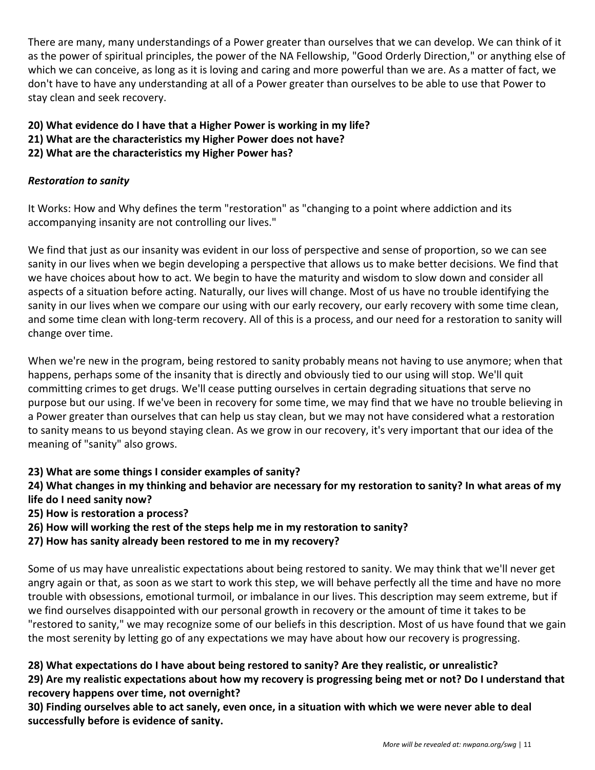There are many, many understandings of a Power greater than ourselves that we can develop. We can think of it as the power of spiritual principles, the power of the NA Fellowship, "Good Orderly Direction," or anything else of which we can conceive, as long as it is loving and caring and more powerful than we are. As a matter of fact, we don't have to have any understanding at all of a Power greater than ourselves to be able to use that Power to stay clean and seek recovery.

**20) What evidence do I have that a Higher Power is working in my life?**
**21) What are the characteristics my Higher Power does not have?**
**22) What are the characteristics my Higher Power has?**

***Restoration to sanity***

It Works: How and Why defines the term "restoration" as "changing to a point where addiction and its accompanying insanity are not controlling our lives."

We find that just as our insanity was evident in our loss of perspective and sense of proportion, so we can see sanity in our lives when we begin developing a perspective that allows us to make better decisions. We find that we have choices about how to act. We begin to have the maturity and wisdom to slow down and consider all aspects of a situation before acting. Naturally, our lives will change. Most of us have no trouble identifying the sanity in our lives when we compare our using with our early recovery, our early recovery with some time clean, and some time clean with long-term recovery. All of this is a process, and our need for a restoration to sanity will change over time.

When we're new in the program, being restored to sanity probably means not having to use anymore; when that happens, perhaps some of the insanity that is directly and obviously tied to our using will stop. We'll quit committing crimes to get drugs. We'll cease putting ourselves in certain degrading situations that serve no purpose but our using. If we've been in recovery for some time, we may find that we have no trouble believing in a Power greater than ourselves that can help us stay clean, but we may not have considered what a restoration to sanity means to us beyond staying clean. As we grow in our recovery, it's very important that our idea of the meaning of "sanity" also grows.

**23) What are some things I consider examples of sanity?**
**24) What changes in my thinking and behavior are necessary for my restoration to sanity? In what areas of my life do I need sanity now?**
**25) How is restoration a process?**
**26) How will working the rest of the steps help me in my restoration to sanity?**
**27) How has sanity already been restored to me in my recovery?**

Some of us may have unrealistic expectations about being restored to sanity. We may think that we'll never get angry again or that, as soon as we start to work this step, we will behave perfectly all the time and have no more trouble with obsessions, emotional turmoil, or imbalance in our lives. This description may seem extreme, but if we find ourselves disappointed with our personal growth in recovery or the amount of time it takes to be "restored to sanity," we may recognize some of our beliefs in this description. Most of us have found that we gain the most serenity by letting go of any expectations we may have about how our recovery is progressing.

**28) What expectations do I have about being restored to sanity? Are they realistic, or unrealistic?**
**29) Are my realistic expectations about how my recovery is progressing being met or not? Do I understand that recovery happens over time, not overnight?**
**30) Finding ourselves able to act sanely, even once, in a situation with which we were never able to deal successfully before is evidence of sanity.**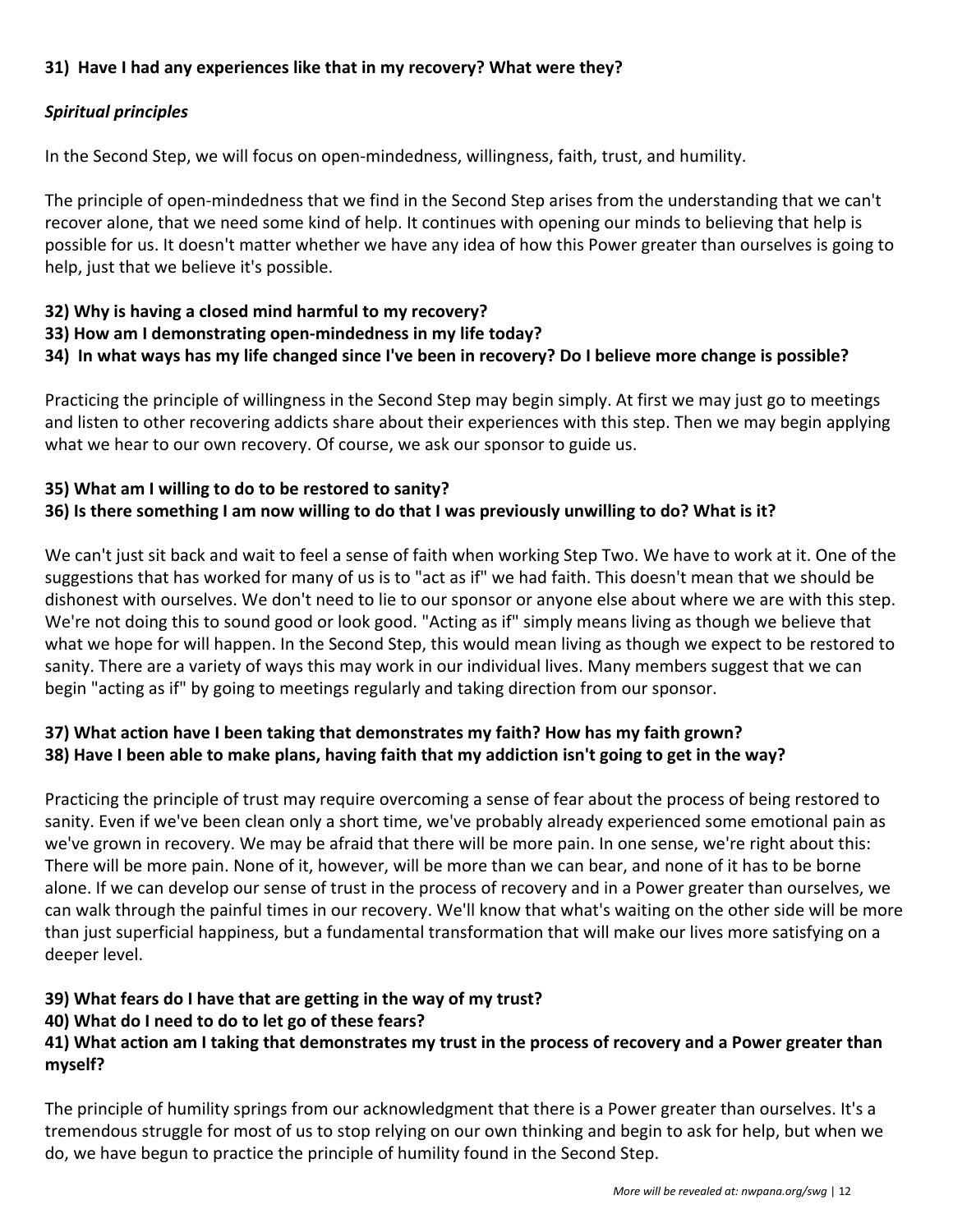**31) Have I had any experiences like that in my recovery? What were they?**

***Spiritual principles***

In the Second Step, we will focus on open-mindedness, willingness, faith, trust, and humility.

The principle of open-mindedness that we find in the Second Step arises from the understanding that we can't recover alone, that we need some kind of help. It continues with opening our minds to believing that help is possible for us. It doesn't matter whether we have any idea of how this Power greater than ourselves is going to help, just that we believe it's possible.

**32) Why is having a closed mind harmful to my recovery?**
**33) How am I demonstrating open-mindedness in my life today?**
**34) In what ways has my life changed since I've been in recovery? Do I believe more change is possible?**

Practicing the principle of willingness in the Second Step may begin simply. At first we may just go to meetings and listen to other recovering addicts share about their experiences with this step. Then we may begin applying what we hear to our own recovery. Of course, we ask our sponsor to guide us.

**35) What am I willing to do to be restored to sanity?**
**36) Is there something I am now willing to do that I was previously unwilling to do? What is it?**

We can't just sit back and wait to feel a sense of faith when working Step Two. We have to work at it. One of the suggestions that has worked for many of us is to "act as if" we had faith. This doesn't mean that we should be dishonest with ourselves. We don't need to lie to our sponsor or anyone else about where we are with this step. We're not doing this to sound good or look good. "Acting as if" simply means living as though we believe that what we hope for will happen. In the Second Step, this would mean living as though we expect to be restored to sanity. There are a variety of ways this may work in our individual lives. Many members suggest that we can begin "acting as if" by going to meetings regularly and taking direction from our sponsor.

**37) What action have I been taking that demonstrates my faith? How has my faith grown?**
**38) Have I been able to make plans, having faith that my addiction isn't going to get in the way?**

Practicing the principle of trust may require overcoming a sense of fear about the process of being restored to sanity. Even if we've been clean only a short time, we've probably already experienced some emotional pain as we've grown in recovery. We may be afraid that there will be more pain. In one sense, we're right about this: There will be more pain. None of it, however, will be more than we can bear, and none of it has to be borne alone. If we can develop our sense of trust in the process of recovery and in a Power greater than ourselves, we can walk through the painful times in our recovery. We'll know that what's waiting on the other side will be more than just superficial happiness, but a fundamental transformation that will make our lives more satisfying on a deeper level.

**39) What fears do I have that are getting in the way of my trust?**
**40) What do I need to do to let go of these fears?**
**41) What action am I taking that demonstrates my trust in the process of recovery and a Power greater than myself?**

The principle of humility springs from our acknowledgment that there is a Power greater than ourselves. It's a tremendous struggle for most of us to stop relying on our own thinking and begin to ask for help, but when we do, we have begun to practice the principle of humility found in the Second Step.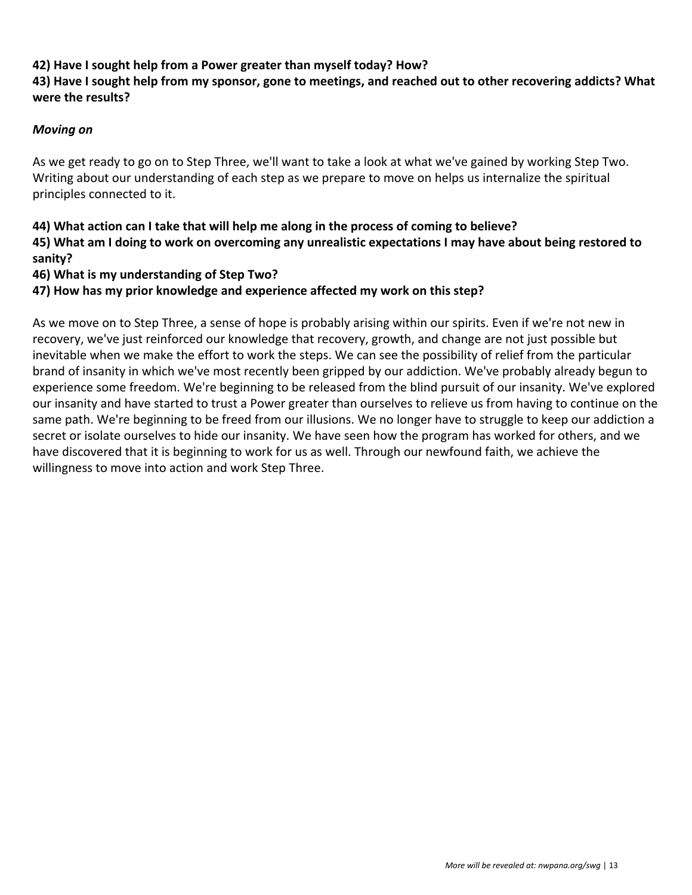**42) Have I sought help from a Power greater than myself today? How?**
**43) Have I sought help from my sponsor, gone to meetings, and reached out to other recovering addicts? What were the results?**

***Moving on***

As we get ready to go on to Step Three, we'll want to take a look at what we've gained by working Step Two. Writing about our understanding of each step as we prepare to move on helps us internalize the spiritual principles connected to it.

**44) What action can I take that will help me along in the process of coming to believe?**
**45) What am I doing to work on overcoming any unrealistic expectations I may have about being restored to sanity?**
**46) What is my understanding of Step Two?**
**47) How has my prior knowledge and experience affected my work on this step?**

As we move on to Step Three, a sense of hope is probably arising within our spirits. Even if we're not new in recovery, we've just reinforced our knowledge that recovery, growth, and change are not just possible but inevitable when we make the effort to work the steps. We can see the possibility of relief from the particular brand of insanity in which we've most recently been gripped by our addiction. We've probably already begun to experience some freedom. We're beginning to be released from the blind pursuit of our insanity. We've explored our insanity and have started to trust a Power greater than ourselves to relieve us from having to continue on the same path. We're beginning to be freed from our illusions. We no longer have to struggle to keep our addiction a secret or isolate ourselves to hide our insanity. We have seen how the program has worked for others, and we have discovered that it is beginning to work for us as well. Through our newfound faith, we achieve the willingness to move into action and work Step Three.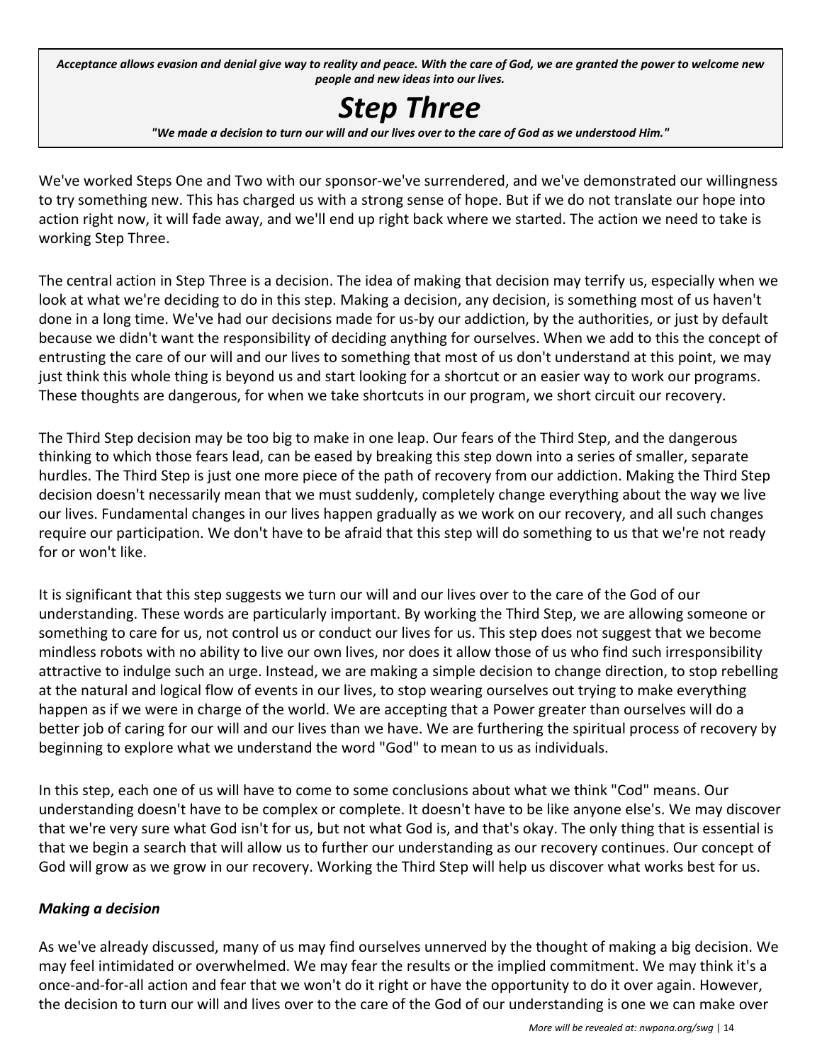*Acceptance allows evasion and denial give way to reality and peace. With the care of God, we are granted the power to welcome new people and new ideas into our lives.*

# *Step Three*

*"We made a decision to turn our will and our lives over to the care of God as we understood Him."*

We've worked Steps One and Two with our sponsor-we've surrendered, and we've demonstrated our willingness to try something new. This has charged us with a strong sense of hope. But if we do not translate our hope into action right now, it will fade away, and we'll end up right back where we started. The action we need to take is working Step Three.

The central action in Step Three is a decision. The idea of making that decision may terrify us, especially when we look at what we're deciding to do in this step. Making a decision, any decision, is something most of us haven't done in a long time. We've had our decisions made for us-by our addiction, by the authorities, or just by default because we didn't want the responsibility of deciding anything for ourselves. When we add to this the concept of entrusting the care of our will and our lives to something that most of us don't understand at this point, we may just think this whole thing is beyond us and start looking for a shortcut or an easier way to work our programs. These thoughts are dangerous, for when we take shortcuts in our program, we short circuit our recovery.

The Third Step decision may be too big to make in one leap. Our fears of the Third Step, and the dangerous thinking to which those fears lead, can be eased by breaking this step down into a series of smaller, separate hurdles. The Third Step is just one more piece of the path of recovery from our addiction. Making the Third Step decision doesn't necessarily mean that we must suddenly, completely change everything about the way we live our lives. Fundamental changes in our lives happen gradually as we work on our recovery, and all such changes require our participation. We don't have to be afraid that this step will do something to us that we're not ready for or won't like.

It is significant that this step suggests we turn our will and our lives over to the care of the God of our understanding. These words are particularly important. By working the Third Step, we are allowing someone or something to care for us, not control us or conduct our lives for us. This step does not suggest that we become mindless robots with no ability to live our own lives, nor does it allow those of us who find such irresponsibility attractive to indulge such an urge. Instead, we are making a simple decision to change direction, to stop rebelling at the natural and logical flow of events in our lives, to stop wearing ourselves out trying to make everything happen as if we were in charge of the world. We are accepting that a Power greater than ourselves will do a better job of caring for our will and our lives than we have. We are furthering the spiritual process of recovery by beginning to explore what we understand the word "God" to mean to us as individuals.

In this step, each one of us will have to come to some conclusions about what we think "Cod" means. Our understanding doesn't have to be complex or complete. It doesn't have to be like anyone else's. We may discover that we're very sure what God isn't for us, but not what God is, and that's okay. The only thing that is essential is that we begin a search that will allow us to further our understanding as our recovery continues. Our concept of God will grow as we grow in our recovery. Working the Third Step will help us discover what works best for us.

### *Making a decision*

As we've already discussed, many of us may find ourselves unnerved by the thought of making a big decision. We may feel intimidated or overwhelmed. We may fear the results or the implied commitment. We may think it's a once-and-for-all action and fear that we won't do it right or have the opportunity to do it over again. However, the decision to turn our will and lives over to the care of the God of our understanding is one we can make over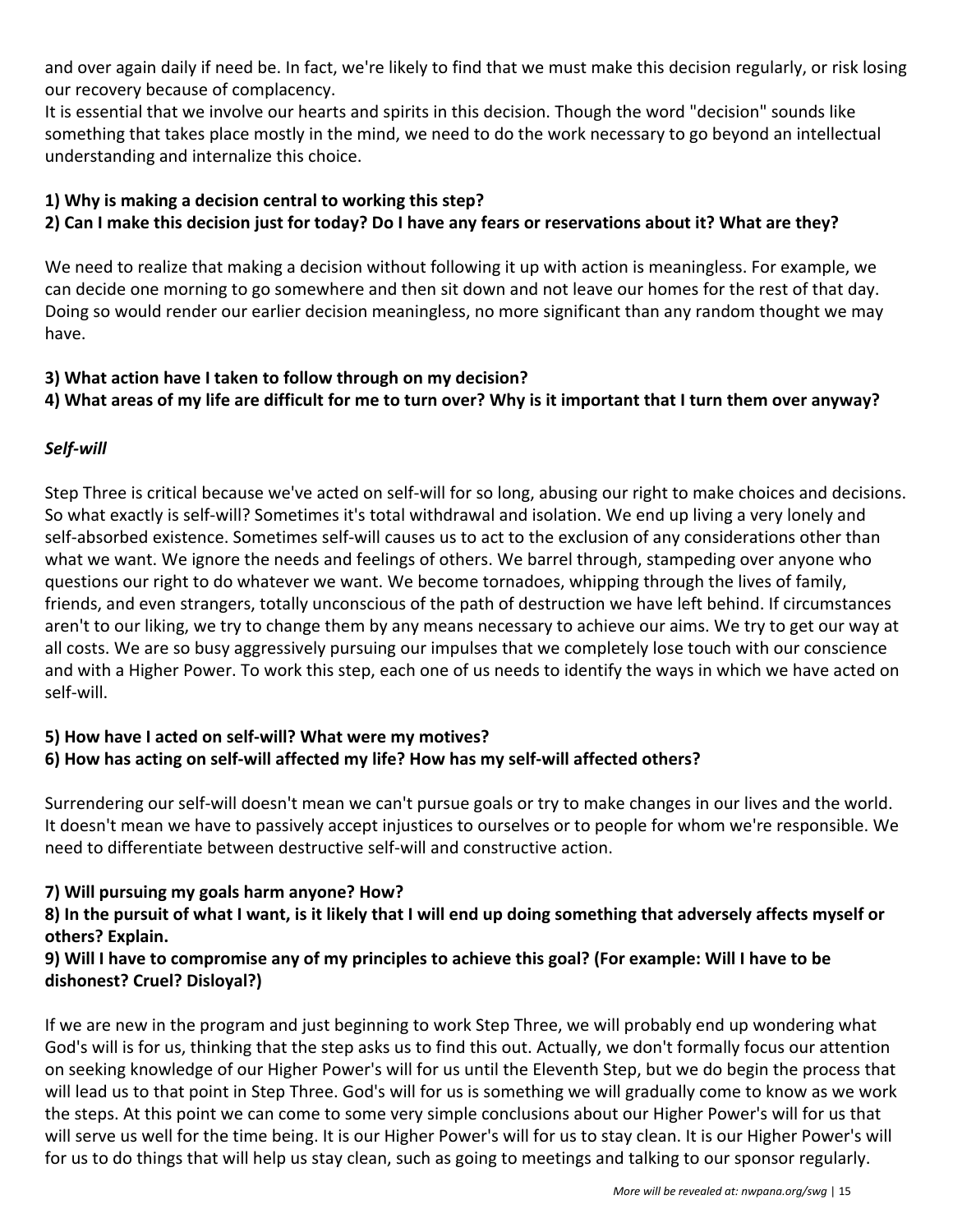and over again daily if need be. In fact, we're likely to find that we must make this decision regularly, or risk losing our recovery because of complacency.

It is essential that we involve our hearts and spirits in this decision. Though the word "decision" sounds like something that takes place mostly in the mind, we need to do the work necessary to go beyond an intellectual understanding and internalize this choice.

**1) Why is making a decision central to working this step?**

**2) Can I make this decision just for today? Do I have any fears or reservations about it? What are they?**

We need to realize that making a decision without following it up with action is meaningless. For example, we can decide one morning to go somewhere and then sit down and not leave our homes for the rest of that day. Doing so would render our earlier decision meaningless, no more significant than any random thought we may have.

**3) What action have I taken to follow through on my decision?**

**4) What areas of my life are difficult for me to turn over? Why is it important that I turn them over anyway?**

***Self-will***

Step Three is critical because we've acted on self-will for so long, abusing our right to make choices and decisions. So what exactly is self-will? Sometimes it's total withdrawal and isolation. We end up living a very lonely and self-absorbed existence. Sometimes self-will causes us to act to the exclusion of any considerations other than what we want. We ignore the needs and feelings of others. We barrel through, stampeding over anyone who questions our right to do whatever we want. We become tornadoes, whipping through the lives of family, friends, and even strangers, totally unconscious of the path of destruction we have left behind. If circumstances aren't to our liking, we try to change them by any means necessary to achieve our aims. We try to get our way at all costs. We are so busy aggressively pursuing our impulses that we completely lose touch with our conscience and with a Higher Power. To work this step, each one of us needs to identify the ways in which we have acted on self-will.

**5) How have I acted on self-will? What were my motives?**

**6) How has acting on self-will affected my life? How has my self-will affected others?**

Surrendering our self-will doesn't mean we can't pursue goals or try to make changes in our lives and the world. It doesn't mean we have to passively accept injustices to ourselves or to people for whom we're responsible. We need to differentiate between destructive self-will and constructive action.

**7) Will pursuing my goals harm anyone? How?**

**8) In the pursuit of what I want, is it likely that I will end up doing something that adversely affects myself or others? Explain.**

**9) Will I have to compromise any of my principles to achieve this goal? (For example: Will I have to be dishonest? Cruel? Disloyal?)**

If we are new in the program and just beginning to work Step Three, we will probably end up wondering what God's will is for us, thinking that the step asks us to find this out. Actually, we don't formally focus our attention on seeking knowledge of our Higher Power's will for us until the Eleventh Step, but we do begin the process that will lead us to that point in Step Three. God's will for us is something we will gradually come to know as we work the steps. At this point we can come to some very simple conclusions about our Higher Power's will for us that will serve us well for the time being. It is our Higher Power's will for us to stay clean. It is our Higher Power's will for us to do things that will help us stay clean, such as going to meetings and talking to our sponsor regularly.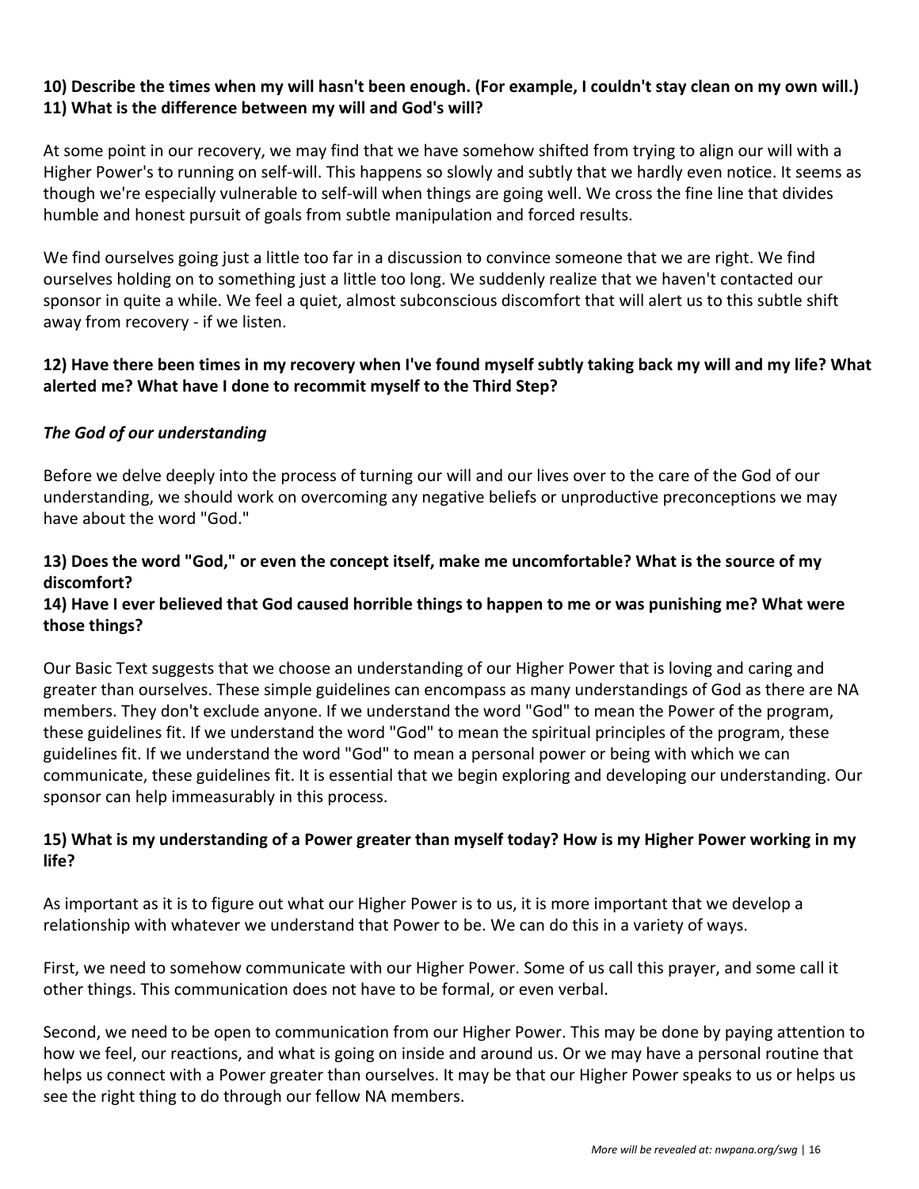**10) Describe the times when my will hasn't been enough. (For example, I couldn't stay clean on my own will.)**
**11) What is the difference between my will and God's will?**

At some point in our recovery, we may find that we have somehow shifted from trying to align our will with a Higher Power's to running on self-will. This happens so slowly and subtly that we hardly even notice. It seems as though we're especially vulnerable to self-will when things are going well. We cross the fine line that divides humble and honest pursuit of goals from subtle manipulation and forced results.

We find ourselves going just a little too far in a discussion to convince someone that we are right. We find ourselves holding on to something just a little too long. We suddenly realize that we haven't contacted our sponsor in quite a while. We feel a quiet, almost subconscious discomfort that will alert us to this subtle shift away from recovery - if we listen.

**12) Have there been times in my recovery when I've found myself subtly taking back my will and my life? What alerted me? What have I done to recommit myself to the Third Step?**

***The God of our understanding***

Before we delve deeply into the process of turning our will and our lives over to the care of the God of our understanding, we should work on overcoming any negative beliefs or unproductive preconceptions we may have about the word "God."

**13) Does the word "God," or even the concept itself, make me uncomfortable? What is the source of my discomfort?**
**14) Have I ever believed that God caused horrible things to happen to me or was punishing me? What were those things?**

Our Basic Text suggests that we choose an understanding of our Higher Power that is loving and caring and greater than ourselves. These simple guidelines can encompass as many understandings of God as there are NA members. They don't exclude anyone. If we understand the word "God" to mean the Power of the program, these guidelines fit. If we understand the word "God" to mean the spiritual principles of the program, these guidelines fit. If we understand the word "God" to mean a personal power or being with which we can communicate, these guidelines fit. It is essential that we begin exploring and developing our understanding. Our sponsor can help immeasurably in this process.

**15) What is my understanding of a Power greater than myself today? How is my Higher Power working in my life?**

As important as it is to figure out what our Higher Power is to us, it is more important that we develop a relationship with whatever we understand that Power to be. We can do this in a variety of ways.

First, we need to somehow communicate with our Higher Power. Some of us call this prayer, and some call it other things. This communication does not have to be formal, or even verbal.

Second, we need to be open to communication from our Higher Power. This may be done by paying attention to how we feel, our reactions, and what is going on inside and around us. Or we may have a personal routine that helps us connect with a Power greater than ourselves. It may be that our Higher Power speaks to us or helps us see the right thing to do through our fellow NA members.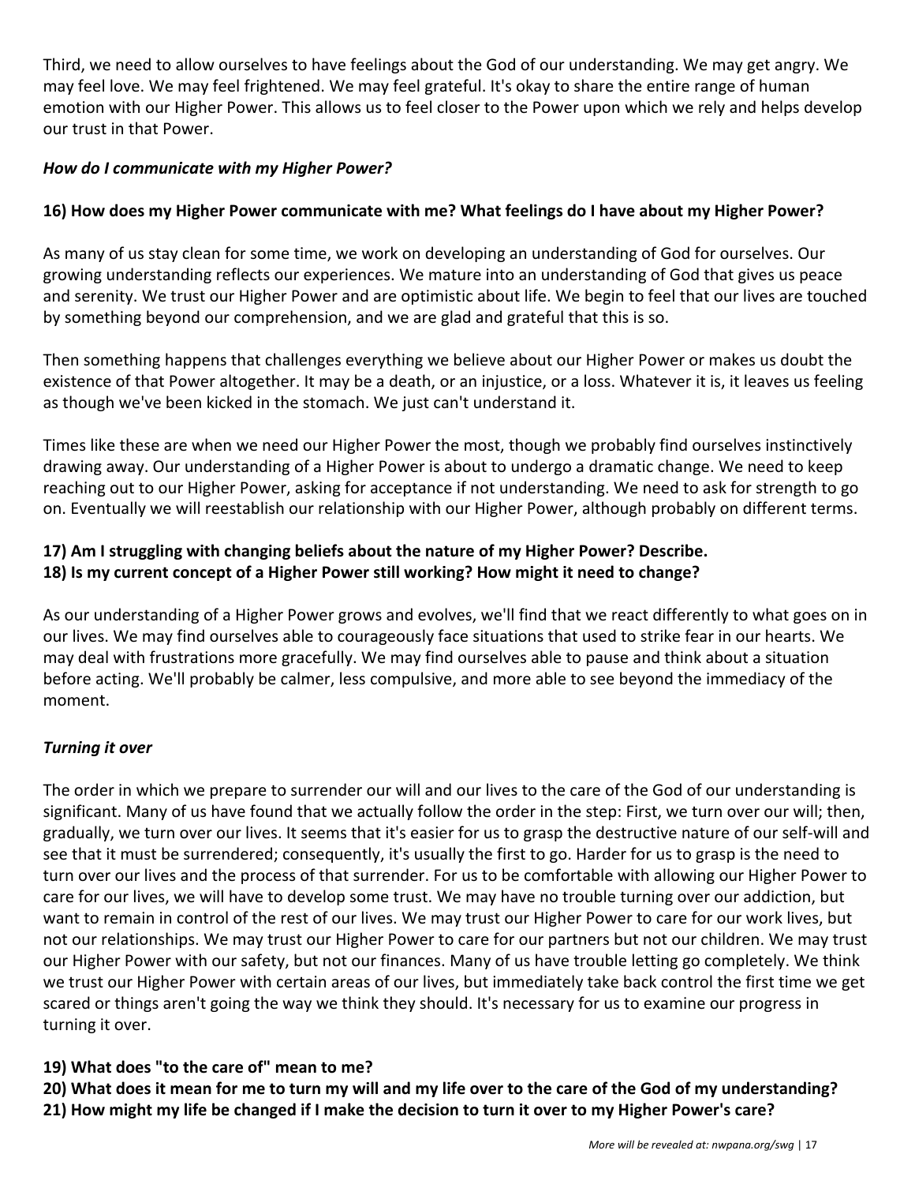Third, we need to allow ourselves to have feelings about the God of our understanding. We may get angry. We may feel love. We may feel frightened. We may feel grateful. It's okay to share the entire range of human emotion with our Higher Power. This allows us to feel closer to the Power upon which we rely and helps develop our trust in that Power.

***How do I communicate with my Higher Power?***

**16) How does my Higher Power communicate with me? What feelings do I have about my Higher Power?**

As many of us stay clean for some time, we work on developing an understanding of God for ourselves. Our growing understanding reflects our experiences. We mature into an understanding of God that gives us peace and serenity. We trust our Higher Power and are optimistic about life. We begin to feel that our lives are touched by something beyond our comprehension, and we are glad and grateful that this is so.

Then something happens that challenges everything we believe about our Higher Power or makes us doubt the existence of that Power altogether. It may be a death, or an injustice, or a loss. Whatever it is, it leaves us feeling as though we've been kicked in the stomach. We just can't understand it.

Times like these are when we need our Higher Power the most, though we probably find ourselves instinctively drawing away. Our understanding of a Higher Power is about to undergo a dramatic change. We need to keep reaching out to our Higher Power, asking for acceptance if not understanding. We need to ask for strength to go on. Eventually we will reestablish our relationship with our Higher Power, although probably on different terms.

**17) Am I struggling with changing beliefs about the nature of my Higher Power? Describe.**
**18) Is my current concept of a Higher Power still working? How might it need to change?**

As our understanding of a Higher Power grows and evolves, we'll find that we react differently to what goes on in our lives. We may find ourselves able to courageously face situations that used to strike fear in our hearts. We may deal with frustrations more gracefully. We may find ourselves able to pause and think about a situation before acting. We'll probably be calmer, less compulsive, and more able to see beyond the immediacy of the moment.

***Turning it over***

The order in which we prepare to surrender our will and our lives to the care of the God of our understanding is significant. Many of us have found that we actually follow the order in the step: First, we turn over our will; then, gradually, we turn over our lives. It seems that it's easier for us to grasp the destructive nature of our self-will and see that it must be surrendered; consequently, it's usually the first to go. Harder for us to grasp is the need to turn over our lives and the process of that surrender. For us to be comfortable with allowing our Higher Power to care for our lives, we will have to develop some trust. We may have no trouble turning over our addiction, but want to remain in control of the rest of our lives. We may trust our Higher Power to care for our work lives, but not our relationships. We may trust our Higher Power to care for our partners but not our children. We may trust our Higher Power with our safety, but not our finances. Many of us have trouble letting go completely. We think we trust our Higher Power with certain areas of our lives, but immediately take back control the first time we get scared or things aren't going the way we think they should. It's necessary for us to examine our progress in turning it over.

**19) What does "to the care of" mean to me?**
**20) What does it mean for me to turn my will and my life over to the care of the God of my understanding?**
**21) How might my life be changed if I make the decision to turn it over to my Higher Power's care?**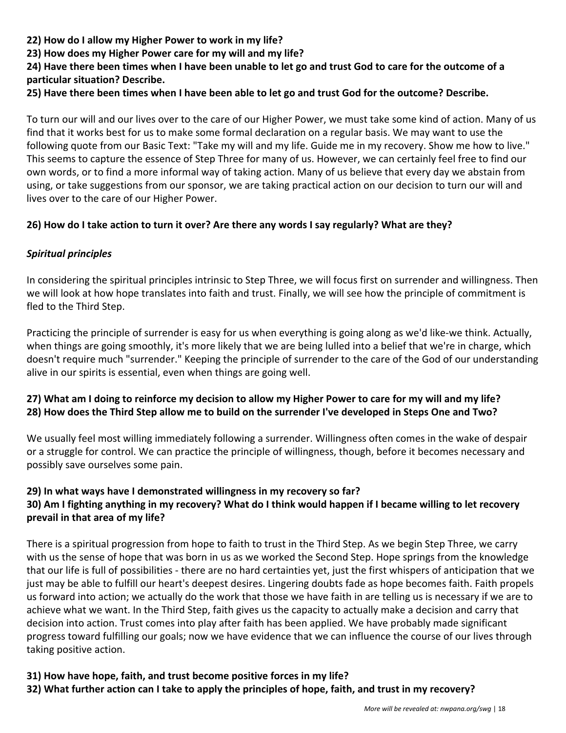**22) How do I allow my Higher Power to work in my life?**
**23) How does my Higher Power care for my will and my life?**
**24) Have there been times when I have been unable to let go and trust God to care for the outcome of a particular situation? Describe.**
**25) Have there been times when I have been able to let go and trust God for the outcome? Describe.**

To turn our will and our lives over to the care of our Higher Power, we must take some kind of action. Many of us find that it works best for us to make some formal declaration on a regular basis. We may want to use the following quote from our Basic Text: "Take my will and my life. Guide me in my recovery. Show me how to live." This seems to capture the essence of Step Three for many of us. However, we can certainly feel free to find our own words, or to find a more informal way of taking action. Many of us believe that every day we abstain from using, or take suggestions from our sponsor, we are taking practical action on our decision to turn our will and lives over to the care of our Higher Power.

**26) How do I take action to turn it over? Are there any words I say regularly? What are they?**

***Spiritual principles***

In considering the spiritual principles intrinsic to Step Three, we will focus first on surrender and willingness. Then we will look at how hope translates into faith and trust. Finally, we will see how the principle of commitment is fled to the Third Step.

Practicing the principle of surrender is easy for us when everything is going along as we'd like-we think. Actually, when things are going smoothly, it's more likely that we are being lulled into a belief that we're in charge, which doesn't require much "surrender." Keeping the principle of surrender to the care of the God of our understanding alive in our spirits is essential, even when things are going well.

**27) What am I doing to reinforce my decision to allow my Higher Power to care for my will and my life?**
**28) How does the Third Step allow me to build on the surrender I've developed in Steps One and Two?**

We usually feel most willing immediately following a surrender. Willingness often comes in the wake of despair or a struggle for control. We can practice the principle of willingness, though, before it becomes necessary and possibly save ourselves some pain.

**29) In what ways have I demonstrated willingness in my recovery so far?**
**30) Am I fighting anything in my recovery? What do I think would happen if I became willing to let recovery prevail in that area of my life?**

There is a spiritual progression from hope to faith to trust in the Third Step. As we begin Step Three, we carry with us the sense of hope that was born in us as we worked the Second Step. Hope springs from the knowledge that our life is full of possibilities - there are no hard certainties yet, just the first whispers of anticipation that we just may be able to fulfill our heart's deepest desires. Lingering doubts fade as hope becomes faith. Faith propels us forward into action; we actually do the work that those we have faith in are telling us is necessary if we are to achieve what we want. In the Third Step, faith gives us the capacity to actually make a decision and carry that decision into action. Trust comes into play after faith has been applied. We have probably made significant progress toward fulfilling our goals; now we have evidence that we can influence the course of our lives through taking positive action.

**31) How have hope, faith, and trust become positive forces in my life?**
**32) What further action can I take to apply the principles of hope, faith, and trust in my recovery?**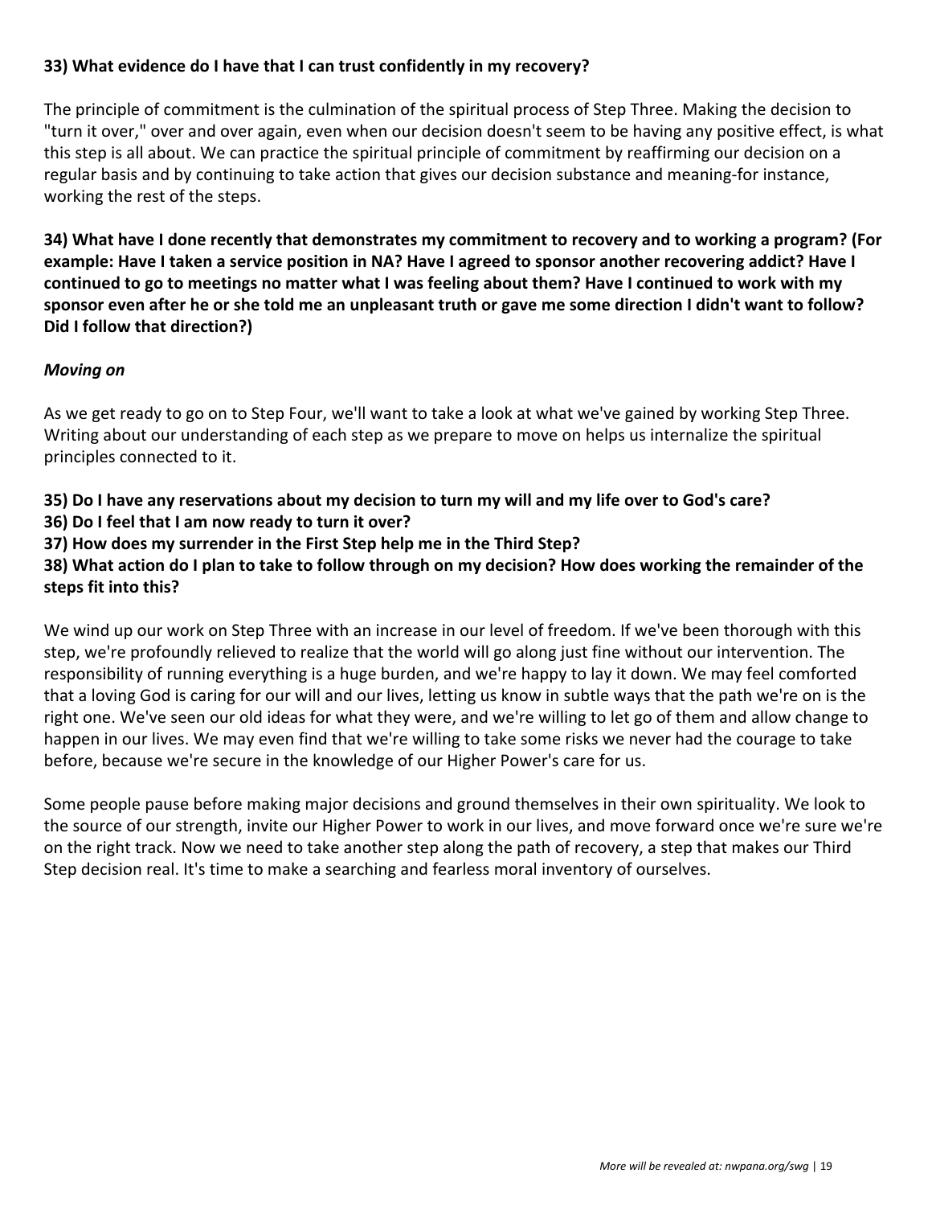**33) What evidence do I have that I can trust confidently in my recovery?**

The principle of commitment is the culmination of the spiritual process of Step Three. Making the decision to "turn it over," over and over again, even when our decision doesn't seem to be having any positive effect, is what this step is all about. We can practice the spiritual principle of commitment by reaffirming our decision on a regular basis and by continuing to take action that gives our decision substance and meaning-for instance, working the rest of the steps.

**34) What have I done recently that demonstrates my commitment to recovery and to working a program? (For example: Have I taken a service position in NA? Have I agreed to sponsor another recovering addict? Have I continued to go to meetings no matter what I was feeling about them? Have I continued to work with my sponsor even after he or she told me an unpleasant truth or gave me some direction I didn't want to follow? Did I follow that direction?)**

***Moving on***

As we get ready to go on to Step Four, we'll want to take a look at what we've gained by working Step Three. Writing about our understanding of each step as we prepare to move on helps us internalize the spiritual principles connected to it.

**35) Do I have any reservations about my decision to turn my will and my life over to God's care?**
**36) Do I feel that I am now ready to turn it over?**
**37) How does my surrender in the First Step help me in the Third Step?**
**38) What action do I plan to take to follow through on my decision? How does working the remainder of the steps fit into this?**

We wind up our work on Step Three with an increase in our level of freedom. If we've been thorough with this step, we're profoundly relieved to realize that the world will go along just fine without our intervention. The responsibility of running everything is a huge burden, and we're happy to lay it down. We may feel comforted that a loving God is caring for our will and our lives, letting us know in subtle ways that the path we're on is the right one. We've seen our old ideas for what they were, and we're willing to let go of them and allow change to happen in our lives. We may even find that we're willing to take some risks we never had the courage to take before, because we're secure in the knowledge of our Higher Power's care for us.

Some people pause before making major decisions and ground themselves in their own spirituality. We look to the source of our strength, invite our Higher Power to work in our lives, and move forward once we're sure we're on the right track. Now we need to take another step along the path of recovery, a step that makes our Third Step decision real. It's time to make a searching and fearless moral inventory of ourselves.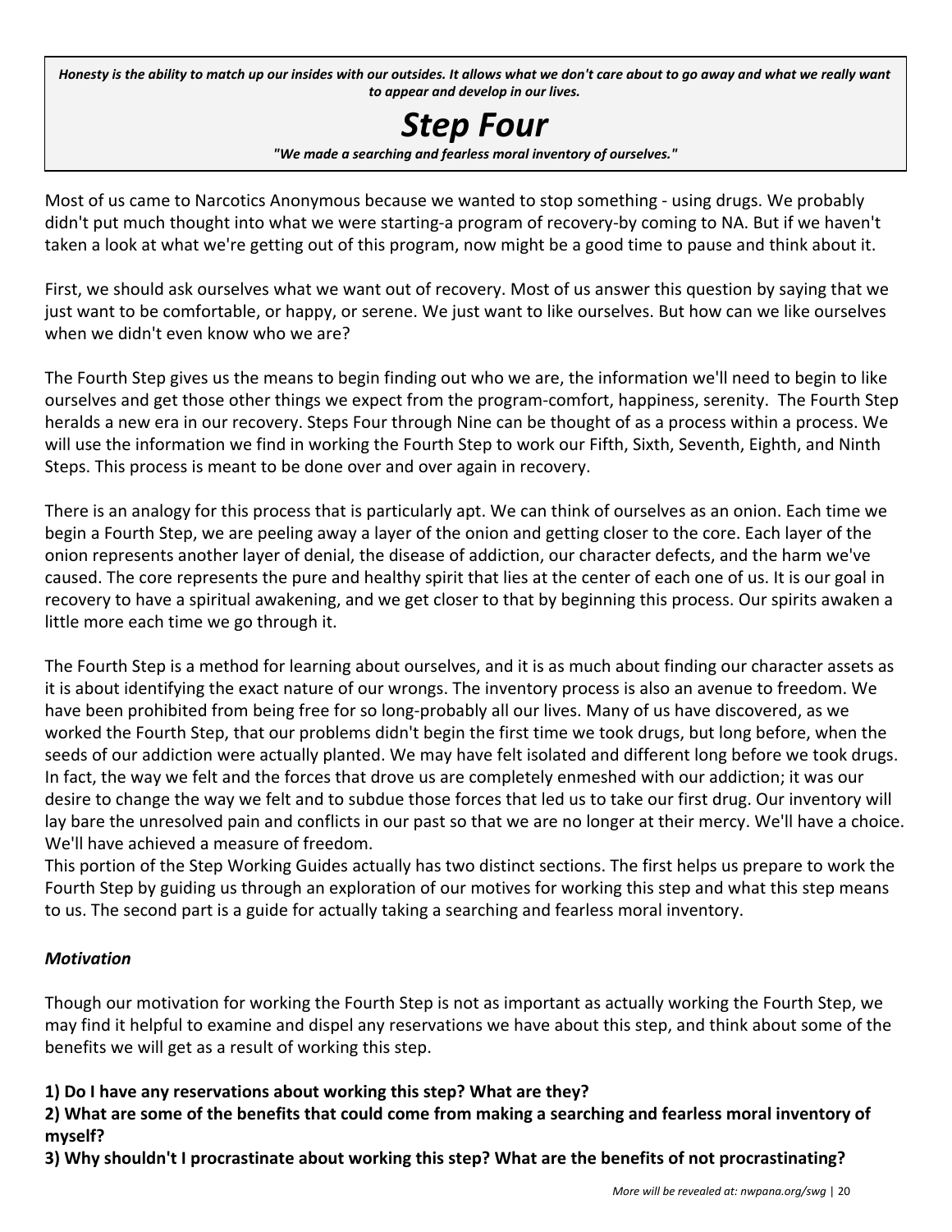***Honesty is the ability to match up our insides with our outsides. It allows what we don't care about to go away and what we really want to appear and develop in our lives.***

# *Step Four*

***"We made a searching and fearless moral inventory of ourselves."***

Most of us came to Narcotics Anonymous because we wanted to stop something - using drugs. We probably didn't put much thought into what we were starting-a program of recovery-by coming to NA. But if we haven't taken a look at what we're getting out of this program, now might be a good time to pause and think about it.

First, we should ask ourselves what we want out of recovery. Most of us answer this question by saying that we just want to be comfortable, or happy, or serene. We just want to like ourselves. But how can we like ourselves when we didn't even know who we are?

The Fourth Step gives us the means to begin finding out who we are, the information we'll need to begin to like ourselves and get those other things we expect from the program-comfort, happiness, serenity. The Fourth Step heralds a new era in our recovery. Steps Four through Nine can be thought of as a process within a process. We will use the information we find in working the Fourth Step to work our Fifth, Sixth, Seventh, Eighth, and Ninth Steps. This process is meant to be done over and over again in recovery.

There is an analogy for this process that is particularly apt. We can think of ourselves as an onion. Each time we begin a Fourth Step, we are peeling away a layer of the onion and getting closer to the core. Each layer of the onion represents another layer of denial, the disease of addiction, our character defects, and the harm we've caused. The core represents the pure and healthy spirit that lies at the center of each one of us. It is our goal in recovery to have a spiritual awakening, and we get closer to that by beginning this process. Our spirits awaken a little more each time we go through it.

The Fourth Step is a method for learning about ourselves, and it is as much about finding our character assets as it is about identifying the exact nature of our wrongs. The inventory process is also an avenue to freedom. We have been prohibited from being free for so long-probably all our lives. Many of us have discovered, as we worked the Fourth Step, that our problems didn't begin the first time we took drugs, but long before, when the seeds of our addiction were actually planted. We may have felt isolated and different long before we took drugs. In fact, the way we felt and the forces that drove us are completely enmeshed with our addiction; it was our desire to change the way we felt and to subdue those forces that led us to take our first drug. Our inventory will lay bare the unresolved pain and conflicts in our past so that we are no longer at their mercy. We'll have a choice. We'll have achieved a measure of freedom.

This portion of the Step Working Guides actually has two distinct sections. The first helps us prepare to work the Fourth Step by guiding us through an exploration of our motives for working this step and what this step means to us. The second part is a guide for actually taking a searching and fearless moral inventory.

### *Motivation*

Though our motivation for working the Fourth Step is not as important as actually working the Fourth Step, we may find it helpful to examine and dispel any reservations we have about this step, and think about some of the benefits we will get as a result of working this step.

**1) Do I have any reservations about working this step? What are they?**

**2) What are some of the benefits that could come from making a searching and fearless moral inventory of myself?**

**3) Why shouldn't I procrastinate about working this step? What are the benefits of not procrastinating?**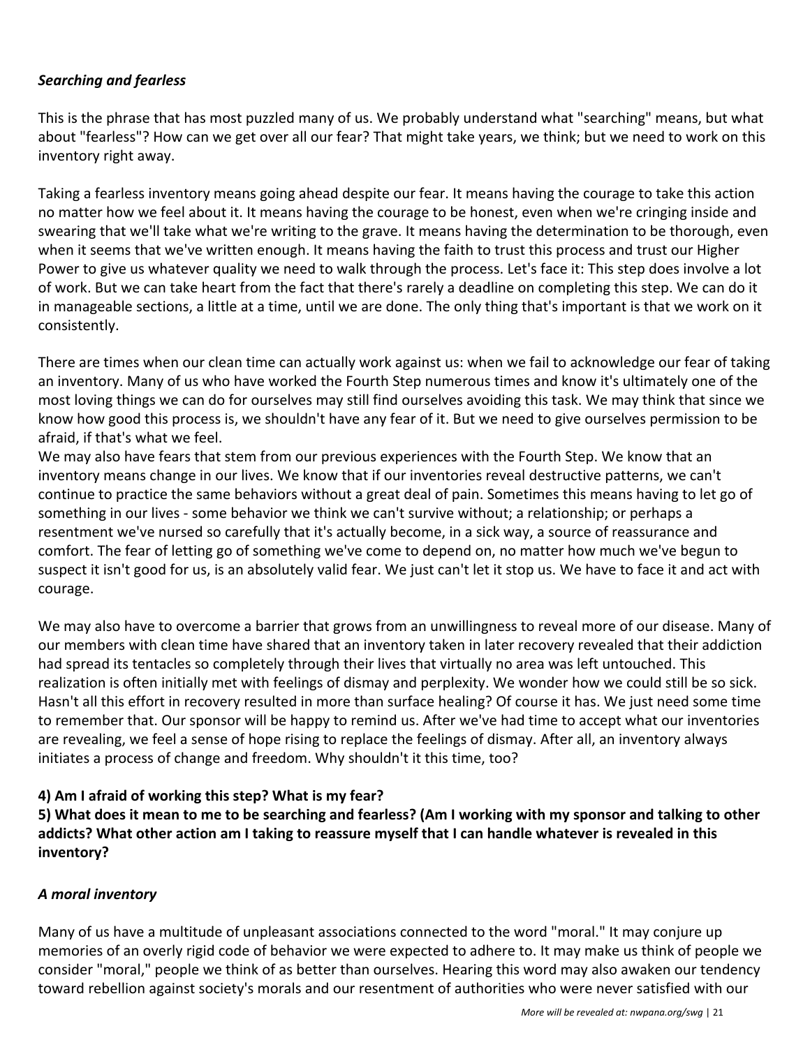***Searching and fearless***

This is the phrase that has most puzzled many of us. We probably understand what "searching" means, but what about "fearless"? How can we get over all our fear? That might take years, we think; but we need to work on this inventory right away.

Taking a fearless inventory means going ahead despite our fear. It means having the courage to take this action no matter how we feel about it. It means having the courage to be honest, even when we're cringing inside and swearing that we'll take what we're writing to the grave. It means having the determination to be thorough, even when it seems that we've written enough. It means having the faith to trust this process and trust our Higher Power to give us whatever quality we need to walk through the process. Let's face it: This step does involve a lot of work. But we can take heart from the fact that there's rarely a deadline on completing this step. We can do it in manageable sections, a little at a time, until we are done. The only thing that's important is that we work on it consistently.

There are times when our clean time can actually work against us: when we fail to acknowledge our fear of taking an inventory. Many of us who have worked the Fourth Step numerous times and know it's ultimately one of the most loving things we can do for ourselves may still find ourselves avoiding this task. We may think that since we know how good this process is, we shouldn't have any fear of it. But we need to give ourselves permission to be afraid, if that's what we feel.

We may also have fears that stem from our previous experiences with the Fourth Step. We know that an inventory means change in our lives. We know that if our inventories reveal destructive patterns, we can't continue to practice the same behaviors without a great deal of pain. Sometimes this means having to let go of something in our lives - some behavior we think we can't survive without; a relationship; or perhaps a resentment we've nursed so carefully that it's actually become, in a sick way, a source of reassurance and comfort. The fear of letting go of something we've come to depend on, no matter how much we've begun to suspect it isn't good for us, is an absolutely valid fear. We just can't let it stop us. We have to face it and act with courage.

We may also have to overcome a barrier that grows from an unwillingness to reveal more of our disease. Many of our members with clean time have shared that an inventory taken in later recovery revealed that their addiction had spread its tentacles so completely through their lives that virtually no area was left untouched. This realization is often initially met with feelings of dismay and perplexity. We wonder how we could still be so sick. Hasn't all this effort in recovery resulted in more than surface healing? Of course it has. We just need some time to remember that. Our sponsor will be happy to remind us. After we've had time to accept what our inventories are revealing, we feel a sense of hope rising to replace the feelings of dismay. After all, an inventory always initiates a process of change and freedom. Why shouldn't it this time, too?

**4) Am I afraid of working this step? What is my fear?**

**5) What does it mean to me to be searching and fearless? (Am I working with my sponsor and talking to other addicts? What other action am I taking to reassure myself that I can handle whatever is revealed in this inventory?**

***A moral inventory***

Many of us have a multitude of unpleasant associations connected to the word "moral." It may conjure up memories of an overly rigid code of behavior we were expected to adhere to. It may make us think of people we consider "moral," people we think of as better than ourselves. Hearing this word may also awaken our tendency toward rebellion against society's morals and our resentment of authorities who were never satisfied with our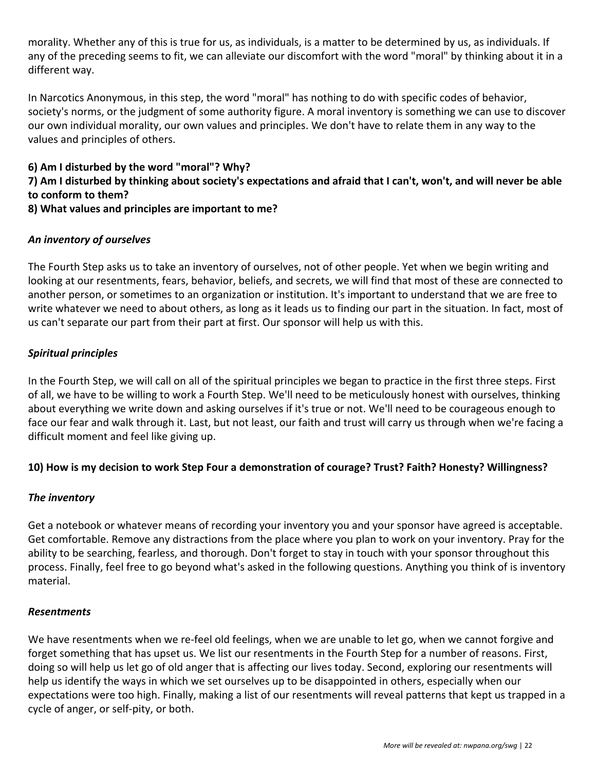morality. Whether any of this is true for us, as individuals, is a matter to be determined by us, as individuals. If any of the preceding seems to fit, we can alleviate our discomfort with the word "moral" by thinking about it in a different way.

In Narcotics Anonymous, in this step, the word "moral" has nothing to do with specific codes of behavior, society's norms, or the judgment of some authority figure. A moral inventory is something we can use to discover our own individual morality, our own values and principles. We don't have to relate them in any way to the values and principles of others.

**6) Am I disturbed by the word "moral"? Why?**
**7) Am I disturbed by thinking about society's expectations and afraid that I can't, won't, and will never be able to conform to them?**
**8) What values and principles are important to me?**

***An inventory of ourselves***

The Fourth Step asks us to take an inventory of ourselves, not of other people. Yet when we begin writing and looking at our resentments, fears, behavior, beliefs, and secrets, we will find that most of these are connected to another person, or sometimes to an organization or institution. It's important to understand that we are free to write whatever we need to about others, as long as it leads us to finding our part in the situation. In fact, most of us can't separate our part from their part at first. Our sponsor will help us with this.

***Spiritual principles***

In the Fourth Step, we will call on all of the spiritual principles we began to practice in the first three steps. First of all, we have to be willing to work a Fourth Step. We'll need to be meticulously honest with ourselves, thinking about everything we write down and asking ourselves if it's true or not. We'll need to be courageous enough to face our fear and walk through it. Last, but not least, our faith and trust will carry us through when we're facing a difficult moment and feel like giving up.

**10) How is my decision to work Step Four a demonstration of courage? Trust? Faith? Honesty? Willingness?**

***The inventory***

Get a notebook or whatever means of recording your inventory you and your sponsor have agreed is acceptable. Get comfortable. Remove any distractions from the place where you plan to work on your inventory. Pray for the ability to be searching, fearless, and thorough. Don't forget to stay in touch with your sponsor throughout this process. Finally, feel free to go beyond what's asked in the following questions. Anything you think of is inventory material.

***Resentments***

We have resentments when we re-feel old feelings, when we are unable to let go, when we cannot forgive and forget something that has upset us. We list our resentments in the Fourth Step for a number of reasons. First, doing so will help us let go of old anger that is affecting our lives today. Second, exploring our resentments will help us identify the ways in which we set ourselves up to be disappointed in others, especially when our expectations were too high. Finally, making a list of our resentments will reveal patterns that kept us trapped in a cycle of anger, or self-pity, or both.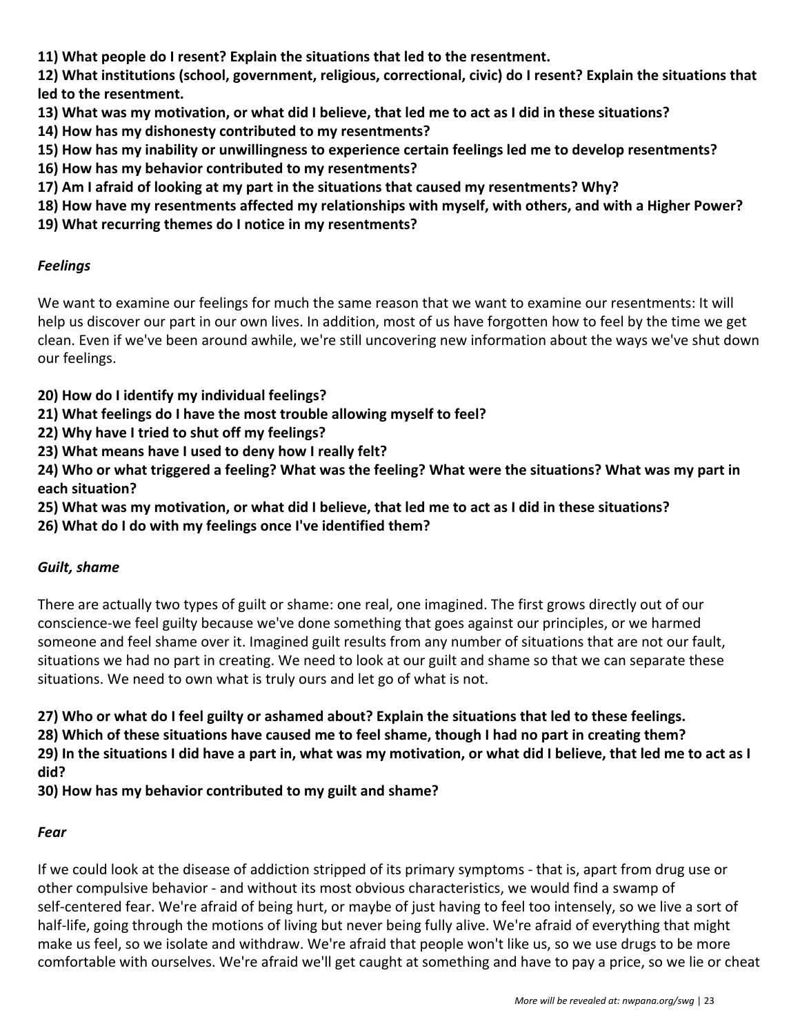**11) What people do I resent? Explain the situations that led to the resentment.**
**12) What institutions (school, government, religious, correctional, civic) do I resent? Explain the situations that led to the resentment.**
**13) What was my motivation, or what did I believe, that led me to act as I did in these situations?**
**14) How has my dishonesty contributed to my resentments?**
**15) How has my inability or unwillingness to experience certain feelings led me to develop resentments?**
**16) How has my behavior contributed to my resentments?**
**17) Am I afraid of looking at my part in the situations that caused my resentments? Why?**
**18) How have my resentments affected my relationships with myself, with others, and with a Higher Power?**
**19) What recurring themes do I notice in my resentments?**

### *Feelings*

We want to examine our feelings for much the same reason that we want to examine our resentments: It will help us discover our part in our own lives. In addition, most of us have forgotten how to feel by the time we get clean. Even if we've been around awhile, we're still uncovering new information about the ways we've shut down our feelings.

**20) How do I identify my individual feelings?**
**21) What feelings do I have the most trouble allowing myself to feel?**
**22) Why have I tried to shut off my feelings?**
**23) What means have I used to deny how I really felt?**
**24) Who or what triggered a feeling? What was the feeling? What were the situations? What was my part in each situation?**
**25) What was my motivation, or what did I believe, that led me to act as I did in these situations?**
**26) What do I do with my feelings once I've identified them?**

### *Guilt, shame*

There are actually two types of guilt or shame: one real, one imagined. The first grows directly out of our conscience-we feel guilty because we've done something that goes against our principles, or we harmed someone and feel shame over it. Imagined guilt results from any number of situations that are not our fault, situations we had no part in creating. We need to look at our guilt and shame so that we can separate these situations. We need to own what is truly ours and let go of what is not.

**27) Who or what do I feel guilty or ashamed about? Explain the situations that led to these feelings.**
**28) Which of these situations have caused me to feel shame, though I had no part in creating them?**
**29) In the situations I did have a part in, what was my motivation, or what did I believe, that led me to act as I did?**
**30) How has my behavior contributed to my guilt and shame?**

### *Fear*

If we could look at the disease of addiction stripped of its primary symptoms - that is, apart from drug use or other compulsive behavior - and without its most obvious characteristics, we would find a swamp of self-centered fear. We're afraid of being hurt, or maybe of just having to feel too intensely, so we live a sort of half-life, going through the motions of living but never being fully alive. We're afraid of everything that might make us feel, so we isolate and withdraw. We're afraid that people won't like us, so we use drugs to be more comfortable with ourselves. We're afraid we'll get caught at something and have to pay a price, so we lie or cheat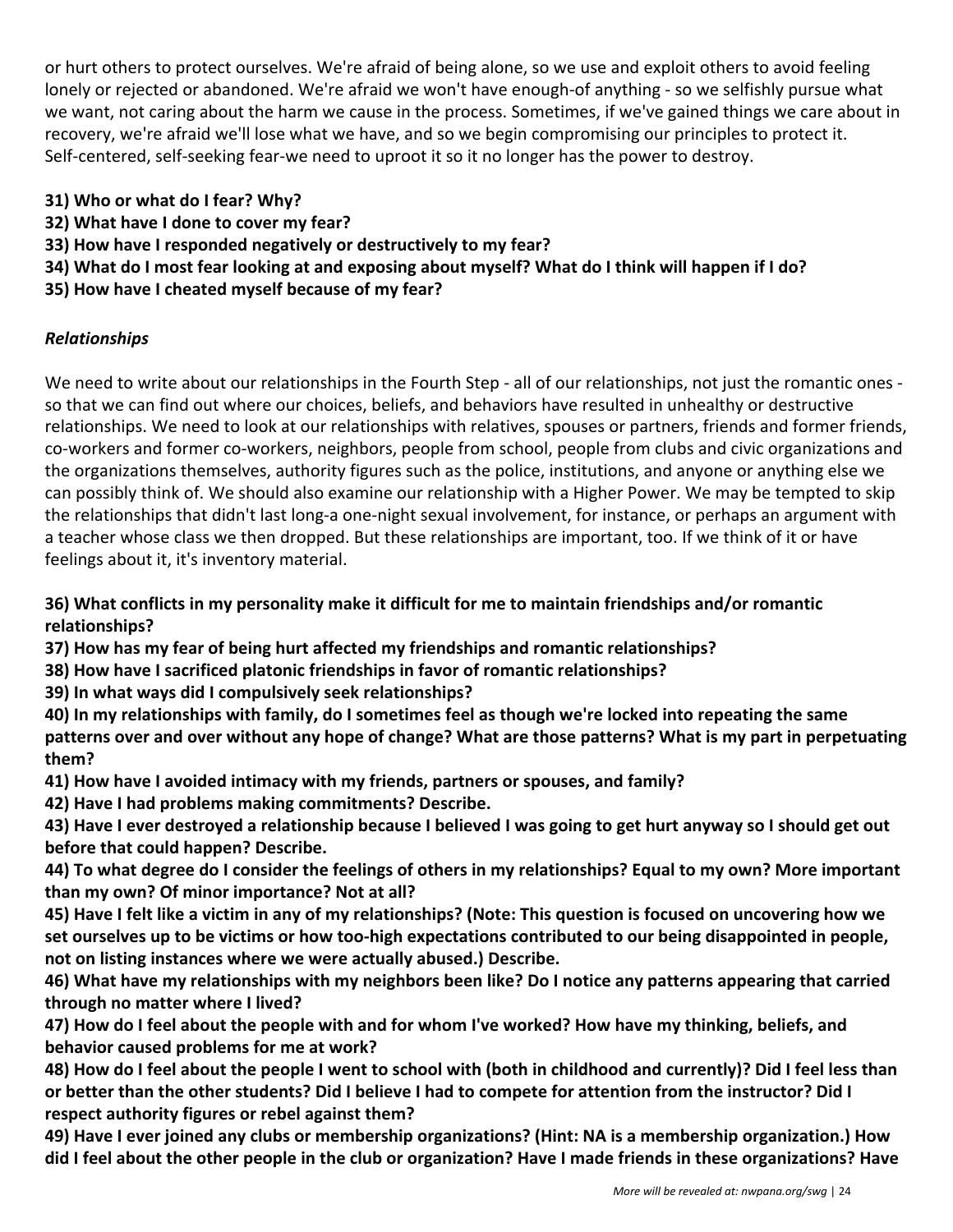or hurt others to protect ourselves. We're afraid of being alone, so we use and exploit others to avoid feeling lonely or rejected or abandoned. We're afraid we won't have enough-of anything - so we selfishly pursue what we want, not caring about the harm we cause in the process. Sometimes, if we've gained things we care about in recovery, we're afraid we'll lose what we have, and so we begin compromising our principles to protect it. Self-centered, self-seeking fear-we need to uproot it so it no longer has the power to destroy.

**31) Who or what do I fear? Why?**
**32) What have I done to cover my fear?**
**33) How have I responded negatively or destructively to my fear?**
**34) What do I most fear looking at and exposing about myself? What do I think will happen if I do?**
**35) How have I cheated myself because of my fear?**

***Relationships***

We need to write about our relationships in the Fourth Step - all of our relationships, not just the romantic ones - so that we can find out where our choices, beliefs, and behaviors have resulted in unhealthy or destructive relationships. We need to look at our relationships with relatives, spouses or partners, friends and former friends, co-workers and former co-workers, neighbors, people from school, people from clubs and civic organizations and the organizations themselves, authority figures such as the police, institutions, and anyone or anything else we can possibly think of. We should also examine our relationship with a Higher Power. We may be tempted to skip the relationships that didn't last long-a one-night sexual involvement, for instance, or perhaps an argument with a teacher whose class we then dropped. But these relationships are important, too. If we think of it or have feelings about it, it's inventory material.

**36) What conflicts in my personality make it difficult for me to maintain friendships and/or romantic relationships?**
**37) How has my fear of being hurt affected my friendships and romantic relationships?**
**38) How have I sacrificed platonic friendships in favor of romantic relationships?**
**39) In what ways did I compulsively seek relationships?**
**40) In my relationships with family, do I sometimes feel as though we're locked into repeating the same patterns over and over without any hope of change? What are those patterns? What is my part in perpetuating them?**
**41) How have I avoided intimacy with my friends, partners or spouses, and family?**
**42) Have I had problems making commitments? Describe.**
**43) Have I ever destroyed a relationship because I believed I was going to get hurt anyway so I should get out before that could happen? Describe.**
**44) To what degree do I consider the feelings of others in my relationships? Equal to my own? More important than my own? Of minor importance? Not at all?**
**45) Have I felt like a victim in any of my relationships? (Note: This question is focused on uncovering how we set ourselves up to be victims or how too-high expectations contributed to our being disappointed in people, not on listing instances where we were actually abused.) Describe.**
**46) What have my relationships with my neighbors been like? Do I notice any patterns appearing that carried through no matter where I lived?**
**47) How do I feel about the people with and for whom I've worked? How have my thinking, beliefs, and behavior caused problems for me at work?**
**48) How do I feel about the people I went to school with (both in childhood and currently)? Did I feel less than or better than the other students? Did I believe I had to compete for attention from the instructor? Did I respect authority figures or rebel against them?**
**49) Have I ever joined any clubs or membership organizations? (Hint: NA is a membership organization.) How did I feel about the other people in the club or organization? Have I made friends in these organizations? Have**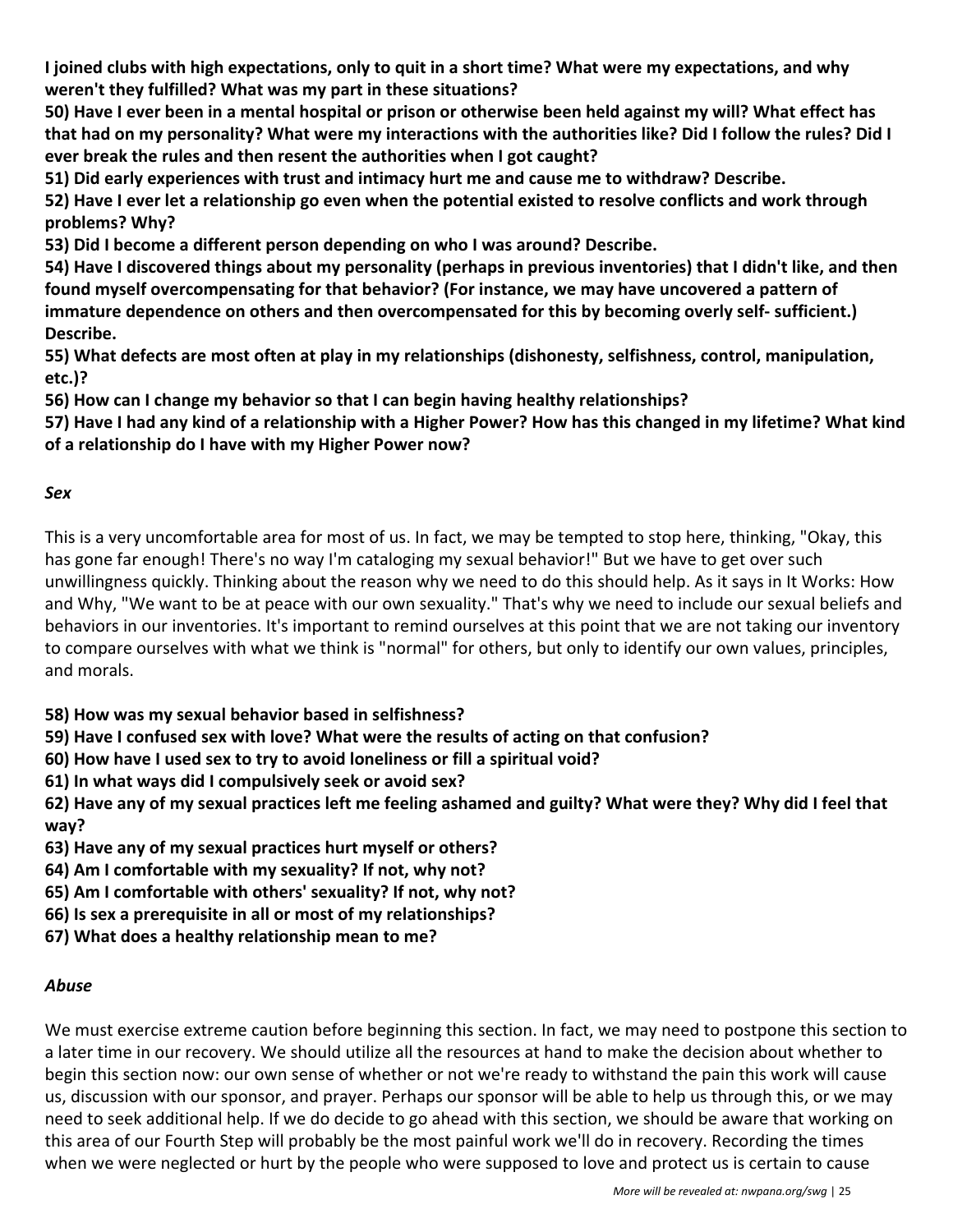**I joined clubs with high expectations, only to quit in a short time? What were my expectations, and why weren't they fulfilled? What was my part in these situations?**

**50) Have I ever been in a mental hospital or prison or otherwise been held against my will? What effect has that had on my personality? What were my interactions with the authorities like? Did I follow the rules? Did I ever break the rules and then resent the authorities when I got caught?**

**51) Did early experiences with trust and intimacy hurt me and cause me to withdraw? Describe.**

**52) Have I ever let a relationship go even when the potential existed to resolve conflicts and work through problems? Why?**

**53) Did I become a different person depending on who I was around? Describe.**

**54) Have I discovered things about my personality (perhaps in previous inventories) that I didn't like, and then found myself overcompensating for that behavior? (For instance, we may have uncovered a pattern of immature dependence on others and then overcompensated for this by becoming overly self- sufficient.) Describe.**

**55) What defects are most often at play in my relationships (dishonesty, selfishness, control, manipulation, etc.)?**

**56) How can I change my behavior so that I can begin having healthy relationships?**

**57) Have I had any kind of a relationship with a Higher Power? How has this changed in my lifetime? What kind of a relationship do I have with my Higher Power now?**

***Sex***

This is a very uncomfortable area for most of us. In fact, we may be tempted to stop here, thinking, "Okay, this has gone far enough! There's no way I'm cataloging my sexual behavior!" But we have to get over such unwillingness quickly. Thinking about the reason why we need to do this should help. As it says in It Works: How and Why, "We want to be at peace with our own sexuality." That's why we need to include our sexual beliefs and behaviors in our inventories. It's important to remind ourselves at this point that we are not taking our inventory to compare ourselves with what we think is "normal" for others, but only to identify our own values, principles, and morals.

**58) How was my sexual behavior based in selfishness?**

**59) Have I confused sex with love? What were the results of acting on that confusion?**

**60) How have I used sex to try to avoid loneliness or fill a spiritual void?**

**61) In what ways did I compulsively seek or avoid sex?**

**62) Have any of my sexual practices left me feeling ashamed and guilty? What were they? Why did I feel that way?**

**63) Have any of my sexual practices hurt myself or others?**

**64) Am I comfortable with my sexuality? If not, why not?**

**65) Am I comfortable with others' sexuality? If not, why not?**

**66) Is sex a prerequisite in all or most of my relationships?**

**67) What does a healthy relationship mean to me?**

***Abuse***

We must exercise extreme caution before beginning this section. In fact, we may need to postpone this section to a later time in our recovery. We should utilize all the resources at hand to make the decision about whether to begin this section now: our own sense of whether or not we're ready to withstand the pain this work will cause us, discussion with our sponsor, and prayer. Perhaps our sponsor will be able to help us through this, or we may need to seek additional help. If we do decide to go ahead with this section, we should be aware that working on this area of our Fourth Step will probably be the most painful work we'll do in recovery. Recording the times when we were neglected or hurt by the people who were supposed to love and protect us is certain to cause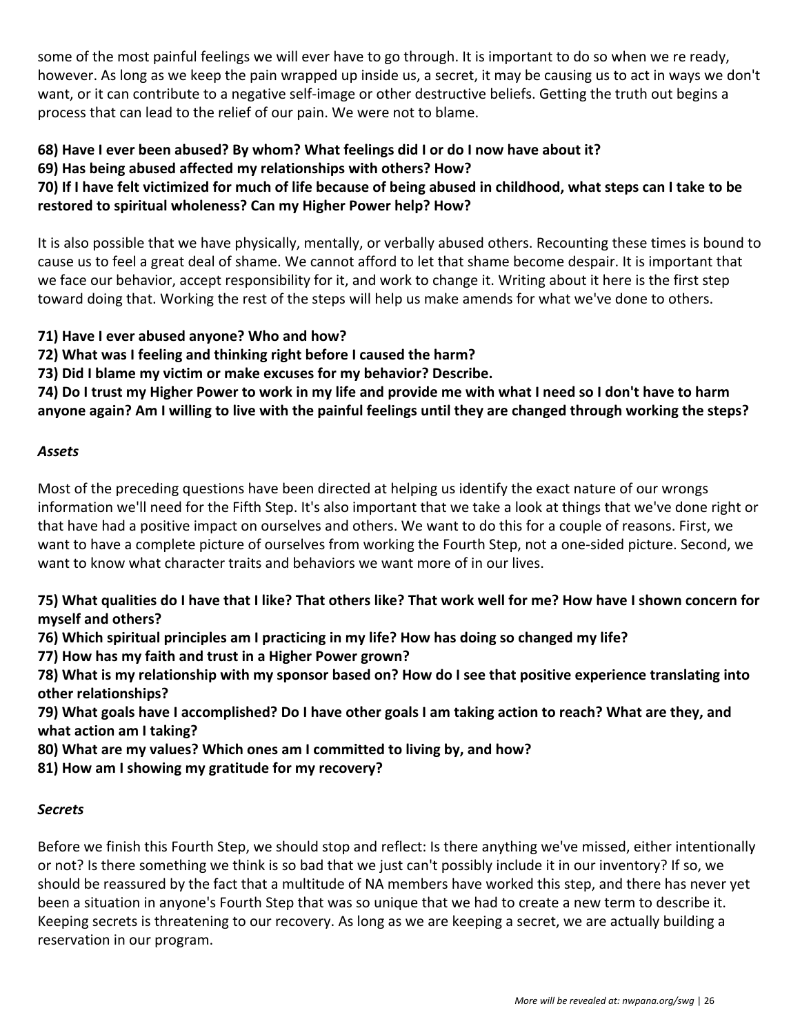some of the most painful feelings we will ever have to go through. It is important to do so when we re ready, however. As long as we keep the pain wrapped up inside us, a secret, it may be causing us to act in ways we don't want, or it can contribute to a negative self-image or other destructive beliefs. Getting the truth out begins a process that can lead to the relief of our pain. We were not to blame.

**68) Have I ever been abused? By whom? What feelings did I or do I now have about it?**
**69) Has being abused affected my relationships with others? How?**
**70) If I have felt victimized for much of life because of being abused in childhood, what steps can I take to be restored to spiritual wholeness? Can my Higher Power help? How?**

It is also possible that we have physically, mentally, or verbally abused others. Recounting these times is bound to cause us to feel a great deal of shame. We cannot afford to let that shame become despair. It is important that we face our behavior, accept responsibility for it, and work to change it. Writing about it here is the first step toward doing that. Working the rest of the steps will help us make amends for what we've done to others.

**71) Have I ever abused anyone? Who and how?**
**72) What was I feeling and thinking right before I caused the harm?**
**73) Did I blame my victim or make excuses for my behavior? Describe.**
**74) Do I trust my Higher Power to work in my life and provide me with what I need so I don't have to harm anyone again? Am I willing to live with the painful feelings until they are changed through working the steps?**

***Assets***

Most of the preceding questions have been directed at helping us identify the exact nature of our wrongs information we'll need for the Fifth Step. It's also important that we take a look at things that we've done right or that have had a positive impact on ourselves and others. We want to do this for a couple of reasons. First, we want to have a complete picture of ourselves from working the Fourth Step, not a one-sided picture. Second, we want to know what character traits and behaviors we want more of in our lives.

**75) What qualities do I have that I like? That others like? That work well for me? How have I shown concern for myself and others?**
**76) Which spiritual principles am I practicing in my life? How has doing so changed my life?**
**77) How has my faith and trust in a Higher Power grown?**
**78) What is my relationship with my sponsor based on? How do I see that positive experience translating into other relationships?**
**79) What goals have I accomplished? Do I have other goals I am taking action to reach? What are they, and what action am I taking?**
**80) What are my values? Which ones am I committed to living by, and how?**
**81) How am I showing my gratitude for my recovery?**

***Secrets***

Before we finish this Fourth Step, we should stop and reflect: Is there anything we've missed, either intentionally or not? Is there something we think is so bad that we just can't possibly include it in our inventory? If so, we should be reassured by the fact that a multitude of NA members have worked this step, and there has never yet been a situation in anyone's Fourth Step that was so unique that we had to create a new term to describe it. Keeping secrets is threatening to our recovery. As long as we are keeping a secret, we are actually building a reservation in our program.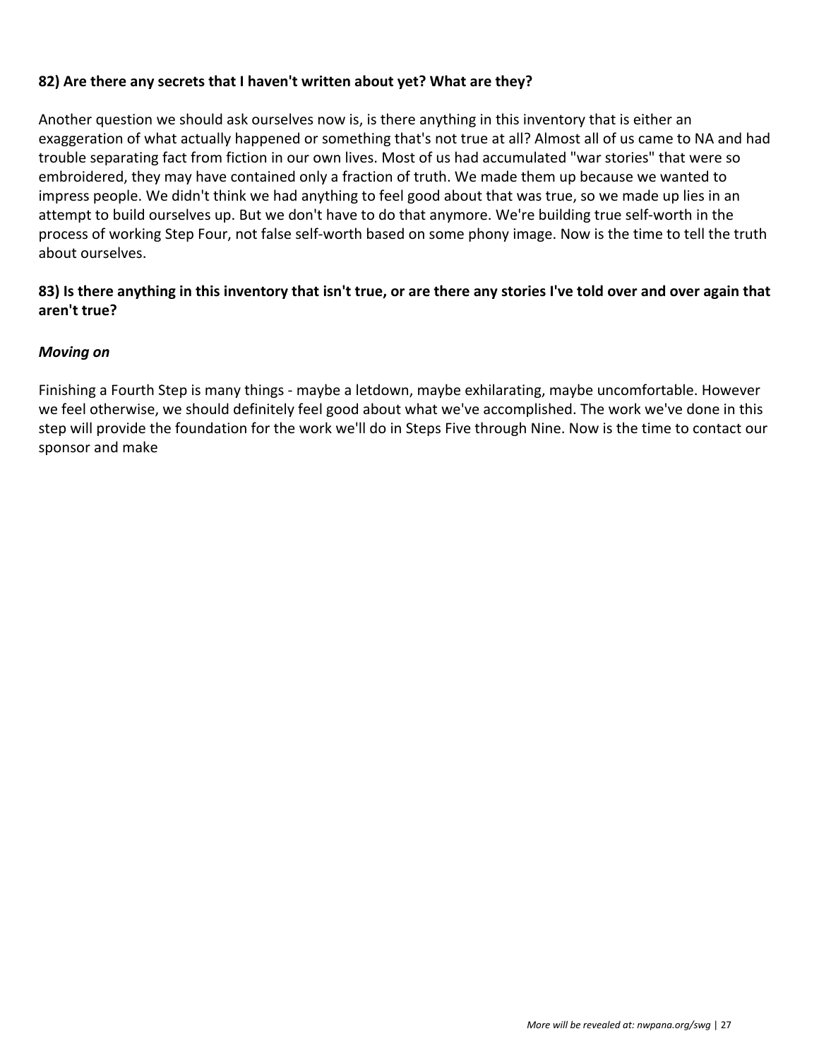**82) Are there any secrets that I haven't written about yet? What are they?**

Another question we should ask ourselves now is, is there anything in this inventory that is either an exaggeration of what actually happened or something that's not true at all? Almost all of us came to NA and had trouble separating fact from fiction in our own lives. Most of us had accumulated "war stories" that were so embroidered, they may have contained only a fraction of truth. We made them up because we wanted to impress people. We didn't think we had anything to feel good about that was true, so we made up lies in an attempt to build ourselves up. But we don't have to do that anymore. We're building true self-worth in the process of working Step Four, not false self-worth based on some phony image. Now is the time to tell the truth about ourselves.

**83) Is there anything in this inventory that isn't true, or are there any stories I've told over and over again that aren't true?**

***Moving on***

Finishing a Fourth Step is many things - maybe a letdown, maybe exhilarating, maybe uncomfortable. However we feel otherwise, we should definitely feel good about what we've accomplished. The work we've done in this step will provide the foundation for the work we'll do in Steps Five through Nine. Now is the time to contact our sponsor and make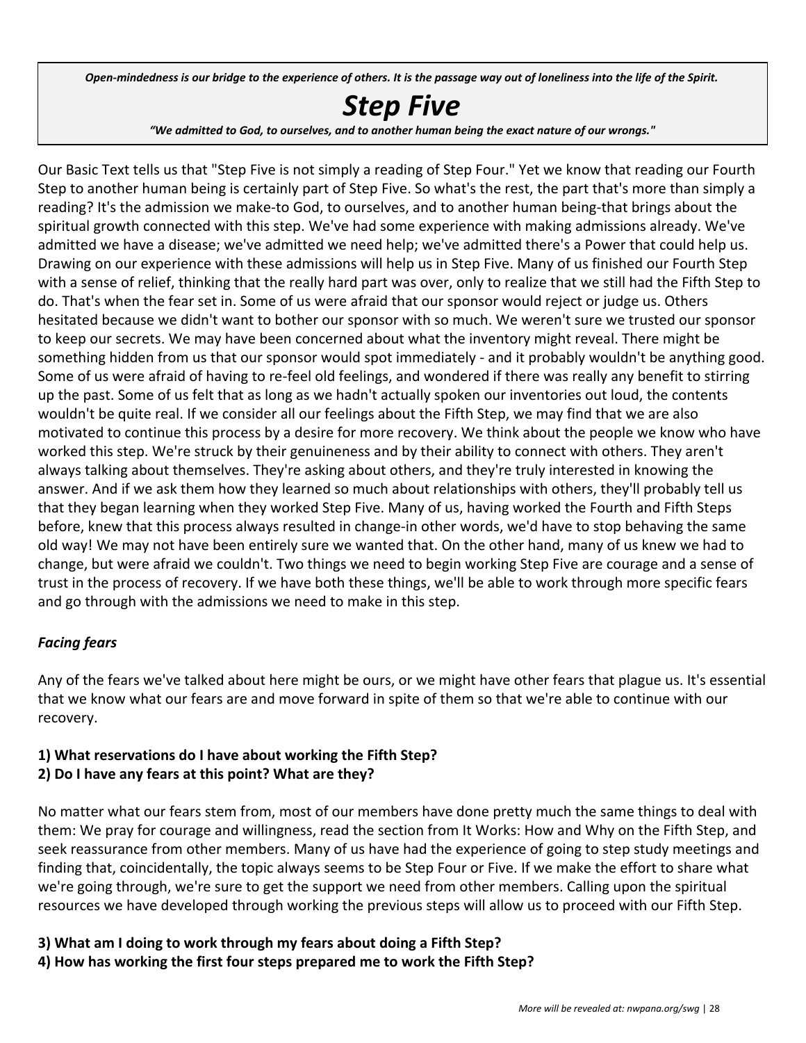*Open-mindedness is our bridge to the experience of others. It is the passage way out of loneliness into the life of the Spirit.*

# *Step Five*

*"We admitted to God, to ourselves, and to another human being the exact nature of our wrongs."*

Our Basic Text tells us that "Step Five is not simply a reading of Step Four." Yet we know that reading our Fourth Step to another human being is certainly part of Step Five. So what's the rest, the part that's more than simply a reading? It's the admission we make-to God, to ourselves, and to another human being-that brings about the spiritual growth connected with this step. We've had some experience with making admissions already. We've admitted we have a disease; we've admitted we need help; we've admitted there's a Power that could help us. Drawing on our experience with these admissions will help us in Step Five. Many of us finished our Fourth Step with a sense of relief, thinking that the really hard part was over, only to realize that we still had the Fifth Step to do. That's when the fear set in. Some of us were afraid that our sponsor would reject or judge us. Others hesitated because we didn't want to bother our sponsor with so much. We weren't sure we trusted our sponsor to keep our secrets. We may have been concerned about what the inventory might reveal. There might be something hidden from us that our sponsor would spot immediately - and it probably wouldn't be anything good. Some of us were afraid of having to re-feel old feelings, and wondered if there was really any benefit to stirring up the past. Some of us felt that as long as we hadn't actually spoken our inventories out loud, the contents wouldn't be quite real. If we consider all our feelings about the Fifth Step, we may find that we are also motivated to continue this process by a desire for more recovery. We think about the people we know who have worked this step. We're struck by their genuineness and by their ability to connect with others. They aren't always talking about themselves. They're asking about others, and they're truly interested in knowing the answer. And if we ask them how they learned so much about relationships with others, they'll probably tell us that they began learning when they worked Step Five. Many of us, having worked the Fourth and Fifth Steps before, knew that this process always resulted in change-in other words, we'd have to stop behaving the same old way! We may not have been entirely sure we wanted that. On the other hand, many of us knew we had to change, but were afraid we couldn't. Two things we need to begin working Step Five are courage and a sense of trust in the process of recovery. If we have both these things, we'll be able to work through more specific fears and go through with the admissions we need to make in this step.

### *Facing fears*

Any of the fears we've talked about here might be ours, or we might have other fears that plague us. It's essential that we know what our fears are and move forward in spite of them so that we're able to continue with our recovery.

**1) What reservations do I have about working the Fifth Step?**
**2) Do I have any fears at this point? What are they?**

No matter what our fears stem from, most of our members have done pretty much the same things to deal with them: We pray for courage and willingness, read the section from It Works: How and Why on the Fifth Step, and seek reassurance from other members. Many of us have had the experience of going to step study meetings and finding that, coincidentally, the topic always seems to be Step Four or Five. If we make the effort to share what we're going through, we're sure to get the support we need from other members. Calling upon the spiritual resources we have developed through working the previous steps will allow us to proceed with our Fifth Step.

**3) What am I doing to work through my fears about doing a Fifth Step?**
**4) How has working the first four steps prepared me to work the Fifth Step?**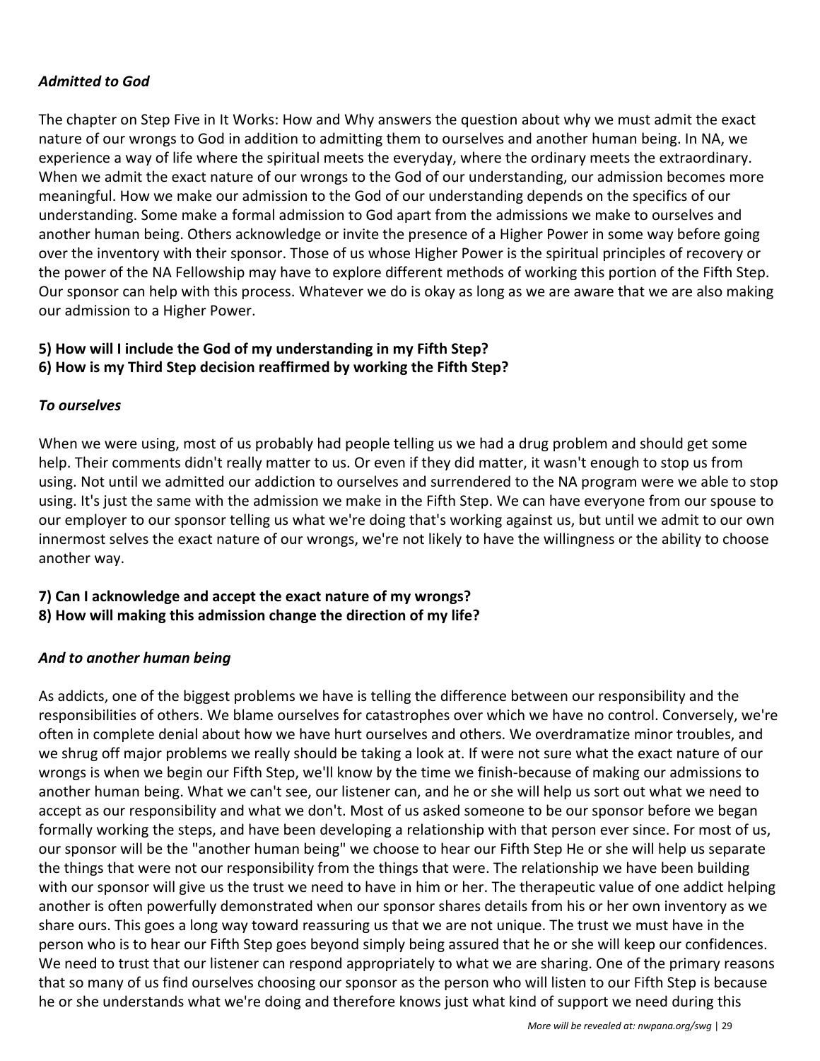***Admitted to God***

The chapter on Step Five in It Works: How and Why answers the question about why we must admit the exact nature of our wrongs to God in addition to admitting them to ourselves and another human being. In NA, we experience a way of life where the spiritual meets the everyday, where the ordinary meets the extraordinary. When we admit the exact nature of our wrongs to the God of our understanding, our admission becomes more meaningful. How we make our admission to the God of our understanding depends on the specifics of our understanding. Some make a formal admission to God apart from the admissions we make to ourselves and another human being. Others acknowledge or invite the presence of a Higher Power in some way before going over the inventory with their sponsor. Those of us whose Higher Power is the spiritual principles of recovery or the power of the NA Fellowship may have to explore different methods of working this portion of the Fifth Step. Our sponsor can help with this process. Whatever we do is okay as long as we are aware that we are also making our admission to a Higher Power.

**5) How will I include the God of my understanding in my Fifth Step?**
**6) How is my Third Step decision reaffirmed by working the Fifth Step?**

***To ourselves***

When we were using, most of us probably had people telling us we had a drug problem and should get some help. Their comments didn't really matter to us. Or even if they did matter, it wasn't enough to stop us from using. Not until we admitted our addiction to ourselves and surrendered to the NA program were we able to stop using. It's just the same with the admission we make in the Fifth Step. We can have everyone from our spouse to our employer to our sponsor telling us what we're doing that's working against us, but until we admit to our own innermost selves the exact nature of our wrongs, we're not likely to have the willingness or the ability to choose another way.

**7) Can I acknowledge and accept the exact nature of my wrongs?**
**8) How will making this admission change the direction of my life?**

***And to another human being***

As addicts, one of the biggest problems we have is telling the difference between our responsibility and the responsibilities of others. We blame ourselves for catastrophes over which we have no control. Conversely, we're often in complete denial about how we have hurt ourselves and others. We overdramatize minor troubles, and we shrug off major problems we really should be taking a look at. If were not sure what the exact nature of our wrongs is when we begin our Fifth Step, we'll know by the time we finish-because of making our admissions to another human being. What we can't see, our listener can, and he or she will help us sort out what we need to accept as our responsibility and what we don't. Most of us asked someone to be our sponsor before we began formally working the steps, and have been developing a relationship with that person ever since. For most of us, our sponsor will be the "another human being" we choose to hear our Fifth Step He or she will help us separate the things that were not our responsibility from the things that were. The relationship we have been building with our sponsor will give us the trust we need to have in him or her. The therapeutic value of one addict helping another is often powerfully demonstrated when our sponsor shares details from his or her own inventory as we share ours. This goes a long way toward reassuring us that we are not unique. The trust we must have in the person who is to hear our Fifth Step goes beyond simply being assured that he or she will keep our confidences. We need to trust that our listener can respond appropriately to what we are sharing. One of the primary reasons that so many of us find ourselves choosing our sponsor as the person who will listen to our Fifth Step is because he or she understands what we're doing and therefore knows just what kind of support we need during this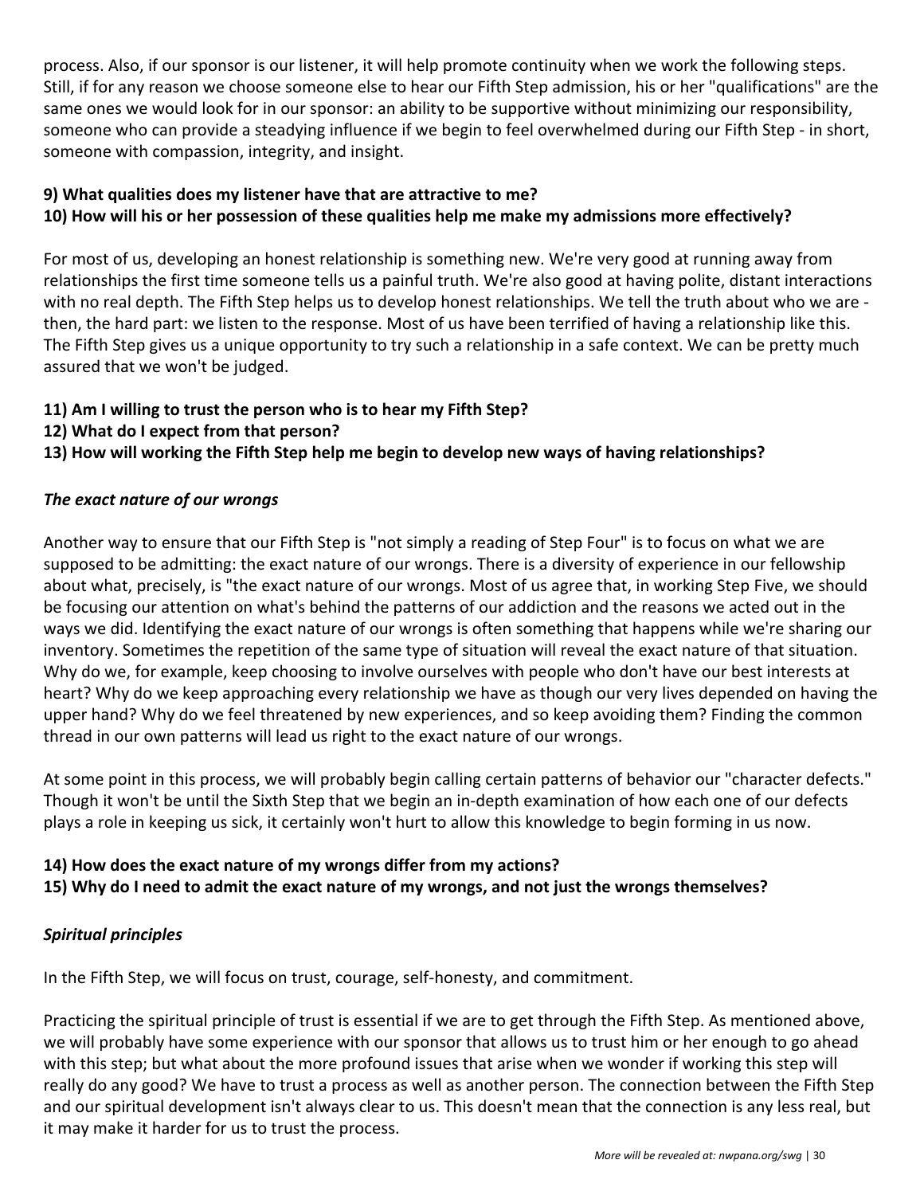process. Also, if our sponsor is our listener, it will help promote continuity when we work the following steps. Still, if for any reason we choose someone else to hear our Fifth Step admission, his or her "qualifications" are the same ones we would look for in our sponsor: an ability to be supportive without minimizing our responsibility, someone who can provide a steadying influence if we begin to feel overwhelmed during our Fifth Step - in short, someone with compassion, integrity, and insight.

**9) What qualities does my listener have that are attractive to me?**
**10) How will his or her possession of these qualities help me make my admissions more effectively?**

For most of us, developing an honest relationship is something new. We're very good at running away from relationships the first time someone tells us a painful truth. We're also good at having polite, distant interactions with no real depth. The Fifth Step helps us to develop honest relationships. We tell the truth about who we are - then, the hard part: we listen to the response. Most of us have been terrified of having a relationship like this. The Fifth Step gives us a unique opportunity to try such a relationship in a safe context. We can be pretty much assured that we won't be judged.

**11) Am I willing to trust the person who is to hear my Fifth Step?**
**12) What do I expect from that person?**
**13) How will working the Fifth Step help me begin to develop new ways of having relationships?**

***The exact nature of our wrongs***

Another way to ensure that our Fifth Step is "not simply a reading of Step Four" is to focus on what we are supposed to be admitting: the exact nature of our wrongs. There is a diversity of experience in our fellowship about what, precisely, is "the exact nature of our wrongs. Most of us agree that, in working Step Five, we should be focusing our attention on what's behind the patterns of our addiction and the reasons we acted out in the ways we did. Identifying the exact nature of our wrongs is often something that happens while we're sharing our inventory. Sometimes the repetition of the same type of situation will reveal the exact nature of that situation. Why do we, for example, keep choosing to involve ourselves with people who don't have our best interests at heart? Why do we keep approaching every relationship we have as though our very lives depended on having the upper hand? Why do we feel threatened by new experiences, and so keep avoiding them? Finding the common thread in our own patterns will lead us right to the exact nature of our wrongs.

At some point in this process, we will probably begin calling certain patterns of behavior our "character defects." Though it won't be until the Sixth Step that we begin an in-depth examination of how each one of our defects plays a role in keeping us sick, it certainly won't hurt to allow this knowledge to begin forming in us now.

**14) How does the exact nature of my wrongs differ from my actions?**
**15) Why do I need to admit the exact nature of my wrongs, and not just the wrongs themselves?**

***Spiritual principles***

In the Fifth Step, we will focus on trust, courage, self-honesty, and commitment.

Practicing the spiritual principle of trust is essential if we are to get through the Fifth Step. As mentioned above, we will probably have some experience with our sponsor that allows us to trust him or her enough to go ahead with this step; but what about the more profound issues that arise when we wonder if working this step will really do any good? We have to trust a process as well as another person. The connection between the Fifth Step and our spiritual development isn't always clear to us. This doesn't mean that the connection is any less real, but it may make it harder for us to trust the process.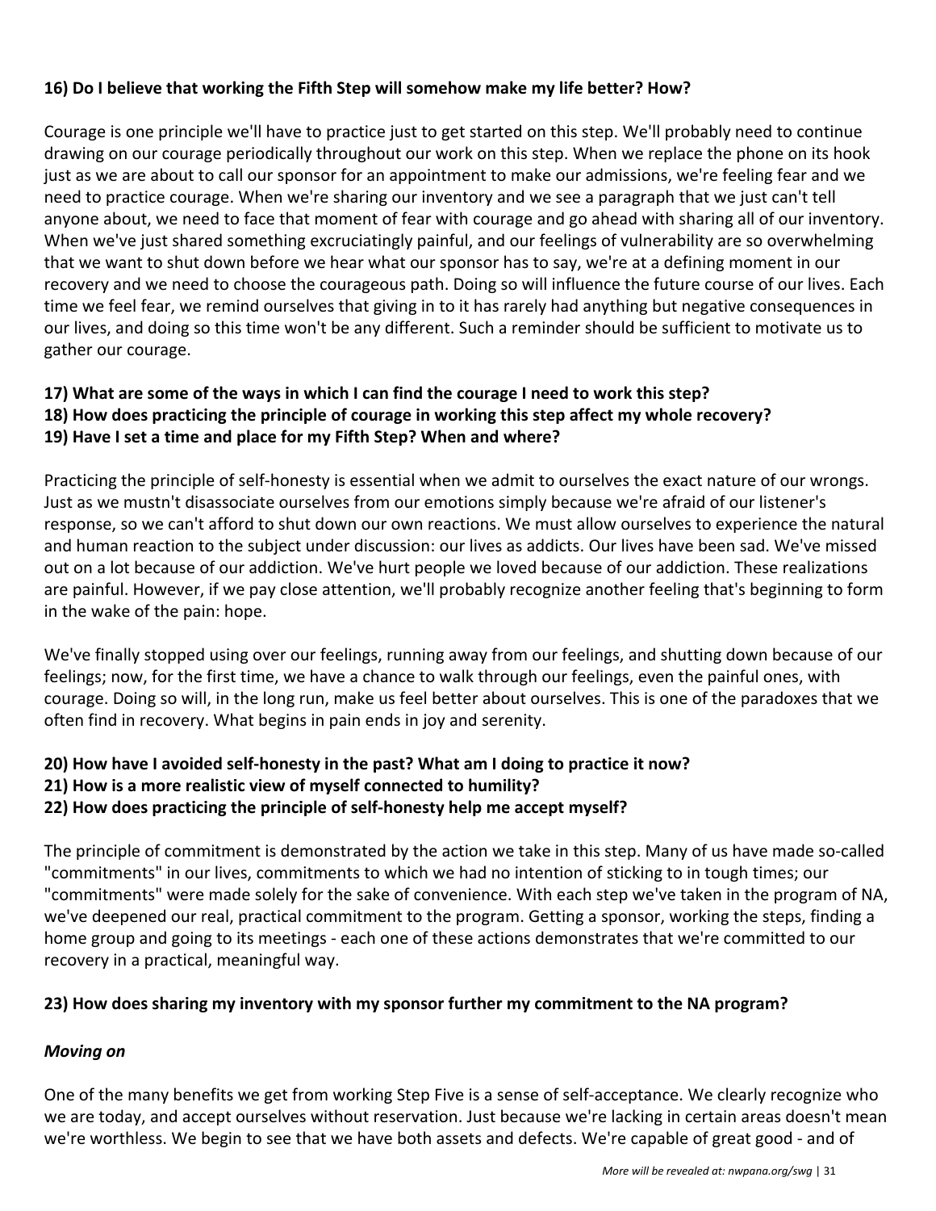**16) Do I believe that working the Fifth Step will somehow make my life better? How?**

Courage is one principle we'll have to practice just to get started on this step. We'll probably need to continue drawing on our courage periodically throughout our work on this step. When we replace the phone on its hook just as we are about to call our sponsor for an appointment to make our admissions, we're feeling fear and we need to practice courage. When we're sharing our inventory and we see a paragraph that we just can't tell anyone about, we need to face that moment of fear with courage and go ahead with sharing all of our inventory. When we've just shared something excruciatingly painful, and our feelings of vulnerability are so overwhelming that we want to shut down before we hear what our sponsor has to say, we're at a defining moment in our recovery and we need to choose the courageous path. Doing so will influence the future course of our lives. Each time we feel fear, we remind ourselves that giving in to it has rarely had anything but negative consequences in our lives, and doing so this time won't be any different. Such a reminder should be sufficient to motivate us to gather our courage.

**17) What are some of the ways in which I can find the courage I need to work this step?**
**18) How does practicing the principle of courage in working this step affect my whole recovery?**
**19) Have I set a time and place for my Fifth Step? When and where?**

Practicing the principle of self-honesty is essential when we admit to ourselves the exact nature of our wrongs. Just as we mustn't disassociate ourselves from our emotions simply because we're afraid of our listener's response, so we can't afford to shut down our own reactions. We must allow ourselves to experience the natural and human reaction to the subject under discussion: our lives as addicts. Our lives have been sad. We've missed out on a lot because of our addiction. We've hurt people we loved because of our addiction. These realizations are painful. However, if we pay close attention, we'll probably recognize another feeling that's beginning to form in the wake of the pain: hope.

We've finally stopped using over our feelings, running away from our feelings, and shutting down because of our feelings; now, for the first time, we have a chance to walk through our feelings, even the painful ones, with courage. Doing so will, in the long run, make us feel better about ourselves. This is one of the paradoxes that we often find in recovery. What begins in pain ends in joy and serenity.

**20) How have I avoided self-honesty in the past? What am I doing to practice it now?**
**21) How is a more realistic view of myself connected to humility?**
**22) How does practicing the principle of self-honesty help me accept myself?**

The principle of commitment is demonstrated by the action we take in this step. Many of us have made so-called "commitments" in our lives, commitments to which we had no intention of sticking to in tough times; our "commitments" were made solely for the sake of convenience. With each step we've taken in the program of NA, we've deepened our real, practical commitment to the program. Getting a sponsor, working the steps, finding a home group and going to its meetings - each one of these actions demonstrates that we're committed to our recovery in a practical, meaningful way.

**23) How does sharing my inventory with my sponsor further my commitment to the NA program?**

***Moving on***

One of the many benefits we get from working Step Five is a sense of self-acceptance. We clearly recognize who we are today, and accept ourselves without reservation. Just because we're lacking in certain areas doesn't mean we're worthless. We begin to see that we have both assets and defects. We're capable of great good - and of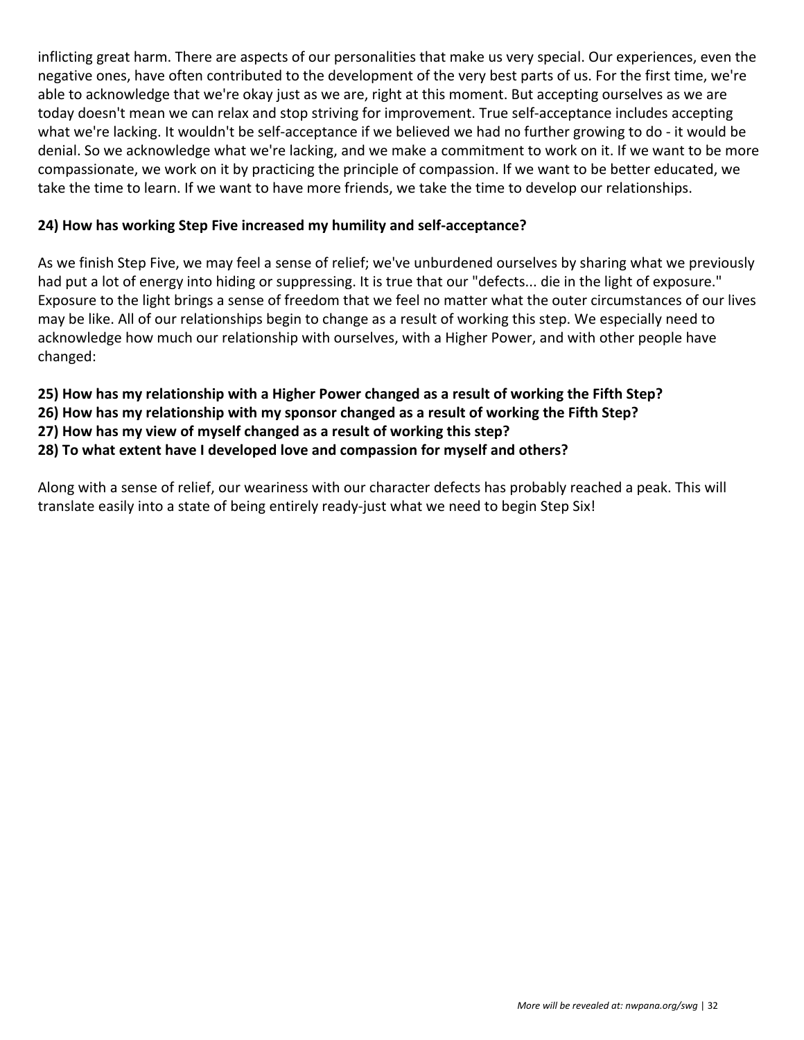inflicting great harm. There are aspects of our personalities that make us very special. Our experiences, even the negative ones, have often contributed to the development of the very best parts of us. For the first time, we're able to acknowledge that we're okay just as we are, right at this moment. But accepting ourselves as we are today doesn't mean we can relax and stop striving for improvement. True self-acceptance includes accepting what we're lacking. It wouldn't be self-acceptance if we believed we had no further growing to do - it would be denial. So we acknowledge what we're lacking, and we make a commitment to work on it. If we want to be more compassionate, we work on it by practicing the principle of compassion. If we want to be better educated, we take the time to learn. If we want to have more friends, we take the time to develop our relationships.

**24) How has working Step Five increased my humility and self-acceptance?**

As we finish Step Five, we may feel a sense of relief; we've unburdened ourselves by sharing what we previously had put a lot of energy into hiding or suppressing. It is true that our "defects... die in the light of exposure." Exposure to the light brings a sense of freedom that we feel no matter what the outer circumstances of our lives may be like. All of our relationships begin to change as a result of working this step. We especially need to acknowledge how much our relationship with ourselves, with a Higher Power, and with other people have changed:

**25) How has my relationship with a Higher Power changed as a result of working the Fifth Step?**
**26) How has my relationship with my sponsor changed as a result of working the Fifth Step?**
**27) How has my view of myself changed as a result of working this step?**
**28) To what extent have I developed love and compassion for myself and others?**

Along with a sense of relief, our weariness with our character defects has probably reached a peak. This will translate easily into a state of being entirely ready-just what we need to begin Step Six!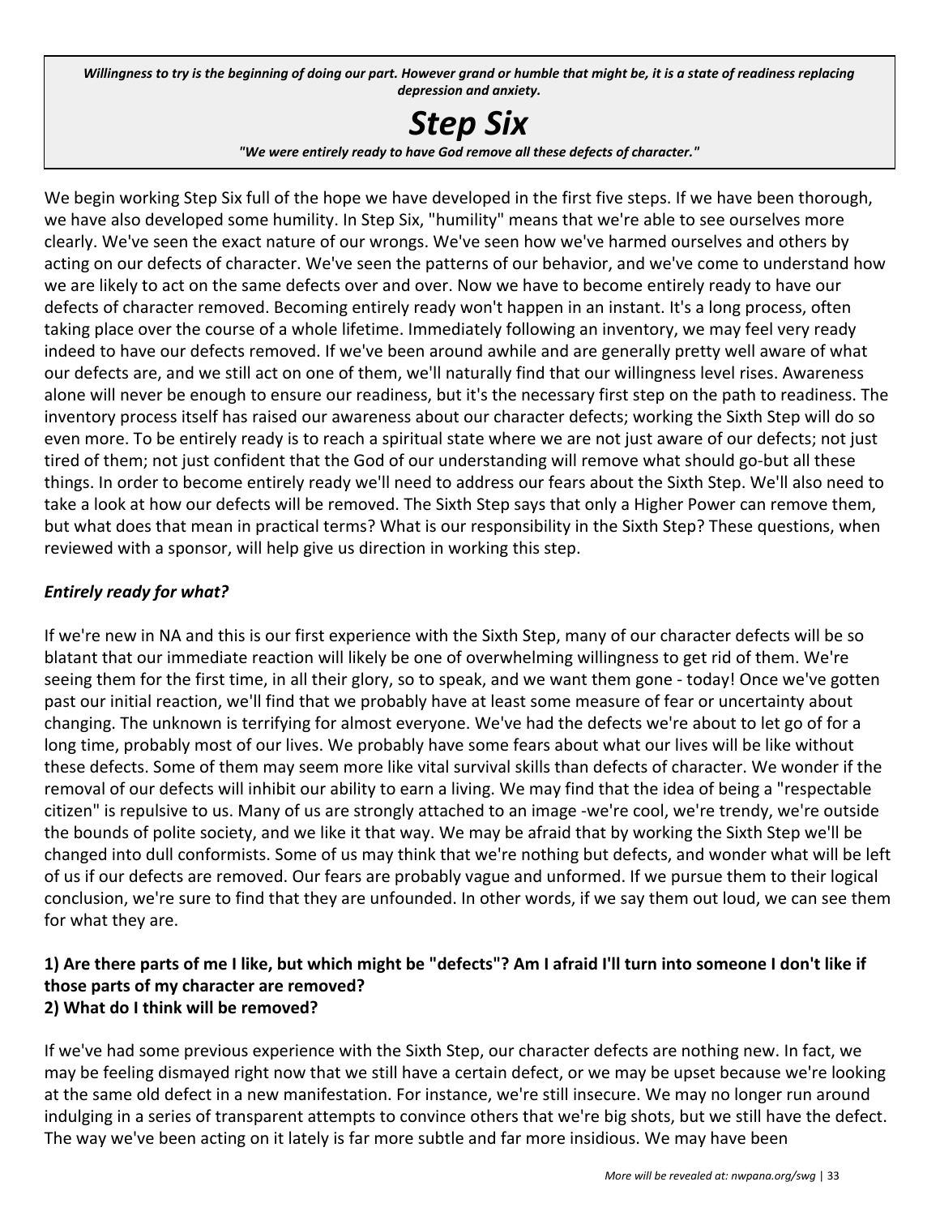*Willingness to try is the beginning of doing our part. However grand or humble that might be, it is a state of readiness replacing depression and anxiety.*

# *Step Six*

***"We were entirely ready to have God remove all these defects of character."***

We begin working Step Six full of the hope we have developed in the first five steps. If we have been thorough, we have also developed some humility. In Step Six, "humility" means that we're able to see ourselves more clearly. We've seen the exact nature of our wrongs. We've seen how we've harmed ourselves and others by acting on our defects of character. We've seen the patterns of our behavior, and we've come to understand how we are likely to act on the same defects over and over. Now we have to become entirely ready to have our defects of character removed. Becoming entirely ready won't happen in an instant. It's a long process, often taking place over the course of a whole lifetime. Immediately following an inventory, we may feel very ready indeed to have our defects removed. If we've been around awhile and are generally pretty well aware of what our defects are, and we still act on one of them, we'll naturally find that our willingness level rises. Awareness alone will never be enough to ensure our readiness, but it's the necessary first step on the path to readiness. The inventory process itself has raised our awareness about our character defects; working the Sixth Step will do so even more. To be entirely ready is to reach a spiritual state where we are not just aware of our defects; not just tired of them; not just confident that the God of our understanding will remove what should go-but all these things. In order to become entirely ready we'll need to address our fears about the Sixth Step. We'll also need to take a look at how our defects will be removed. The Sixth Step says that only a Higher Power can remove them, but what does that mean in practical terms? What is our responsibility in the Sixth Step? These questions, when reviewed with a sponsor, will help give us direction in working this step.

### *Entirely ready for what?*

If we're new in NA and this is our first experience with the Sixth Step, many of our character defects will be so blatant that our immediate reaction will likely be one of overwhelming willingness to get rid of them. We're seeing them for the first time, in all their glory, so to speak, and we want them gone - today! Once we've gotten past our initial reaction, we'll find that we probably have at least some measure of fear or uncertainty about changing. The unknown is terrifying for almost everyone. We've had the defects we're about to let go of for a long time, probably most of our lives. We probably have some fears about what our lives will be like without these defects. Some of them may seem more like vital survival skills than defects of character. We wonder if the removal of our defects will inhibit our ability to earn a living. We may find that the idea of being a "respectable citizen" is repulsive to us. Many of us are strongly attached to an image -we're cool, we're trendy, we're outside the bounds of polite society, and we like it that way. We may be afraid that by working the Sixth Step we'll be changed into dull conformists. Some of us may think that we're nothing but defects, and wonder what will be left of us if our defects are removed. Our fears are probably vague and unformed. If we pursue them to their logical conclusion, we're sure to find that they are unfounded. In other words, if we say them out loud, we can see them for what they are.

**1) Are there parts of me I like, but which might be "defects"? Am I afraid I'll turn into someone I don't like if those parts of my character are removed?**
**2) What do I think will be removed?**

If we've had some previous experience with the Sixth Step, our character defects are nothing new. In fact, we may be feeling dismayed right now that we still have a certain defect, or we may be upset because we're looking at the same old defect in a new manifestation. For instance, we're still insecure. We may no longer run around indulging in a series of transparent attempts to convince others that we're big shots, but we still have the defect. The way we've been acting on it lately is far more subtle and far more insidious. We may have been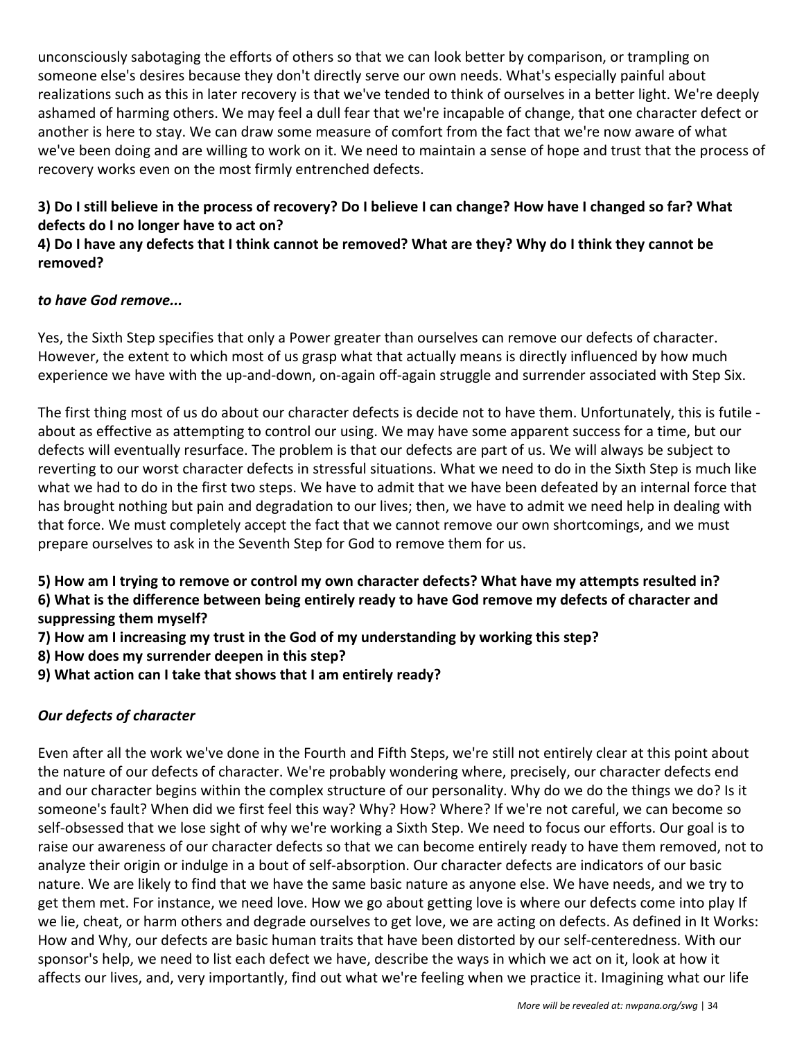unconsciously sabotaging the efforts of others so that we can look better by comparison, or trampling on someone else's desires because they don't directly serve our own needs. What's especially painful about realizations such as this in later recovery is that we've tended to think of ourselves in a better light. We're deeply ashamed of harming others. We may feel a dull fear that we're incapable of change, that one character defect or another is here to stay. We can draw some measure of comfort from the fact that we're now aware of what we've been doing and are willing to work on it. We need to maintain a sense of hope and trust that the process of recovery works even on the most firmly entrenched defects.

**3) Do I still believe in the process of recovery? Do I believe I can change? How have I changed so far? What defects do I no longer have to act on?**
**4) Do I have any defects that I think cannot be removed? What are they? Why do I think they cannot be removed?**

***to have God remove...***

Yes, the Sixth Step specifies that only a Power greater than ourselves can remove our defects of character. However, the extent to which most of us grasp what that actually means is directly influenced by how much experience we have with the up-and-down, on-again off-again struggle and surrender associated with Step Six.

The first thing most of us do about our character defects is decide not to have them. Unfortunately, this is futile - about as effective as attempting to control our using. We may have some apparent success for a time, but our defects will eventually resurface. The problem is that our defects are part of us. We will always be subject to reverting to our worst character defects in stressful situations. What we need to do in the Sixth Step is much like what we had to do in the first two steps. We have to admit that we have been defeated by an internal force that has brought nothing but pain and degradation to our lives; then, we have to admit we need help in dealing with that force. We must completely accept the fact that we cannot remove our own shortcomings, and we must prepare ourselves to ask in the Seventh Step for God to remove them for us.

**5) How am I trying to remove or control my own character defects? What have my attempts resulted in?**
**6) What is the difference between being entirely ready to have God remove my defects of character and suppressing them myself?**
**7) How am I increasing my trust in the God of my understanding by working this step?**
**8) How does my surrender deepen in this step?**
**9) What action can I take that shows that I am entirely ready?**

***Our defects of character***

Even after all the work we've done in the Fourth and Fifth Steps, we're still not entirely clear at this point about the nature of our defects of character. We're probably wondering where, precisely, our character defects end and our character begins within the complex structure of our personality. Why do we do the things we do? Is it someone's fault? When did we first feel this way? Why? How? Where? If we're not careful, we can become so self-obsessed that we lose sight of why we're working a Sixth Step. We need to focus our efforts. Our goal is to raise our awareness of our character defects so that we can become entirely ready to have them removed, not to analyze their origin or indulge in a bout of self-absorption. Our character defects are indicators of our basic nature. We are likely to find that we have the same basic nature as anyone else. We have needs, and we try to get them met. For instance, we need love. How we go about getting love is where our defects come into play If we lie, cheat, or harm others and degrade ourselves to get love, we are acting on defects. As defined in It Works: How and Why, our defects are basic human traits that have been distorted by our self-centeredness. With our sponsor's help, we need to list each defect we have, describe the ways in which we act on it, look at how it affects our lives, and, very importantly, find out what we're feeling when we practice it. Imagining what our life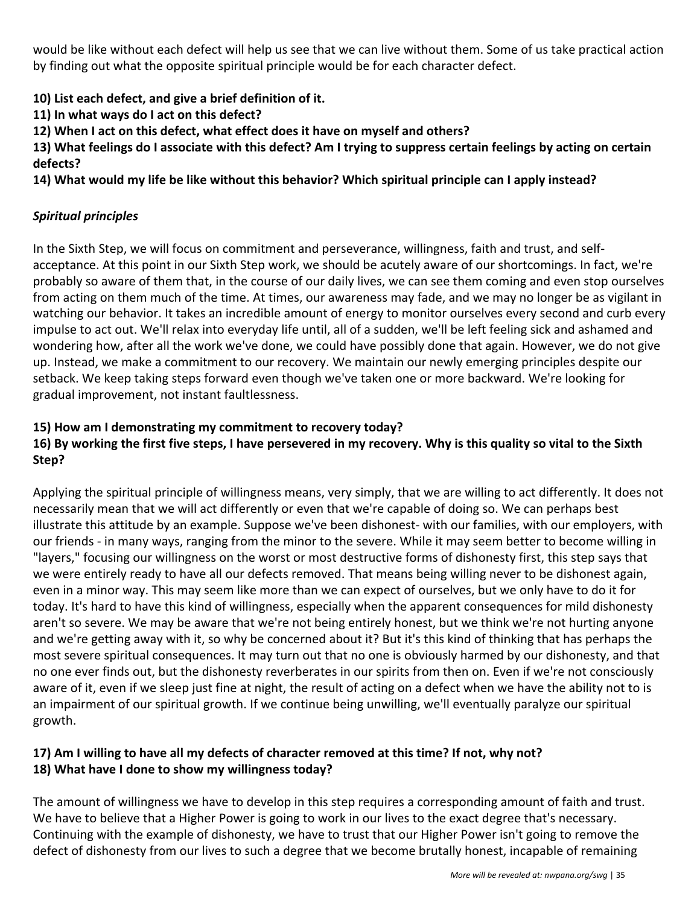would be like without each defect will help us see that we can live without them. Some of us take practical action by finding out what the opposite spiritual principle would be for each character defect.

**10) List each defect, and give a brief definition of it.**
**11) In what ways do I act on this defect?**
**12) When I act on this defect, what effect does it have on myself and others?**
**13) What feelings do I associate with this defect? Am I trying to suppress certain feelings by acting on certain defects?**
**14) What would my life be like without this behavior? Which spiritual principle can I apply instead?**

### ***Spiritual principles***

In the Sixth Step, we will focus on commitment and perseverance, willingness, faith and trust, and self-acceptance. At this point in our Sixth Step work, we should be acutely aware of our shortcomings. In fact, we're probably so aware of them that, in the course of our daily lives, we can see them coming and even stop ourselves from acting on them much of the time. At times, our awareness may fade, and we may no longer be as vigilant in watching our behavior. It takes an incredible amount of energy to monitor ourselves every second and curb every impulse to act out. We'll relax into everyday life until, all of a sudden, we'll be left feeling sick and ashamed and wondering how, after all the work we've done, we could have possibly done that again. However, we do not give up. Instead, we make a commitment to our recovery. We maintain our newly emerging principles despite our setback. We keep taking steps forward even though we've taken one or more backward. We're looking for gradual improvement, not instant faultlessness.

**15) How am I demonstrating my commitment to recovery today?**
**16) By working the first five steps, I have persevered in my recovery. Why is this quality so vital to the Sixth Step?**

Applying the spiritual principle of willingness means, very simply, that we are willing to act differently. It does not necessarily mean that we will act differently or even that we're capable of doing so. We can perhaps best illustrate this attitude by an example. Suppose we've been dishonest- with our families, with our employers, with our friends - in many ways, ranging from the minor to the severe. While it may seem better to become willing in "layers," focusing our willingness on the worst or most destructive forms of dishonesty first, this step says that we were entirely ready to have all our defects removed. That means being willing never to be dishonest again, even in a minor way. This may seem like more than we can expect of ourselves, but we only have to do it for today. It's hard to have this kind of willingness, especially when the apparent consequences for mild dishonesty aren't so severe. We may be aware that we're not being entirely honest, but we think we're not hurting anyone and we're getting away with it, so why be concerned about it? But it's this kind of thinking that has perhaps the most severe spiritual consequences. It may turn out that no one is obviously harmed by our dishonesty, and that no one ever finds out, but the dishonesty reverberates in our spirits from then on. Even if we're not consciously aware of it, even if we sleep just fine at night, the result of acting on a defect when we have the ability not to is an impairment of our spiritual growth. If we continue being unwilling, we'll eventually paralyze our spiritual growth.

**17) Am I willing to have all my defects of character removed at this time? If not, why not?**
**18) What have I done to show my willingness today?**

The amount of willingness we have to develop in this step requires a corresponding amount of faith and trust. We have to believe that a Higher Power is going to work in our lives to the exact degree that's necessary. Continuing with the example of dishonesty, we have to trust that our Higher Power isn't going to remove the defect of dishonesty from our lives to such a degree that we become brutally honest, incapable of remaining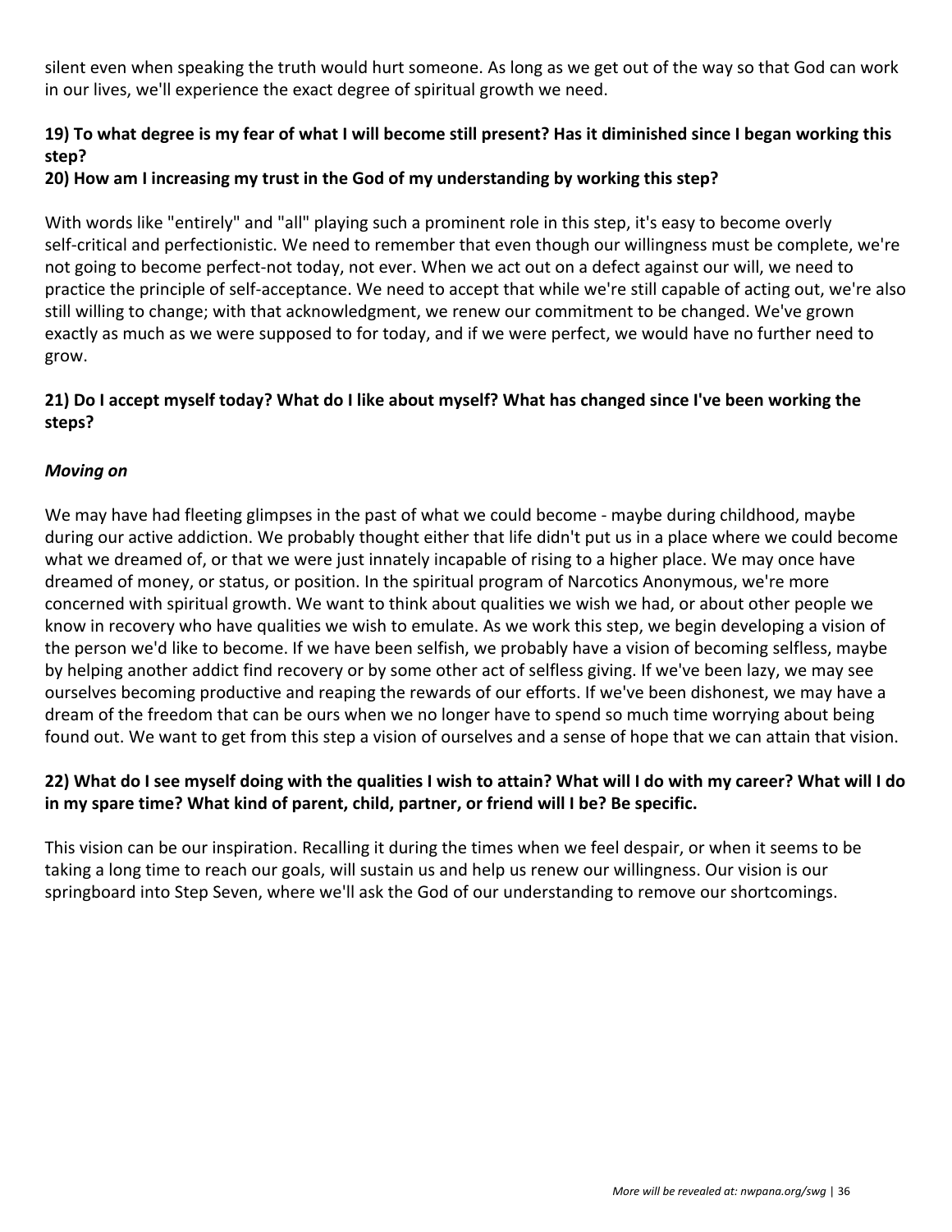silent even when speaking the truth would hurt someone. As long as we get out of the way so that God can work in our lives, we'll experience the exact degree of spiritual growth we need.

**19) To what degree is my fear of what I will become still present? Has it diminished since I began working this step?**

**20) How am I increasing my trust in the God of my understanding by working this step?**

With words like "entirely" and "all" playing such a prominent role in this step, it's easy to become overly self-critical and perfectionistic. We need to remember that even though our willingness must be complete, we're not going to become perfect-not today, not ever. When we act out on a defect against our will, we need to practice the principle of self-acceptance. We need to accept that while we're still capable of acting out, we're also still willing to change; with that acknowledgment, we renew our commitment to be changed. We've grown exactly as much as we were supposed to for today, and if we were perfect, we would have no further need to grow.

**21) Do I accept myself today? What do I like about myself? What has changed since I've been working the steps?**

***Moving on***

We may have had fleeting glimpses in the past of what we could become - maybe during childhood, maybe during our active addiction. We probably thought either that life didn't put us in a place where we could become what we dreamed of, or that we were just innately incapable of rising to a higher place. We may once have dreamed of money, or status, or position. In the spiritual program of Narcotics Anonymous, we're more concerned with spiritual growth. We want to think about qualities we wish we had, or about other people we know in recovery who have qualities we wish to emulate. As we work this step, we begin developing a vision of the person we'd like to become. If we have been selfish, we probably have a vision of becoming selfless, maybe by helping another addict find recovery or by some other act of selfless giving. If we've been lazy, we may see ourselves becoming productive and reaping the rewards of our efforts. If we've been dishonest, we may have a dream of the freedom that can be ours when we no longer have to spend so much time worrying about being found out. We want to get from this step a vision of ourselves and a sense of hope that we can attain that vision.

**22) What do I see myself doing with the qualities I wish to attain? What will I do with my career? What will I do in my spare time? What kind of parent, child, partner, or friend will I be? Be specific.**

This vision can be our inspiration. Recalling it during the times when we feel despair, or when it seems to be taking a long time to reach our goals, will sustain us and help us renew our willingness. Our vision is our springboard into Step Seven, where we'll ask the God of our understanding to remove our shortcomings.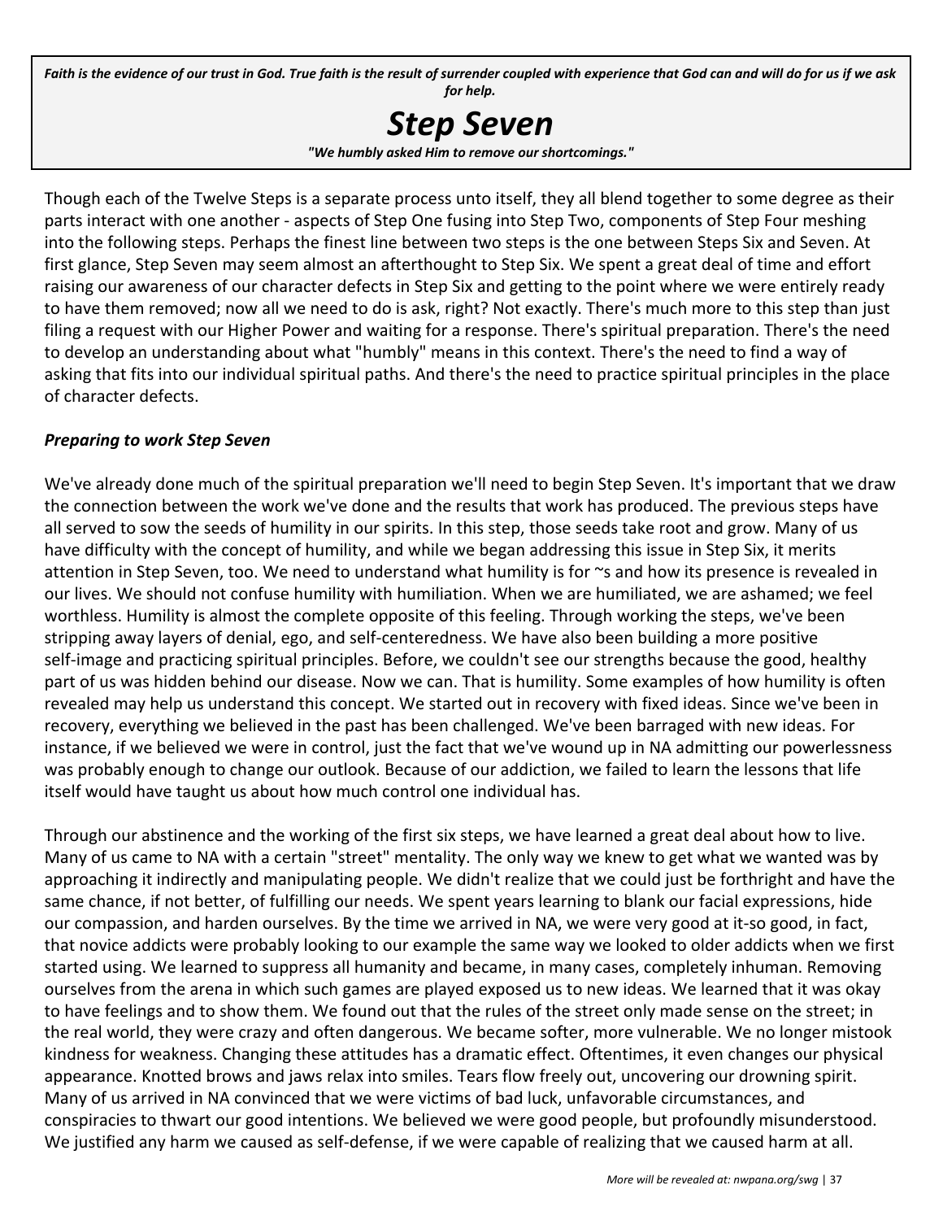*Faith is the evidence of our trust in God. True faith is the result of surrender coupled with experience that God can and will do for us if we ask for help.*

# *Step Seven*

*"We humbly asked Him to remove our shortcomings."*

Though each of the Twelve Steps is a separate process unto itself, they all blend together to some degree as their parts interact with one another - aspects of Step One fusing into Step Two, components of Step Four meshing into the following steps. Perhaps the finest line between two steps is the one between Steps Six and Seven. At first glance, Step Seven may seem almost an afterthought to Step Six. We spent a great deal of time and effort raising our awareness of our character defects in Step Six and getting to the point where we were entirely ready to have them removed; now all we need to do is ask, right? Not exactly. There's much more to this step than just filing a request with our Higher Power and waiting for a response. There's spiritual preparation. There's the need to develop an understanding about what "humbly" means in this context. There's the need to find a way of asking that fits into our individual spiritual paths. And there's the need to practice spiritual principles in the place of character defects.

### *Preparing to work Step Seven*

We've already done much of the spiritual preparation we'll need to begin Step Seven. It's important that we draw the connection between the work we've done and the results that work has produced. The previous steps have all served to sow the seeds of humility in our spirits. In this step, those seeds take root and grow. Many of us have difficulty with the concept of humility, and while we began addressing this issue in Step Six, it merits attention in Step Seven, too. We need to understand what humility is for ~s and how its presence is revealed in our lives. We should not confuse humility with humiliation. When we are humiliated, we are ashamed; we feel worthless. Humility is almost the complete opposite of this feeling. Through working the steps, we've been stripping away layers of denial, ego, and self-centeredness. We have also been building a more positive self-image and practicing spiritual principles. Before, we couldn't see our strengths because the good, healthy part of us was hidden behind our disease. Now we can. That is humility. Some examples of how humility is often revealed may help us understand this concept. We started out in recovery with fixed ideas. Since we've been in recovery, everything we believed in the past has been challenged. We've been barraged with new ideas. For instance, if we believed we were in control, just the fact that we've wound up in NA admitting our powerlessness was probably enough to change our outlook. Because of our addiction, we failed to learn the lessons that life itself would have taught us about how much control one individual has.

Through our abstinence and the working of the first six steps, we have learned a great deal about how to live. Many of us came to NA with a certain "street" mentality. The only way we knew to get what we wanted was by approaching it indirectly and manipulating people. We didn't realize that we could just be forthright and have the same chance, if not better, of fulfilling our needs. We spent years learning to blank our facial expressions, hide our compassion, and harden ourselves. By the time we arrived in NA, we were very good at it-so good, in fact, that novice addicts were probably looking to our example the same way we looked to older addicts when we first started using. We learned to suppress all humanity and became, in many cases, completely inhuman. Removing ourselves from the arena in which such games are played exposed us to new ideas. We learned that it was okay to have feelings and to show them. We found out that the rules of the street only made sense on the street; in the real world, they were crazy and often dangerous. We became softer, more vulnerable. We no longer mistook kindness for weakness. Changing these attitudes has a dramatic effect. Oftentimes, it even changes our physical appearance. Knotted brows and jaws relax into smiles. Tears flow freely out, uncovering our drowning spirit. Many of us arrived in NA convinced that we were victims of bad luck, unfavorable circumstances, and conspiracies to thwart our good intentions. We believed we were good people, but profoundly misunderstood. We justified any harm we caused as self-defense, if we were capable of realizing that we caused harm at all.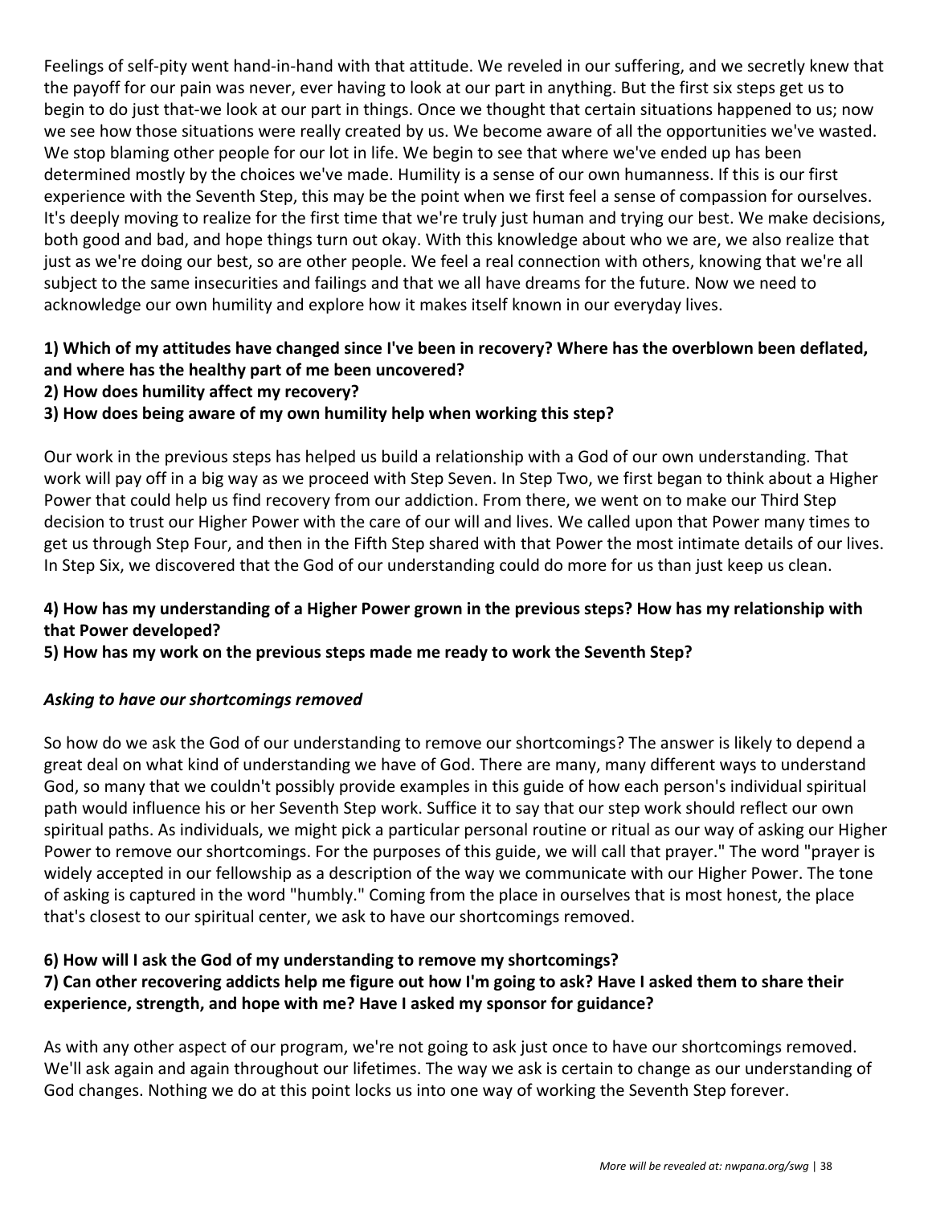Feelings of self-pity went hand-in-hand with that attitude. We reveled in our suffering, and we secretly knew that the payoff for our pain was never, ever having to look at our part in anything. But the first six steps get us to begin to do just that-we look at our part in things. Once we thought that certain situations happened to us; now we see how those situations were really created by us. We become aware of all the opportunities we've wasted. We stop blaming other people for our lot in life. We begin to see that where we've ended up has been determined mostly by the choices we've made. Humility is a sense of our own humanness. If this is our first experience with the Seventh Step, this may be the point when we first feel a sense of compassion for ourselves. It's deeply moving to realize for the first time that we're truly just human and trying our best. We make decisions, both good and bad, and hope things turn out okay. With this knowledge about who we are, we also realize that just as we're doing our best, so are other people. We feel a real connection with others, knowing that we're all subject to the same insecurities and failings and that we all have dreams for the future. Now we need to acknowledge our own humility and explore how it makes itself known in our everyday lives.

**1) Which of my attitudes have changed since I've been in recovery? Where has the overblown been deflated, and where has the healthy part of me been uncovered?**
**2) How does humility affect my recovery?**
**3) How does being aware of my own humility help when working this step?**

Our work in the previous steps has helped us build a relationship with a God of our own understanding. That work will pay off in a big way as we proceed with Step Seven. In Step Two, we first began to think about a Higher Power that could help us find recovery from our addiction. From there, we went on to make our Third Step decision to trust our Higher Power with the care of our will and lives. We called upon that Power many times to get us through Step Four, and then in the Fifth Step shared with that Power the most intimate details of our lives. In Step Six, we discovered that the God of our understanding could do more for us than just keep us clean.

**4) How has my understanding of a Higher Power grown in the previous steps? How has my relationship with that Power developed?**
**5) How has my work on the previous steps made me ready to work the Seventh Step?**

***Asking to have our shortcomings removed***

So how do we ask the God of our understanding to remove our shortcomings? The answer is likely to depend a great deal on what kind of understanding we have of God. There are many, many different ways to understand God, so many that we couldn't possibly provide examples in this guide of how each person's individual spiritual path would influence his or her Seventh Step work. Suffice it to say that our step work should reflect our own spiritual paths. As individuals, we might pick a particular personal routine or ritual as our way of asking our Higher Power to remove our shortcomings. For the purposes of this guide, we will call that prayer." The word "prayer is widely accepted in our fellowship as a description of the way we communicate with our Higher Power. The tone of asking is captured in the word "humbly." Coming from the place in ourselves that is most honest, the place that's closest to our spiritual center, we ask to have our shortcomings removed.

**6) How will I ask the God of my understanding to remove my shortcomings?**
**7) Can other recovering addicts help me figure out how I'm going to ask? Have I asked them to share their experience, strength, and hope with me? Have I asked my sponsor for guidance?**

As with any other aspect of our program, we're not going to ask just once to have our shortcomings removed. We'll ask again and again throughout our lifetimes. The way we ask is certain to change as our understanding of God changes. Nothing we do at this point locks us into one way of working the Seventh Step forever.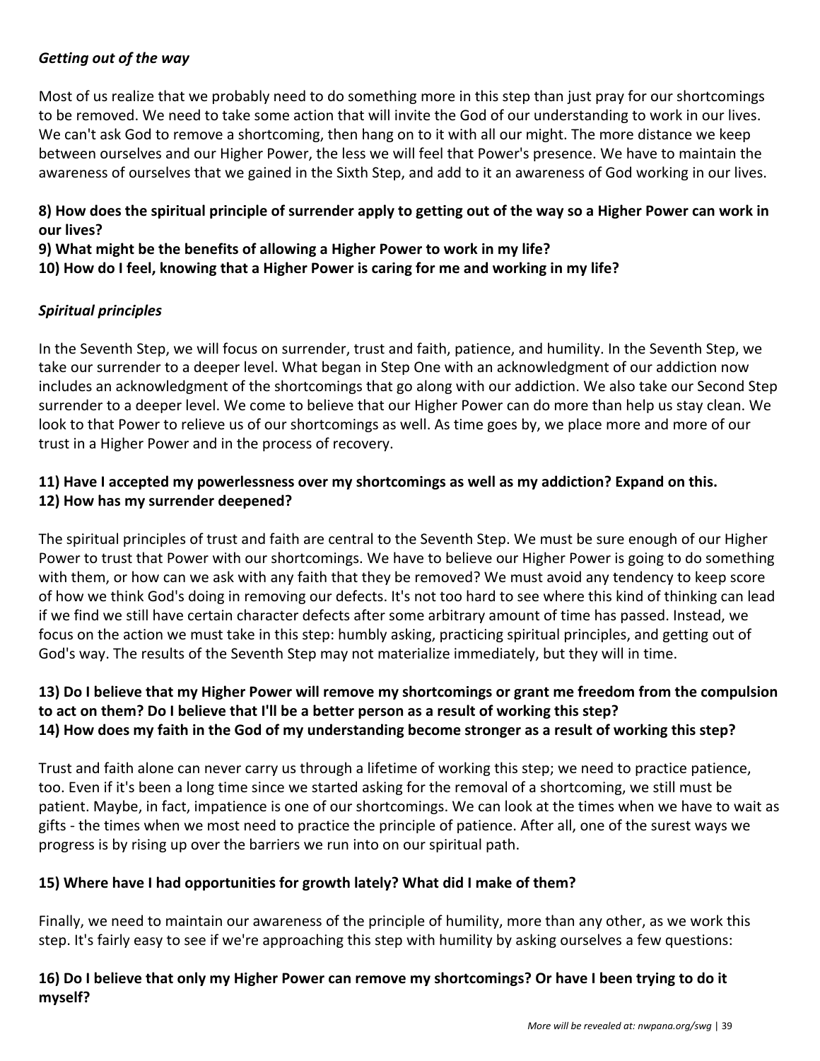*Getting out of the way*

Most of us realize that we probably need to do something more in this step than just pray for our shortcomings to be removed. We need to take some action that will invite the God of our understanding to work in our lives. We can't ask God to remove a shortcoming, then hang on to it with all our might. The more distance we keep between ourselves and our Higher Power, the less we will feel that Power's presence. We have to maintain the awareness of ourselves that we gained in the Sixth Step, and add to it an awareness of God working in our lives.

**8) How does the spiritual principle of surrender apply to getting out of the way so a Higher Power can work in our lives?**
**9) What might be the benefits of allowing a Higher Power to work in my life?**
**10) How do I feel, knowing that a Higher Power is caring for me and working in my life?**

*Spiritual principles*

In the Seventh Step, we will focus on surrender, trust and faith, patience, and humility. In the Seventh Step, we take our surrender to a deeper level. What began in Step One with an acknowledgment of our addiction now includes an acknowledgment of the shortcomings that go along with our addiction. We also take our Second Step surrender to a deeper level. We come to believe that our Higher Power can do more than help us stay clean. We look to that Power to relieve us of our shortcomings as well. As time goes by, we place more and more of our trust in a Higher Power and in the process of recovery.

**11) Have I accepted my powerlessness over my shortcomings as well as my addiction? Expand on this.**
**12) How has my surrender deepened?**

The spiritual principles of trust and faith are central to the Seventh Step. We must be sure enough of our Higher Power to trust that Power with our shortcomings. We have to believe our Higher Power is going to do something with them, or how can we ask with any faith that they be removed? We must avoid any tendency to keep score of how we think God's doing in removing our defects. It's not too hard to see where this kind of thinking can lead if we find we still have certain character defects after some arbitrary amount of time has passed. Instead, we focus on the action we must take in this step: humbly asking, practicing spiritual principles, and getting out of God's way. The results of the Seventh Step may not materialize immediately, but they will in time.

**13) Do I believe that my Higher Power will remove my shortcomings or grant me freedom from the compulsion to act on them? Do I believe that I'll be a better person as a result of working this step?**
**14) How does my faith in the God of my understanding become stronger as a result of working this step?**

Trust and faith alone can never carry us through a lifetime of working this step; we need to practice patience, too. Even if it's been a long time since we started asking for the removal of a shortcoming, we still must be patient. Maybe, in fact, impatience is one of our shortcomings. We can look at the times when we have to wait as gifts - the times when we most need to practice the principle of patience. After all, one of the surest ways we progress is by rising up over the barriers we run into on our spiritual path.

**15) Where have I had opportunities for growth lately? What did I make of them?**

Finally, we need to maintain our awareness of the principle of humility, more than any other, as we work this step. It's fairly easy to see if we're approaching this step with humility by asking ourselves a few questions:

**16) Do I believe that only my Higher Power can remove my shortcomings? Or have I been trying to do it myself?**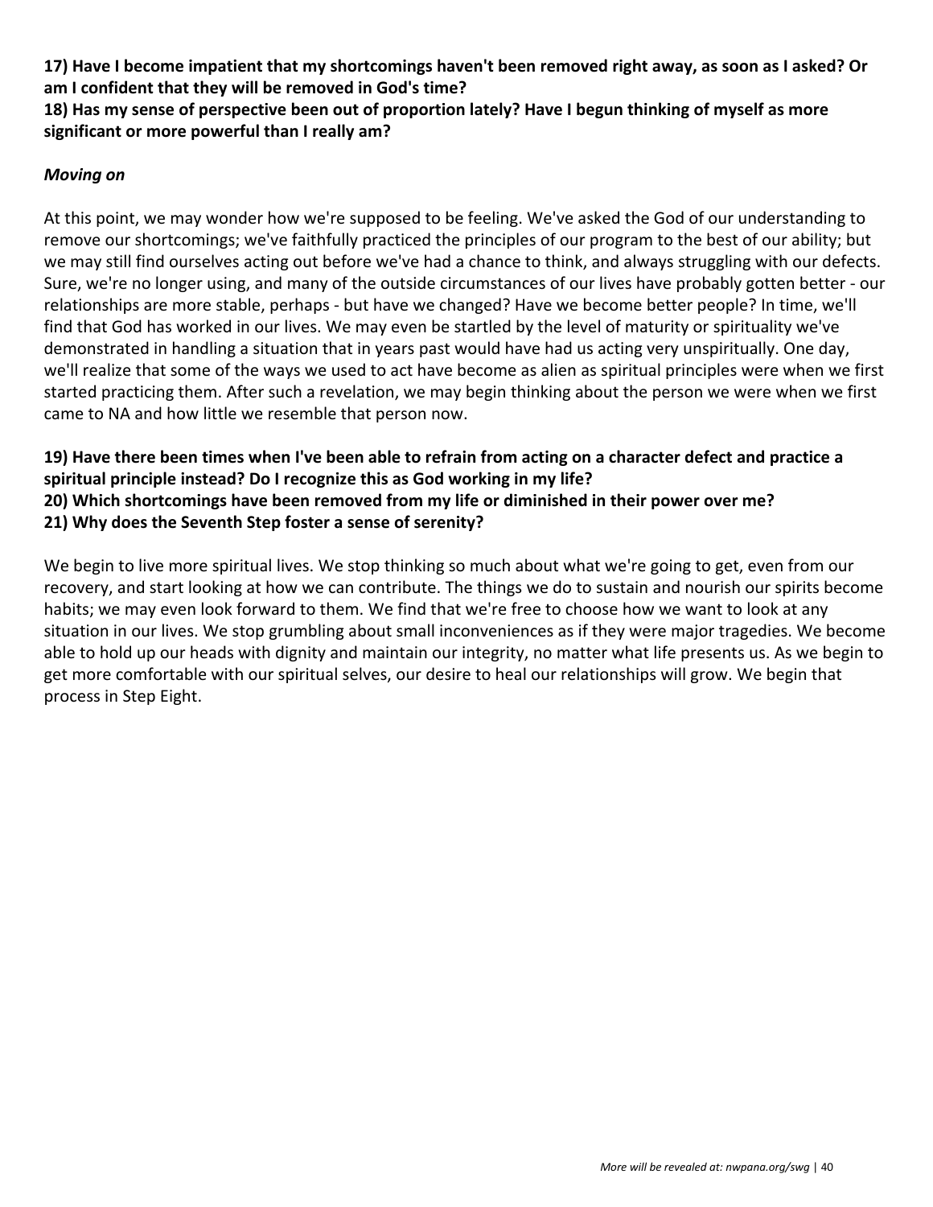**17) Have I become impatient that my shortcomings haven't been removed right away, as soon as I asked? Or am I confident that they will be removed in God's time?**
**18) Has my sense of perspective been out of proportion lately? Have I begun thinking of myself as more significant or more powerful than I really am?**

***Moving on***

At this point, we may wonder how we're supposed to be feeling. We've asked the God of our understanding to remove our shortcomings; we've faithfully practiced the principles of our program to the best of our ability; but we may still find ourselves acting out before we've had a chance to think, and always struggling with our defects. Sure, we're no longer using, and many of the outside circumstances of our lives have probably gotten better - our relationships are more stable, perhaps - but have we changed? Have we become better people? In time, we'll find that God has worked in our lives. We may even be startled by the level of maturity or spirituality we've demonstrated in handling a situation that in years past would have had us acting very unspiritually. One day, we'll realize that some of the ways we used to act have become as alien as spiritual principles were when we first started practicing them. After such a revelation, we may begin thinking about the person we were when we first came to NA and how little we resemble that person now.

**19) Have there been times when I've been able to refrain from acting on a character defect and practice a spiritual principle instead? Do I recognize this as God working in my life?**
**20) Which shortcomings have been removed from my life or diminished in their power over me?**
**21) Why does the Seventh Step foster a sense of serenity?**

We begin to live more spiritual lives. We stop thinking so much about what we're going to get, even from our recovery, and start looking at how we can contribute. The things we do to sustain and nourish our spirits become habits; we may even look forward to them. We find that we're free to choose how we want to look at any situation in our lives. We stop grumbling about small inconveniences as if they were major tragedies. We become able to hold up our heads with dignity and maintain our integrity, no matter what life presents us. As we begin to get more comfortable with our spiritual selves, our desire to heal our relationships will grow. We begin that process in Step Eight.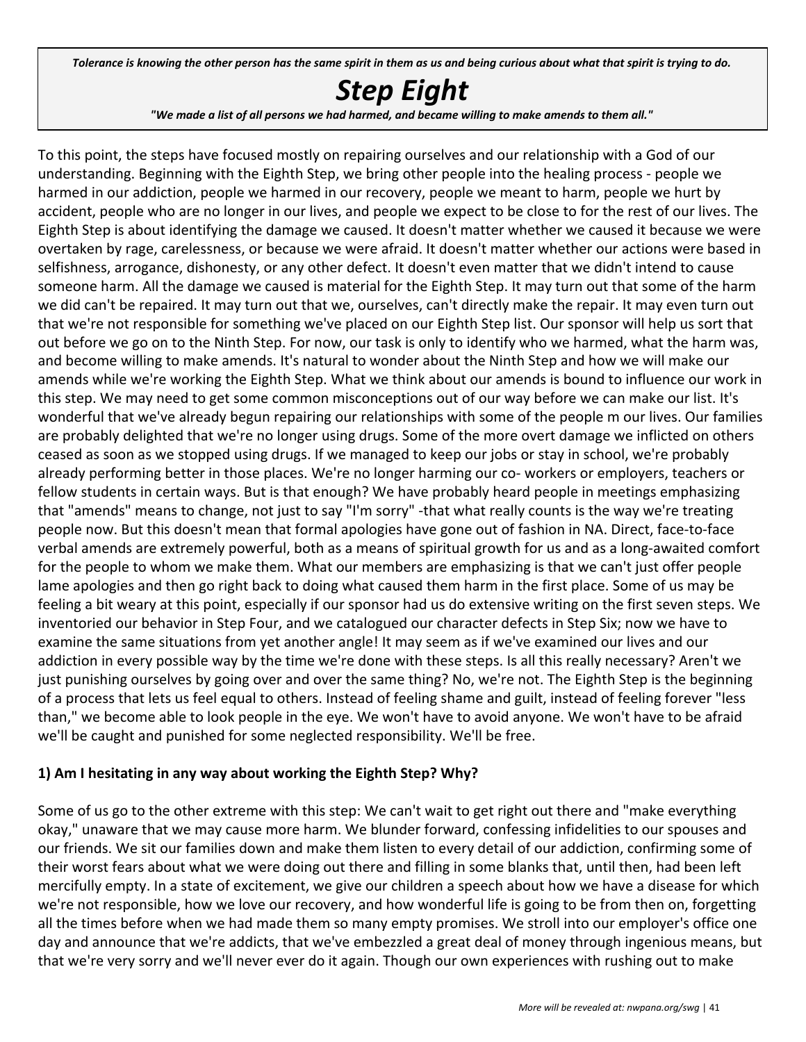*Tolerance is knowing the other person has the same spirit in them as us and being curious about what that spirit is trying to do.*

# *Step Eight*

***"We made a list of all persons we had harmed, and became willing to make amends to them all."***

To this point, the steps have focused mostly on repairing ourselves and our relationship with a God of our understanding. Beginning with the Eighth Step, we bring other people into the healing process - people we harmed in our addiction, people we harmed in our recovery, people we meant to harm, people we hurt by accident, people who are no longer in our lives, and people we expect to be close to for the rest of our lives. The Eighth Step is about identifying the damage we caused. It doesn't matter whether we caused it because we were overtaken by rage, carelessness, or because we were afraid. It doesn't matter whether our actions were based in selfishness, arrogance, dishonesty, or any other defect. It doesn't even matter that we didn't intend to cause someone harm. All the damage we caused is material for the Eighth Step. It may turn out that some of the harm we did can't be repaired. It may turn out that we, ourselves, can't directly make the repair. It may even turn out that we're not responsible for something we've placed on our Eighth Step list. Our sponsor will help us sort that out before we go on to the Ninth Step. For now, our task is only to identify who we harmed, what the harm was, and become willing to make amends. It's natural to wonder about the Ninth Step and how we will make our amends while we're working the Eighth Step. What we think about our amends is bound to influence our work in this step. We may need to get some common misconceptions out of our way before we can make our list. It's wonderful that we've already begun repairing our relationships with some of the people m our lives. Our families are probably delighted that we're no longer using drugs. Some of the more overt damage we inflicted on others ceased as soon as we stopped using drugs. If we managed to keep our jobs or stay in school, we're probably already performing better in those places. We're no longer harming our co- workers or employers, teachers or fellow students in certain ways. But is that enough? We have probably heard people in meetings emphasizing that "amends" means to change, not just to say "I'm sorry" -that what really counts is the way we're treating people now. But this doesn't mean that formal apologies have gone out of fashion in NA. Direct, face-to-face verbal amends are extremely powerful, both as a means of spiritual growth for us and as a long-awaited comfort for the people to whom we make them. What our members are emphasizing is that we can't just offer people lame apologies and then go right back to doing what caused them harm in the first place. Some of us may be feeling a bit weary at this point, especially if our sponsor had us do extensive writing on the first seven steps. We inventoried our behavior in Step Four, and we catalogued our character defects in Step Six; now we have to examine the same situations from yet another angle! It may seem as if we've examined our lives and our addiction in every possible way by the time we're done with these steps. Is all this really necessary? Aren't we just punishing ourselves by going over and over the same thing? No, we're not. The Eighth Step is the beginning of a process that lets us feel equal to others. Instead of feeling shame and guilt, instead of feeling forever "less than," we become able to look people in the eye. We won't have to avoid anyone. We won't have to be afraid we'll be caught and punished for some neglected responsibility. We'll be free.

**1) Am I hesitating in any way about working the Eighth Step? Why?**

Some of us go to the other extreme with this step: We can't wait to get right out there and "make everything okay," unaware that we may cause more harm. We blunder forward, confessing infidelities to our spouses and our friends. We sit our families down and make them listen to every detail of our addiction, confirming some of their worst fears about what we were doing out there and filling in some blanks that, until then, had been left mercifully empty. In a state of excitement, we give our children a speech about how we have a disease for which we're not responsible, how we love our recovery, and how wonderful life is going to be from then on, forgetting all the times before when we had made them so many empty promises. We stroll into our employer's office one day and announce that we're addicts, that we've embezzled a great deal of money through ingenious means, but that we're very sorry and we'll never ever do it again. Though our own experiences with rushing out to make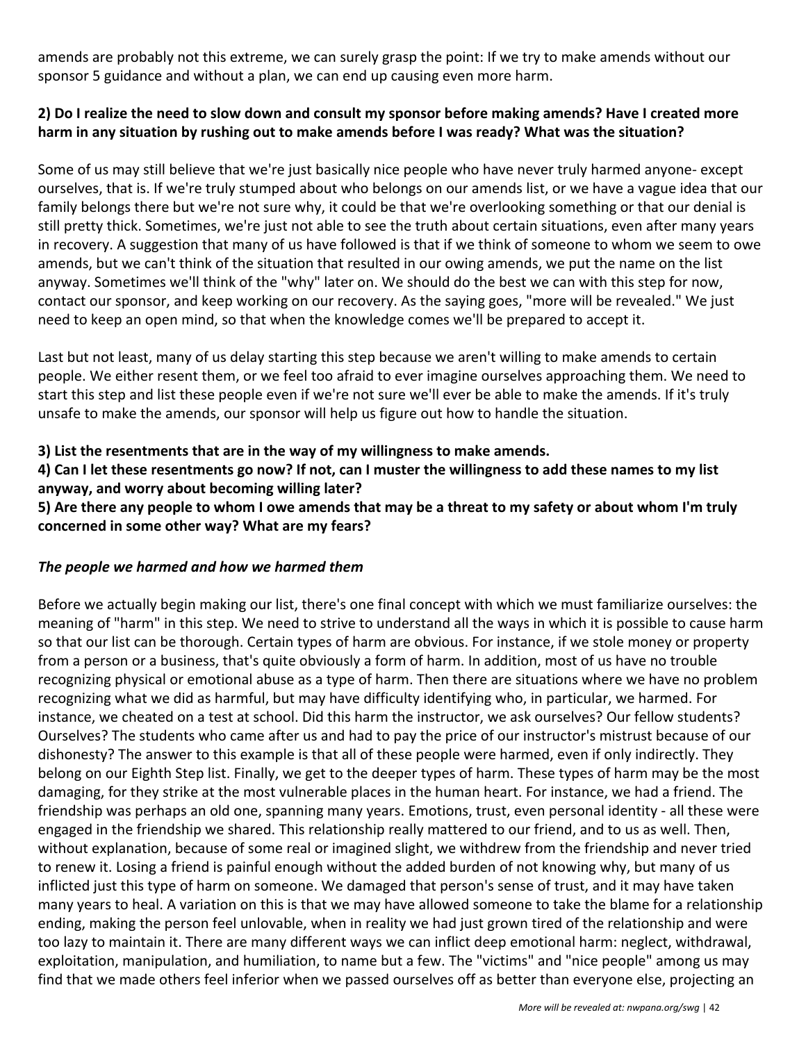amends are probably not this extreme, we can surely grasp the point: If we try to make amends without our sponsor 5 guidance and without a plan, we can end up causing even more harm.

**2) Do I realize the need to slow down and consult my sponsor before making amends? Have I created more harm in any situation by rushing out to make amends before I was ready? What was the situation?**

Some of us may still believe that we're just basically nice people who have never truly harmed anyone- except ourselves, that is. If we're truly stumped about who belongs on our amends list, or we have a vague idea that our family belongs there but we're not sure why, it could be that we're overlooking something or that our denial is still pretty thick. Sometimes, we're just not able to see the truth about certain situations, even after many years in recovery. A suggestion that many of us have followed is that if we think of someone to whom we seem to owe amends, but we can't think of the situation that resulted in our owing amends, we put the name on the list anyway. Sometimes we'll think of the "why" later on. We should do the best we can with this step for now, contact our sponsor, and keep working on our recovery. As the saying goes, "more will be revealed." We just need to keep an open mind, so that when the knowledge comes we'll be prepared to accept it.

Last but not least, many of us delay starting this step because we aren't willing to make amends to certain people. We either resent them, or we feel too afraid to ever imagine ourselves approaching them. We need to start this step and list these people even if we're not sure we'll ever be able to make the amends. If it's truly unsafe to make the amends, our sponsor will help us figure out how to handle the situation.

**3) List the resentments that are in the way of my willingness to make amends.**

**4) Can I let these resentments go now? If not, can I muster the willingness to add these names to my list anyway, and worry about becoming willing later?**

**5) Are there any people to whom I owe amends that may be a threat to my safety or about whom I'm truly concerned in some other way? What are my fears?**

***The people we harmed and how we harmed them***

Before we actually begin making our list, there's one final concept with which we must familiarize ourselves: the meaning of "harm" in this step. We need to strive to understand all the ways in which it is possible to cause harm so that our list can be thorough. Certain types of harm are obvious. For instance, if we stole money or property from a person or a business, that's quite obviously a form of harm. In addition, most of us have no trouble recognizing physical or emotional abuse as a type of harm. Then there are situations where we have no problem recognizing what we did as harmful, but may have difficulty identifying who, in particular, we harmed. For instance, we cheated on a test at school. Did this harm the instructor, we ask ourselves? Our fellow students? Ourselves? The students who came after us and had to pay the price of our instructor's mistrust because of our dishonesty? The answer to this example is that all of these people were harmed, even if only indirectly. They belong on our Eighth Step list. Finally, we get to the deeper types of harm. These types of harm may be the most damaging, for they strike at the most vulnerable places in the human heart. For instance, we had a friend. The friendship was perhaps an old one, spanning many years. Emotions, trust, even personal identity - all these were engaged in the friendship we shared. This relationship really mattered to our friend, and to us as well. Then, without explanation, because of some real or imagined slight, we withdrew from the friendship and never tried to renew it. Losing a friend is painful enough without the added burden of not knowing why, but many of us inflicted just this type of harm on someone. We damaged that person's sense of trust, and it may have taken many years to heal. A variation on this is that we may have allowed someone to take the blame for a relationship ending, making the person feel unlovable, when in reality we had just grown tired of the relationship and were too lazy to maintain it. There are many different ways we can inflict deep emotional harm: neglect, withdrawal, exploitation, manipulation, and humiliation, to name but a few. The "victims" and "nice people" among us may find that we made others feel inferior when we passed ourselves off as better than everyone else, projecting an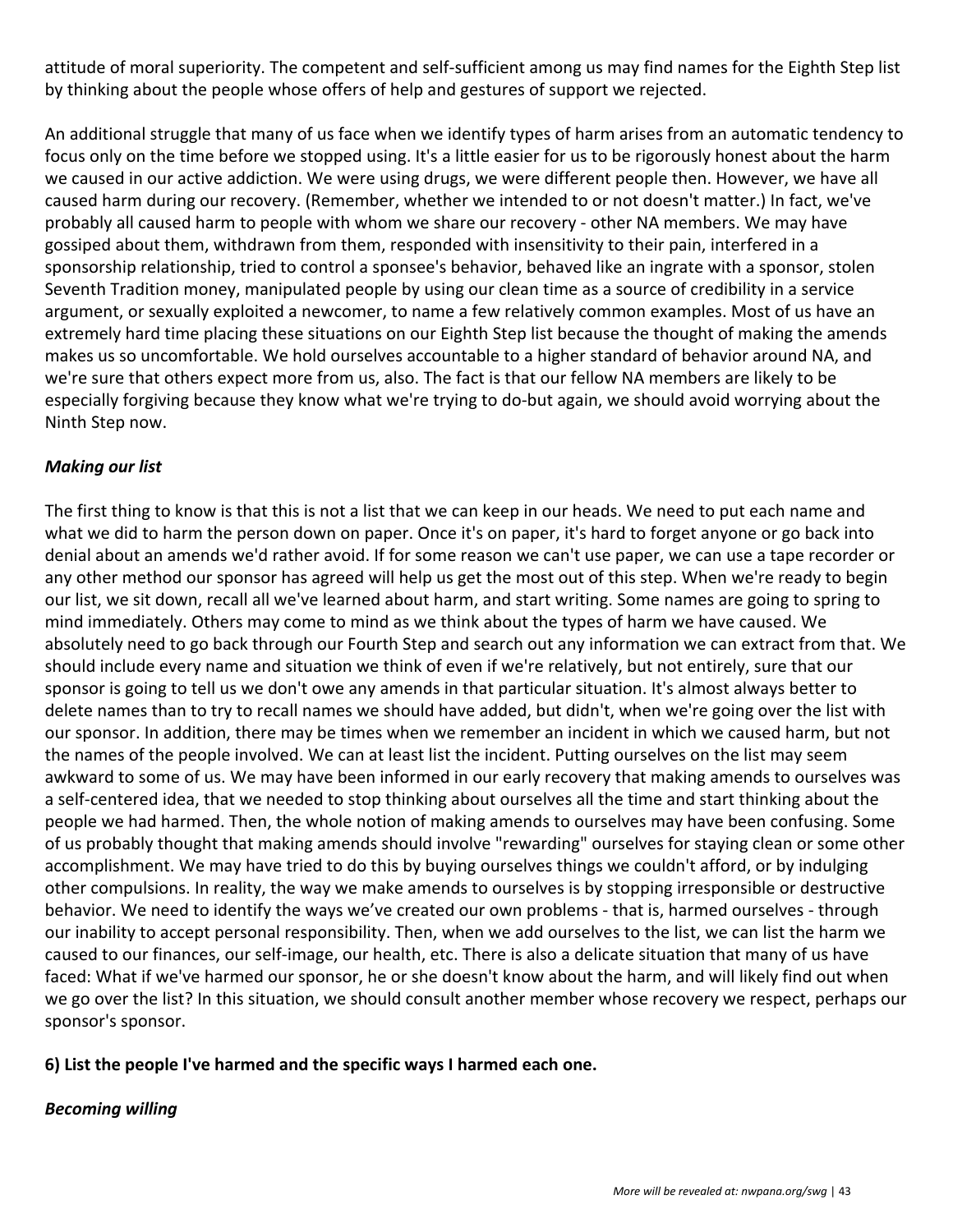attitude of moral superiority. The competent and self-sufficient among us may find names for the Eighth Step list by thinking about the people whose offers of help and gestures of support we rejected.

An additional struggle that many of us face when we identify types of harm arises from an automatic tendency to focus only on the time before we stopped using. It's a little easier for us to be rigorously honest about the harm we caused in our active addiction. We were using drugs, we were different people then. However, we have all caused harm during our recovery. (Remember, whether we intended to or not doesn't matter.) In fact, we've probably all caused harm to people with whom we share our recovery - other NA members. We may have gossiped about them, withdrawn from them, responded with insensitivity to their pain, interfered in a sponsorship relationship, tried to control a sponsee's behavior, behaved like an ingrate with a sponsor, stolen Seventh Tradition money, manipulated people by using our clean time as a source of credibility in a service argument, or sexually exploited a newcomer, to name a few relatively common examples. Most of us have an extremely hard time placing these situations on our Eighth Step list because the thought of making the amends makes us so uncomfortable. We hold ourselves accountable to a higher standard of behavior around NA, and we're sure that others expect more from us, also. The fact is that our fellow NA members are likely to be especially forgiving because they know what we're trying to do-but again, we should avoid worrying about the Ninth Step now.

### *Making our list*

The first thing to know is that this is not a list that we can keep in our heads. We need to put each name and what we did to harm the person down on paper. Once it's on paper, it's hard to forget anyone or go back into denial about an amends we'd rather avoid. If for some reason we can't use paper, we can use a tape recorder or any other method our sponsor has agreed will help us get the most out of this step. When we're ready to begin our list, we sit down, recall all we've learned about harm, and start writing. Some names are going to spring to mind immediately. Others may come to mind as we think about the types of harm we have caused. We absolutely need to go back through our Fourth Step and search out any information we can extract from that. We should include every name and situation we think of even if we're relatively, but not entirely, sure that our sponsor is going to tell us we don't owe any amends in that particular situation. It's almost always better to delete names than to try to recall names we should have added, but didn't, when we're going over the list with our sponsor. In addition, there may be times when we remember an incident in which we caused harm, but not the names of the people involved. We can at least list the incident. Putting ourselves on the list may seem awkward to some of us. We may have been informed in our early recovery that making amends to ourselves was a self-centered idea, that we needed to stop thinking about ourselves all the time and start thinking about the people we had harmed. Then, the whole notion of making amends to ourselves may have been confusing. Some of us probably thought that making amends should involve "rewarding" ourselves for staying clean or some other accomplishment. We may have tried to do this by buying ourselves things we couldn't afford, or by indulging other compulsions. In reality, the way we make amends to ourselves is by stopping irresponsible or destructive behavior. We need to identify the ways we've created our own problems - that is, harmed ourselves - through our inability to accept personal responsibility. Then, when we add ourselves to the list, we can list the harm we caused to our finances, our self-image, our health, etc. There is also a delicate situation that many of us have faced: What if we've harmed our sponsor, he or she doesn't know about the harm, and will likely find out when we go over the list? In this situation, we should consult another member whose recovery we respect, perhaps our sponsor's sponsor.

**6) List the people I've harmed and the specific ways I harmed each one.**

### *Becoming willing*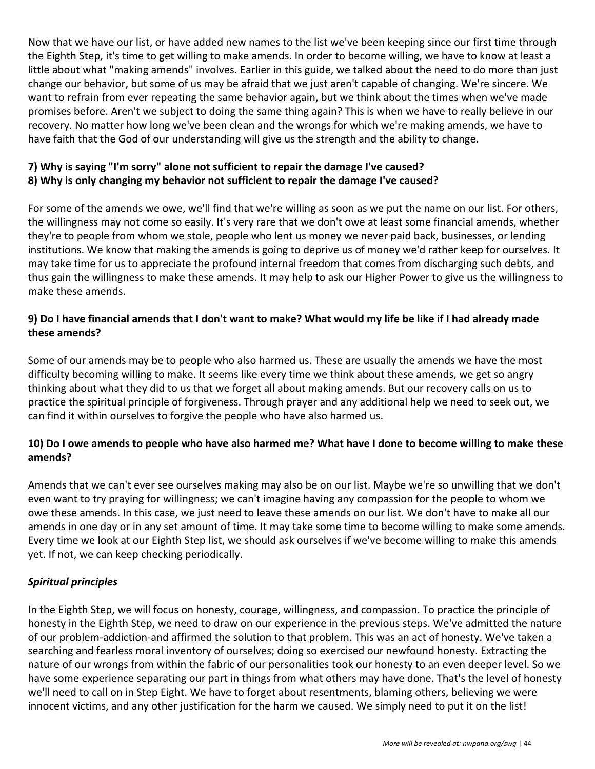Now that we have our list, or have added new names to the list we've been keeping since our first time through the Eighth Step, it's time to get willing to make amends. In order to become willing, we have to know at least a little about what "making amends" involves. Earlier in this guide, we talked about the need to do more than just change our behavior, but some of us may be afraid that we just aren't capable of changing. We're sincere. We want to refrain from ever repeating the same behavior again, but we think about the times when we've made promises before. Aren't we subject to doing the same thing again? This is when we have to really believe in our recovery. No matter how long we've been clean and the wrongs for which we're making amends, we have to have faith that the God of our understanding will give us the strength and the ability to change.

**7) Why is saying "I'm sorry" alone not sufficient to repair the damage I've caused?**
**8) Why is only changing my behavior not sufficient to repair the damage I've caused?**

For some of the amends we owe, we'll find that we're willing as soon as we put the name on our list. For others, the willingness may not come so easily. It's very rare that we don't owe at least some financial amends, whether they're to people from whom we stole, people who lent us money we never paid back, businesses, or lending institutions. We know that making the amends is going to deprive us of money we'd rather keep for ourselves. It may take time for us to appreciate the profound internal freedom that comes from discharging such debts, and thus gain the willingness to make these amends. It may help to ask our Higher Power to give us the willingness to make these amends.

**9) Do I have financial amends that I don't want to make? What would my life be like if I had already made these amends?**

Some of our amends may be to people who also harmed us. These are usually the amends we have the most difficulty becoming willing to make. It seems like every time we think about these amends, we get so angry thinking about what they did to us that we forget all about making amends. But our recovery calls on us to practice the spiritual principle of forgiveness. Through prayer and any additional help we need to seek out, we can find it within ourselves to forgive the people who have also harmed us.

**10) Do I owe amends to people who have also harmed me? What have I done to become willing to make these amends?**

Amends that we can't ever see ourselves making may also be on our list. Maybe we're so unwilling that we don't even want to try praying for willingness; we can't imagine having any compassion for the people to whom we owe these amends. In this case, we just need to leave these amends on our list. We don't have to make all our amends in one day or in any set amount of time. It may take some time to become willing to make some amends. Every time we look at our Eighth Step list, we should ask ourselves if we've become willing to make this amends yet. If not, we can keep checking periodically.

***Spiritual principles***

In the Eighth Step, we will focus on honesty, courage, willingness, and compassion. To practice the principle of honesty in the Eighth Step, we need to draw on our experience in the previous steps. We've admitted the nature of our problem-addiction-and affirmed the solution to that problem. This was an act of honesty. We've taken a searching and fearless moral inventory of ourselves; doing so exercised our newfound honesty. Extracting the nature of our wrongs from within the fabric of our personalities took our honesty to an even deeper level. So we have some experience separating our part in things from what others may have done. That's the level of honesty we'll need to call on in Step Eight. We have to forget about resentments, blaming others, believing we were innocent victims, and any other justification for the harm we caused. We simply need to put it on the list!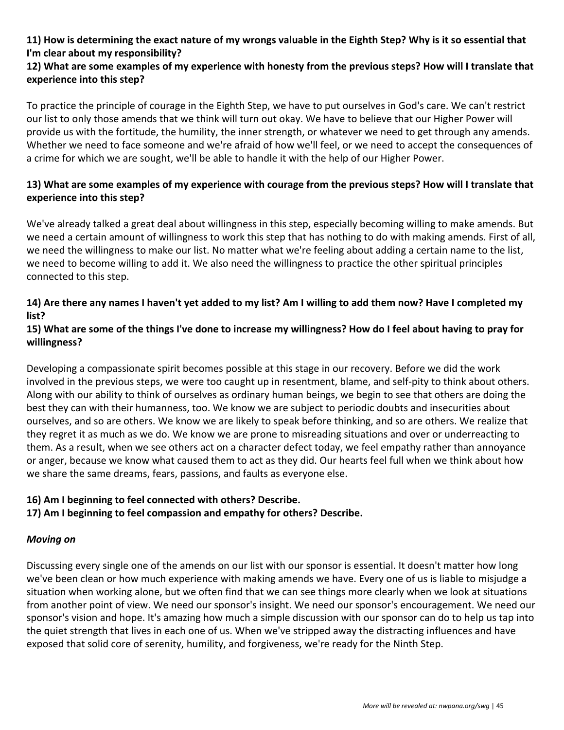**11) How is determining the exact nature of my wrongs valuable in the Eighth Step? Why is it so essential that I'm clear about my responsibility?**
**12) What are some examples of my experience with honesty from the previous steps? How will I translate that experience into this step?**

To practice the principle of courage in the Eighth Step, we have to put ourselves in God's care. We can't restrict our list to only those amends that we think will turn out okay. We have to believe that our Higher Power will provide us with the fortitude, the humility, the inner strength, or whatever we need to get through any amends. Whether we need to face someone and we're afraid of how we'll feel, or we need to accept the consequences of a crime for which we are sought, we'll be able to handle it with the help of our Higher Power.

**13) What are some examples of my experience with courage from the previous steps? How will I translate that experience into this step?**

We've already talked a great deal about willingness in this step, especially becoming willing to make amends. But we need a certain amount of willingness to work this step that has nothing to do with making amends. First of all, we need the willingness to make our list. No matter what we're feeling about adding a certain name to the list, we need to become willing to add it. We also need the willingness to practice the other spiritual principles connected to this step.

**14) Are there any names I haven't yet added to my list? Am I willing to add them now? Have I completed my list?**
**15) What are some of the things I've done to increase my willingness? How do I feel about having to pray for willingness?**

Developing a compassionate spirit becomes possible at this stage in our recovery. Before we did the work involved in the previous steps, we were too caught up in resentment, blame, and self-pity to think about others. Along with our ability to think of ourselves as ordinary human beings, we begin to see that others are doing the best they can with their humanness, too. We know we are subject to periodic doubts and insecurities about ourselves, and so are others. We know we are likely to speak before thinking, and so are others. We realize that they regret it as much as we do. We know we are prone to misreading situations and over or underreacting to them. As a result, when we see others act on a character defect today, we feel empathy rather than annoyance or anger, because we know what caused them to act as they did. Our hearts feel full when we think about how we share the same dreams, fears, passions, and faults as everyone else.

**16) Am I beginning to feel connected with others? Describe.**
**17) Am I beginning to feel compassion and empathy for others? Describe.**

***Moving on***

Discussing every single one of the amends on our list with our sponsor is essential. It doesn't matter how long we've been clean or how much experience with making amends we have. Every one of us is liable to misjudge a situation when working alone, but we often find that we can see things more clearly when we look at situations from another point of view. We need our sponsor's insight. We need our sponsor's encouragement. We need our sponsor's vision and hope. It's amazing how much a simple discussion with our sponsor can do to help us tap into the quiet strength that lives in each one of us. When we've stripped away the distracting influences and have exposed that solid core of serenity, humility, and forgiveness, we're ready for the Ninth Step.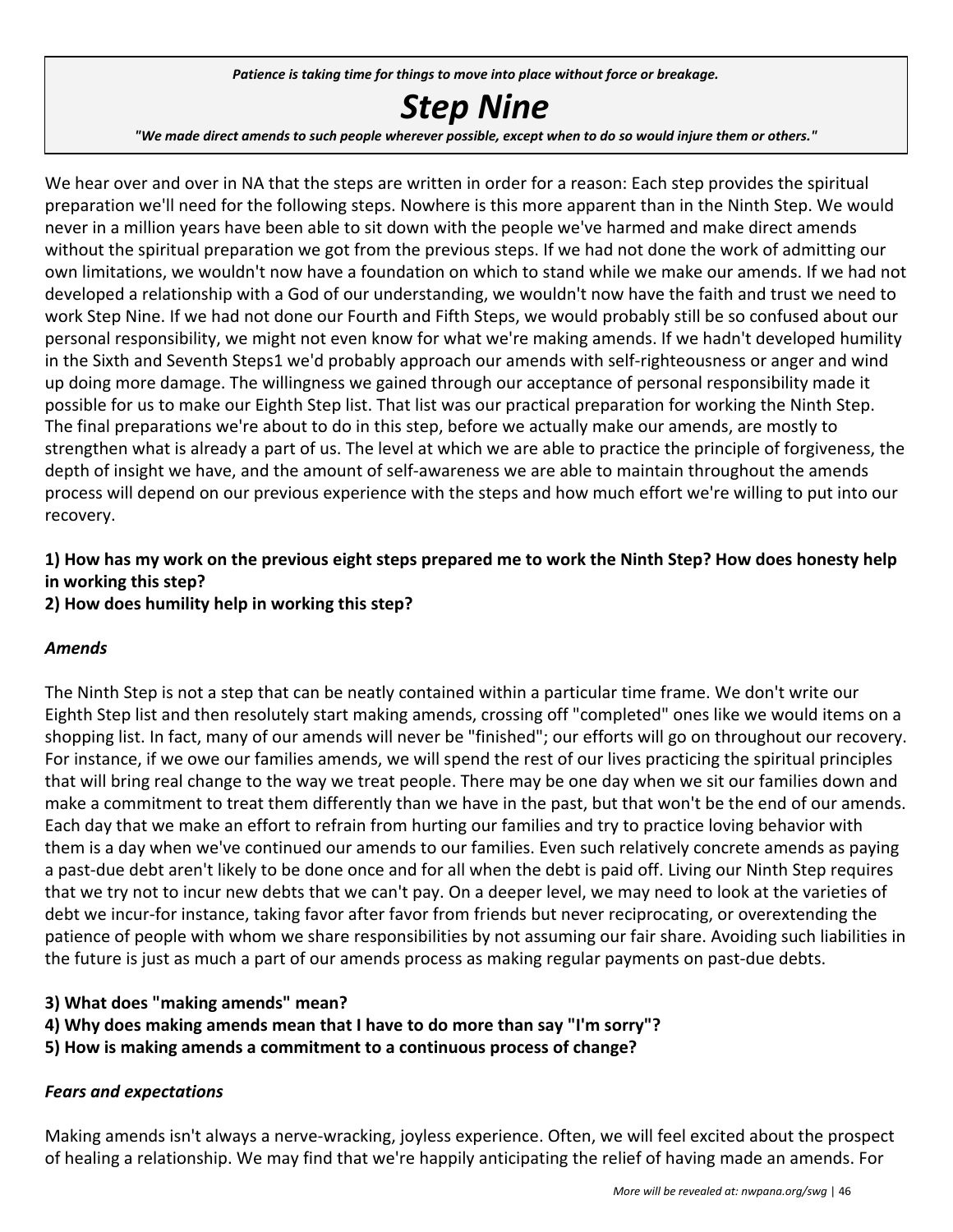*Patience is taking time for things to move into place without force or breakage.*

# *Step Nine*

*"We made direct amends to such people wherever possible, except when to do so would injure them or others."*

We hear over and over in NA that the steps are written in order for a reason: Each step provides the spiritual preparation we'll need for the following steps. Nowhere is this more apparent than in the Ninth Step. We would never in a million years have been able to sit down with the people we've harmed and make direct amends without the spiritual preparation we got from the previous steps. If we had not done the work of admitting our own limitations, we wouldn't now have a foundation on which to stand while we make our amends. If we had not developed a relationship with a God of our understanding, we wouldn't now have the faith and trust we need to work Step Nine. If we had not done our Fourth and Fifth Steps, we would probably still be so confused about our personal responsibility, we might not even know for what we're making amends. If we hadn't developed humility in the Sixth and Seventh Steps1 we'd probably approach our amends with self-righteousness or anger and wind up doing more damage. The willingness we gained through our acceptance of personal responsibility made it possible for us to make our Eighth Step list. That list was our practical preparation for working the Ninth Step. The final preparations we're about to do in this step, before we actually make our amends, are mostly to strengthen what is already a part of us. The level at which we are able to practice the principle of forgiveness, the depth of insight we have, and the amount of self-awareness we are able to maintain throughout the amends process will depend on our previous experience with the steps and how much effort we're willing to put into our recovery.

**1) How has my work on the previous eight steps prepared me to work the Ninth Step? How does honesty help in working this step?**
**2) How does humility help in working this step?**

### *Amends*

The Ninth Step is not a step that can be neatly contained within a particular time frame. We don't write our Eighth Step list and then resolutely start making amends, crossing off "completed" ones like we would items on a shopping list. In fact, many of our amends will never be "finished"; our efforts will go on throughout our recovery. For instance, if we owe our families amends, we will spend the rest of our lives practicing the spiritual principles that will bring real change to the way we treat people. There may be one day when we sit our families down and make a commitment to treat them differently than we have in the past, but that won't be the end of our amends. Each day that we make an effort to refrain from hurting our families and try to practice loving behavior with them is a day when we've continued our amends to our families. Even such relatively concrete amends as paying a past-due debt aren't likely to be done once and for all when the debt is paid off. Living our Ninth Step requires that we try not to incur new debts that we can't pay. On a deeper level, we may need to look at the varieties of debt we incur-for instance, taking favor after favor from friends but never reciprocating, or overextending the patience of people with whom we share responsibilities by not assuming our fair share. Avoiding such liabilities in the future is just as much a part of our amends process as making regular payments on past-due debts.

**3) What does "making amends" mean?**
**4) Why does making amends mean that I have to do more than say "I'm sorry"?**
**5) How is making amends a commitment to a continuous process of change?**

### *Fears and expectations*

Making amends isn't always a nerve-wracking, joyless experience. Often, we will feel excited about the prospect of healing a relationship. We may find that we're happily anticipating the relief of having made an amends. For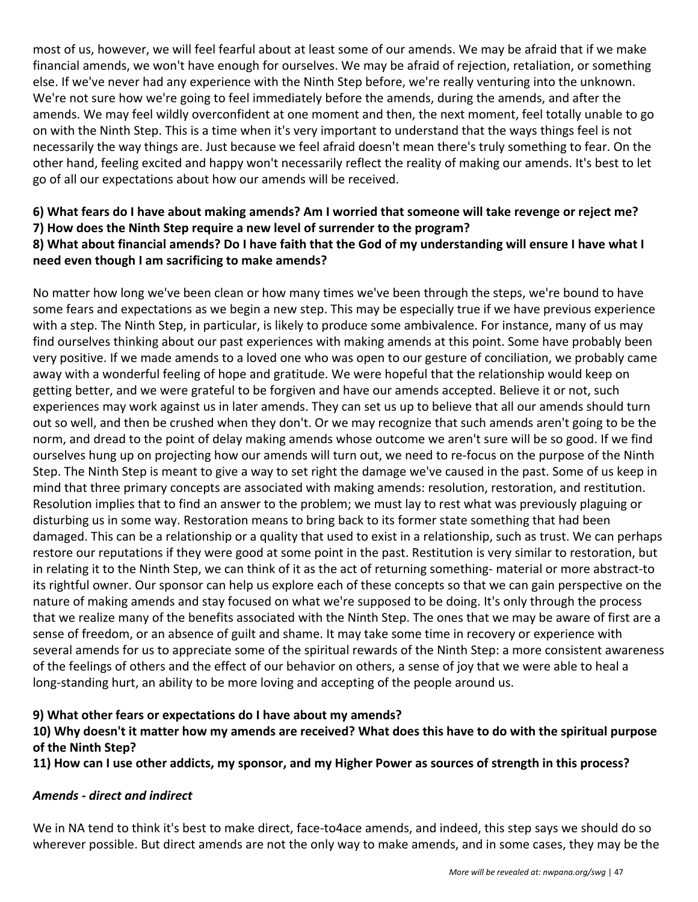most of us, however, we will feel fearful about at least some of our amends. We may be afraid that if we make financial amends, we won't have enough for ourselves. We may be afraid of rejection, retaliation, or something else. If we've never had any experience with the Ninth Step before, we're really venturing into the unknown. We're not sure how we're going to feel immediately before the amends, during the amends, and after the amends. We may feel wildly overconfident at one moment and then, the next moment, feel totally unable to go on with the Ninth Step. This is a time when it's very important to understand that the ways things feel is not necessarily the way things are. Just because we feel afraid doesn't mean there's truly something to fear. On the other hand, feeling excited and happy won't necessarily reflect the reality of making our amends. It's best to let go of all our expectations about how our amends will be received.

**6) What fears do I have about making amends? Am I worried that someone will take revenge or reject me?**
**7) How does the Ninth Step require a new level of surrender to the program?**
**8) What about financial amends? Do I have faith that the God of my understanding will ensure I have what I need even though I am sacrificing to make amends?**

No matter how long we've been clean or how many times we've been through the steps, we're bound to have some fears and expectations as we begin a new step. This may be especially true if we have previous experience with a step. The Ninth Step, in particular, is likely to produce some ambivalence. For instance, many of us may find ourselves thinking about our past experiences with making amends at this point. Some have probably been very positive. If we made amends to a loved one who was open to our gesture of conciliation, we probably came away with a wonderful feeling of hope and gratitude. We were hopeful that the relationship would keep on getting better, and we were grateful to be forgiven and have our amends accepted. Believe it or not, such experiences may work against us in later amends. They can set us up to believe that all our amends should turn out so well, and then be crushed when they don't. Or we may recognize that such amends aren't going to be the norm, and dread to the point of delay making amends whose outcome we aren't sure will be so good. If we find ourselves hung up on projecting how our amends will turn out, we need to re-focus on the purpose of the Ninth Step. The Ninth Step is meant to give a way to set right the damage we've caused in the past. Some of us keep in mind that three primary concepts are associated with making amends: resolution, restoration, and restitution. Resolution implies that to find an answer to the problem; we must lay to rest what was previously plaguing or disturbing us in some way. Restoration means to bring back to its former state something that had been damaged. This can be a relationship or a quality that used to exist in a relationship, such as trust. We can perhaps restore our reputations if they were good at some point in the past. Restitution is very similar to restoration, but in relating it to the Ninth Step, we can think of it as the act of returning something- material or more abstract-to its rightful owner. Our sponsor can help us explore each of these concepts so that we can gain perspective on the nature of making amends and stay focused on what we're supposed to be doing. It's only through the process that we realize many of the benefits associated with the Ninth Step. The ones that we may be aware of first are a sense of freedom, or an absence of guilt and shame. It may take some time in recovery or experience with several amends for us to appreciate some of the spiritual rewards of the Ninth Step: a more consistent awareness of the feelings of others and the effect of our behavior on others, a sense of joy that we were able to heal a long-standing hurt, an ability to be more loving and accepting of the people around us.

**9) What other fears or expectations do I have about my amends?**
**10) Why doesn't it matter how my amends are received? What does this have to do with the spiritual purpose of the Ninth Step?**
**11) How can I use other addicts, my sponsor, and my Higher Power as sources of strength in this process?**

### *Amends - direct and indirect*

We in NA tend to think it's best to make direct, face-to4ace amends, and indeed, this step says we should do so wherever possible. But direct amends are not the only way to make amends, and in some cases, they may be the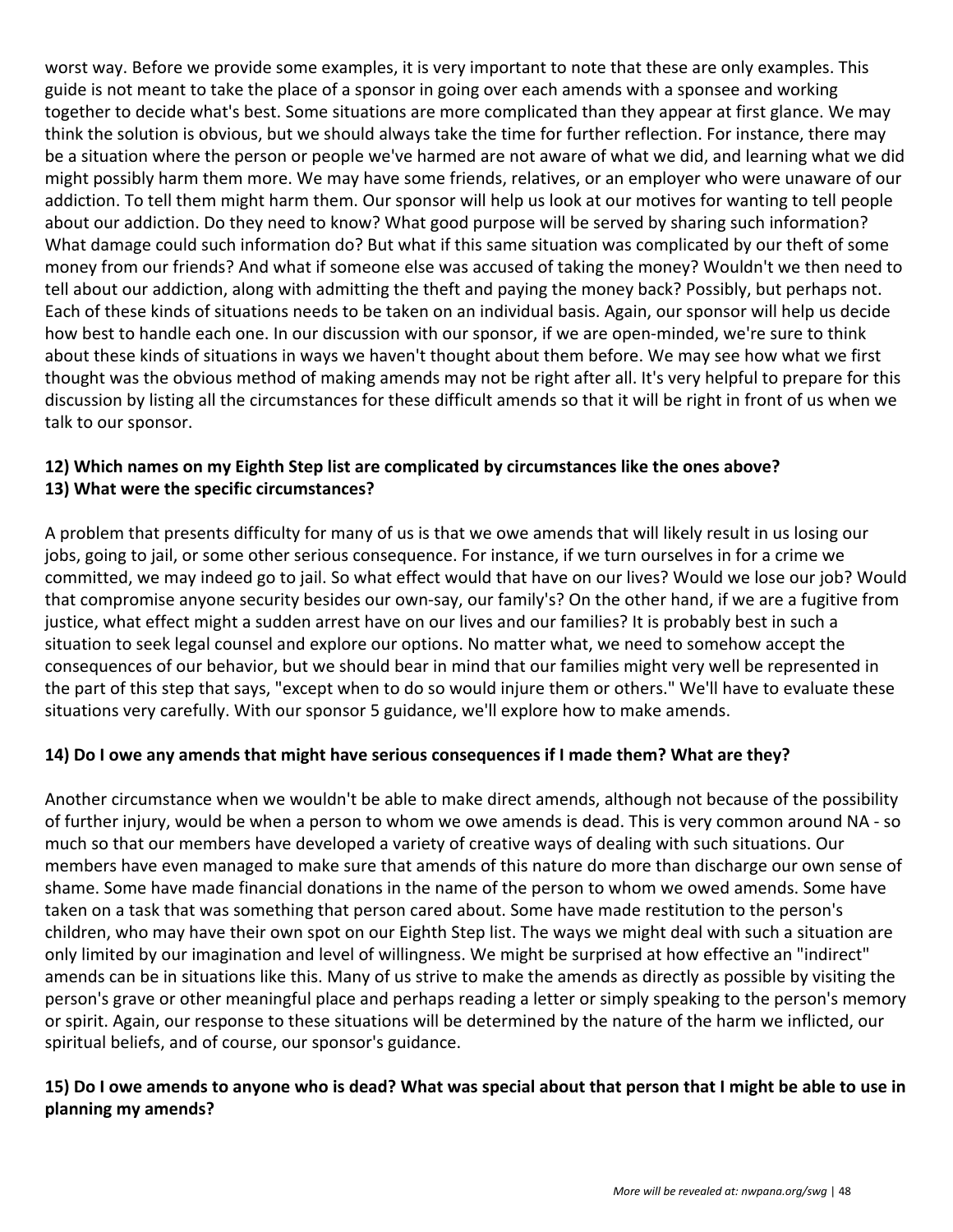worst way. Before we provide some examples, it is very important to note that these are only examples. This guide is not meant to take the place of a sponsor in going over each amends with a sponsee and working together to decide what's best. Some situations are more complicated than they appear at first glance. We may think the solution is obvious, but we should always take the time for further reflection. For instance, there may be a situation where the person or people we've harmed are not aware of what we did, and learning what we did might possibly harm them more. We may have some friends, relatives, or an employer who were unaware of our addiction. To tell them might harm them. Our sponsor will help us look at our motives for wanting to tell people about our addiction. Do they need to know? What good purpose will be served by sharing such information? What damage could such information do? But what if this same situation was complicated by our theft of some money from our friends? And what if someone else was accused of taking the money? Wouldn't we then need to tell about our addiction, along with admitting the theft and paying the money back? Possibly, but perhaps not. Each of these kinds of situations needs to be taken on an individual basis. Again, our sponsor will help us decide how best to handle each one. In our discussion with our sponsor, if we are open-minded, we're sure to think about these kinds of situations in ways we haven't thought about them before. We may see how what we first thought was the obvious method of making amends may not be right after all. It's very helpful to prepare for this discussion by listing all the circumstances for these difficult amends so that it will be right in front of us when we talk to our sponsor.

**12) Which names on my Eighth Step list are complicated by circumstances like the ones above?**
**13) What were the specific circumstances?**

A problem that presents difficulty for many of us is that we owe amends that will likely result in us losing our jobs, going to jail, or some other serious consequence. For instance, if we turn ourselves in for a crime we committed, we may indeed go to jail. So what effect would that have on our lives? Would we lose our job? Would that compromise anyone security besides our own-say, our family's? On the other hand, if we are a fugitive from justice, what effect might a sudden arrest have on our lives and our families? It is probably best in such a situation to seek legal counsel and explore our options. No matter what, we need to somehow accept the consequences of our behavior, but we should bear in mind that our families might very well be represented in the part of this step that says, "except when to do so would injure them or others." We'll have to evaluate these situations very carefully. With our sponsor 5 guidance, we'll explore how to make amends.

**14) Do I owe any amends that might have serious consequences if I made them? What are they?**

Another circumstance when we wouldn't be able to make direct amends, although not because of the possibility of further injury, would be when a person to whom we owe amends is dead. This is very common around NA - so much so that our members have developed a variety of creative ways of dealing with such situations. Our members have even managed to make sure that amends of this nature do more than discharge our own sense of shame. Some have made financial donations in the name of the person to whom we owed amends. Some have taken on a task that was something that person cared about. Some have made restitution to the person's children, who may have their own spot on our Eighth Step list. The ways we might deal with such a situation are only limited by our imagination and level of willingness. We might be surprised at how effective an "indirect" amends can be in situations like this. Many of us strive to make the amends as directly as possible by visiting the person's grave or other meaningful place and perhaps reading a letter or simply speaking to the person's memory or spirit. Again, our response to these situations will be determined by the nature of the harm we inflicted, our spiritual beliefs, and of course, our sponsor's guidance.

**15) Do I owe amends to anyone who is dead? What was special about that person that I might be able to use in planning my amends?**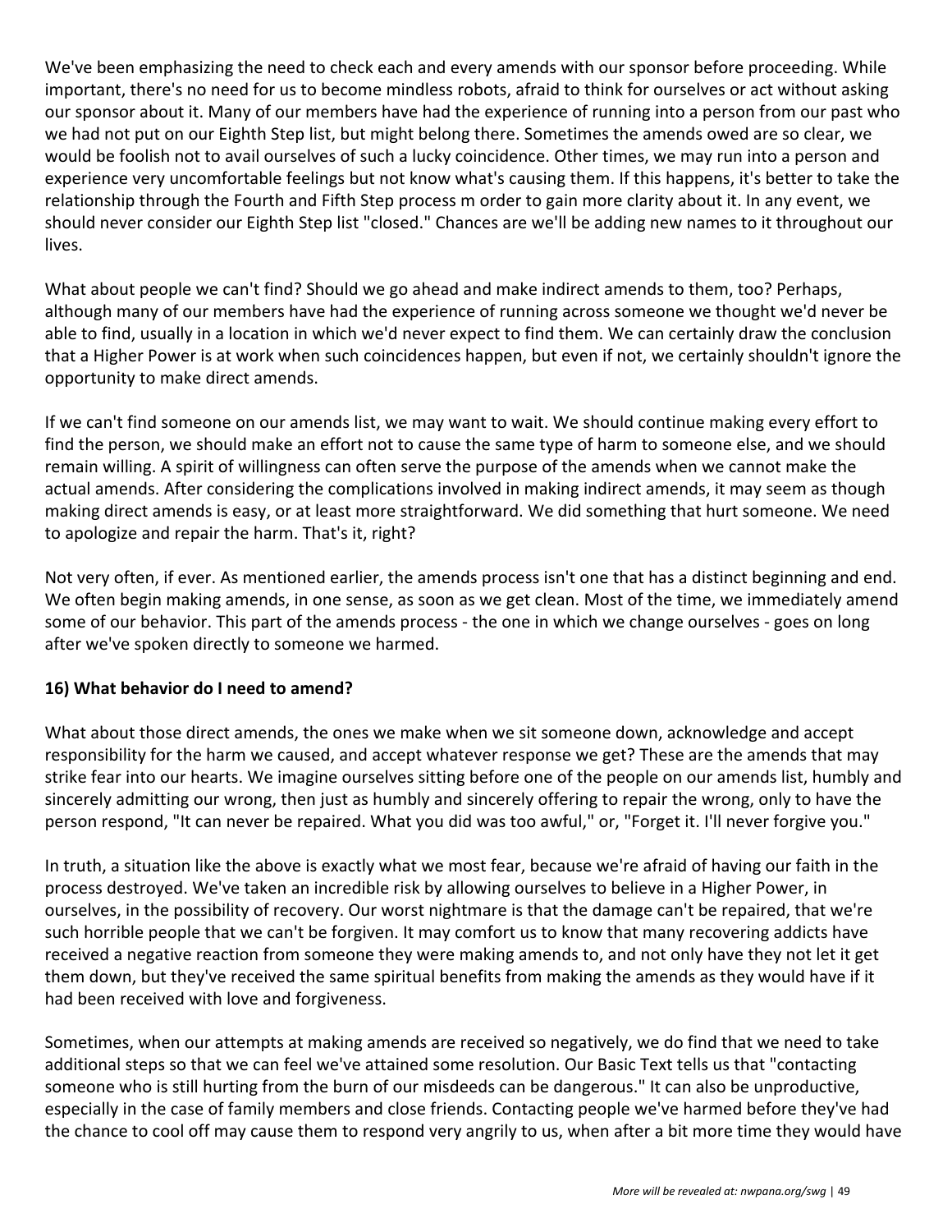We've been emphasizing the need to check each and every amends with our sponsor before proceeding. While important, there's no need for us to become mindless robots, afraid to think for ourselves or act without asking our sponsor about it. Many of our members have had the experience of running into a person from our past who we had not put on our Eighth Step list, but might belong there. Sometimes the amends owed are so clear, we would be foolish not to avail ourselves of such a lucky coincidence. Other times, we may run into a person and experience very uncomfortable feelings but not know what's causing them. If this happens, it's better to take the relationship through the Fourth and Fifth Step process m order to gain more clarity about it. In any event, we should never consider our Eighth Step list "closed." Chances are we'll be adding new names to it throughout our lives.

What about people we can't find? Should we go ahead and make indirect amends to them, too? Perhaps, although many of our members have had the experience of running across someone we thought we'd never be able to find, usually in a location in which we'd never expect to find them. We can certainly draw the conclusion that a Higher Power is at work when such coincidences happen, but even if not, we certainly shouldn't ignore the opportunity to make direct amends.

If we can't find someone on our amends list, we may want to wait. We should continue making every effort to find the person, we should make an effort not to cause the same type of harm to someone else, and we should remain willing. A spirit of willingness can often serve the purpose of the amends when we cannot make the actual amends. After considering the complications involved in making indirect amends, it may seem as though making direct amends is easy, or at least more straightforward. We did something that hurt someone. We need to apologize and repair the harm. That's it, right?

Not very often, if ever. As mentioned earlier, the amends process isn't one that has a distinct beginning and end. We often begin making amends, in one sense, as soon as we get clean. Most of the time, we immediately amend some of our behavior. This part of the amends process - the one in which we change ourselves - goes on long after we've spoken directly to someone we harmed.

**16) What behavior do I need to amend?**

What about those direct amends, the ones we make when we sit someone down, acknowledge and accept responsibility for the harm we caused, and accept whatever response we get? These are the amends that may strike fear into our hearts. We imagine ourselves sitting before one of the people on our amends list, humbly and sincerely admitting our wrong, then just as humbly and sincerely offering to repair the wrong, only to have the person respond, "It can never be repaired. What you did was too awful," or, "Forget it. I'll never forgive you."

In truth, a situation like the above is exactly what we most fear, because we're afraid of having our faith in the process destroyed. We've taken an incredible risk by allowing ourselves to believe in a Higher Power, in ourselves, in the possibility of recovery. Our worst nightmare is that the damage can't be repaired, that we're such horrible people that we can't be forgiven. It may comfort us to know that many recovering addicts have received a negative reaction from someone they were making amends to, and not only have they not let it get them down, but they've received the same spiritual benefits from making the amends as they would have if it had been received with love and forgiveness.

Sometimes, when our attempts at making amends are received so negatively, we do find that we need to take additional steps so that we can feel we've attained some resolution. Our Basic Text tells us that "contacting someone who is still hurting from the burn of our misdeeds can be dangerous." It can also be unproductive, especially in the case of family members and close friends. Contacting people we've harmed before they've had the chance to cool off may cause them to respond very angrily to us, when after a bit more time they would have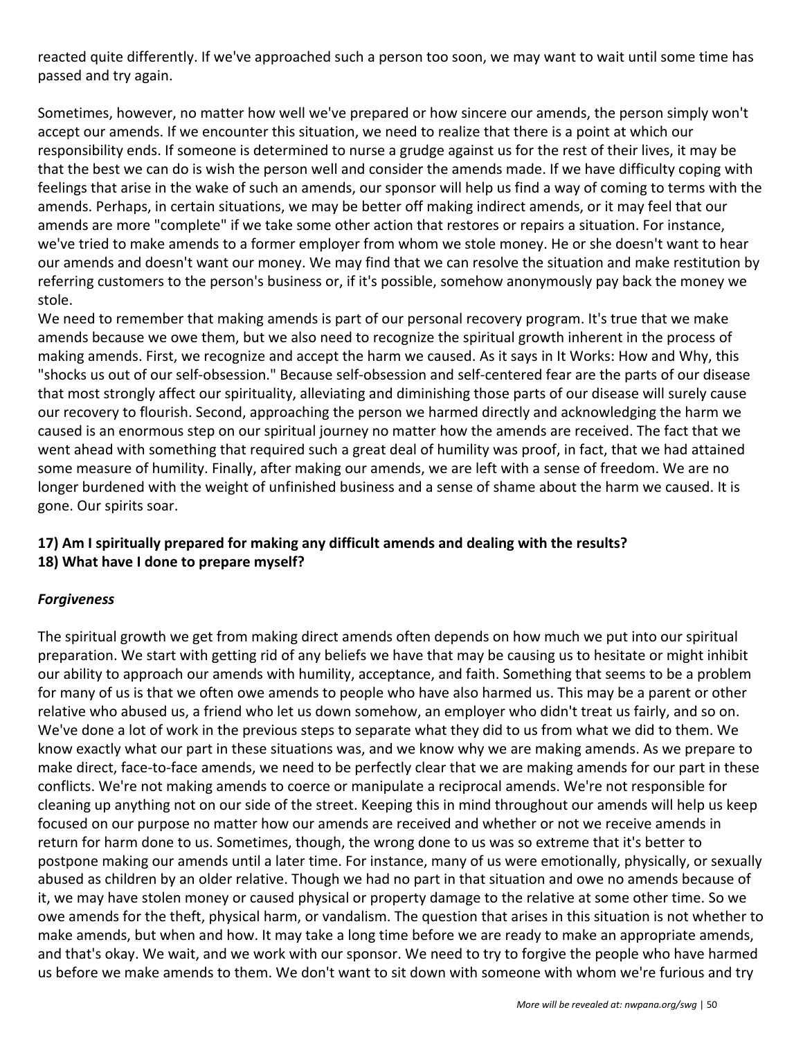reacted quite differently. If we've approached such a person too soon, we may want to wait until some time has passed and try again.

Sometimes, however, no matter how well we've prepared or how sincere our amends, the person simply won't accept our amends. If we encounter this situation, we need to realize that there is a point at which our responsibility ends. If someone is determined to nurse a grudge against us for the rest of their lives, it may be that the best we can do is wish the person well and consider the amends made. If we have difficulty coping with feelings that arise in the wake of such an amends, our sponsor will help us find a way of coming to terms with the amends. Perhaps, in certain situations, we may be better off making indirect amends, or it may feel that our amends are more "complete" if we take some other action that restores or repairs a situation. For instance, we've tried to make amends to a former employer from whom we stole money. He or she doesn't want to hear our amends and doesn't want our money. We may find that we can resolve the situation and make restitution by referring customers to the person's business or, if it's possible, somehow anonymously pay back the money we stole.

We need to remember that making amends is part of our personal recovery program. It's true that we make amends because we owe them, but we also need to recognize the spiritual growth inherent in the process of making amends. First, we recognize and accept the harm we caused. As it says in It Works: How and Why, this "shocks us out of our self-obsession." Because self-obsession and self-centered fear are the parts of our disease that most strongly affect our spirituality, alleviating and diminishing those parts of our disease will surely cause our recovery to flourish. Second, approaching the person we harmed directly and acknowledging the harm we caused is an enormous step on our spiritual journey no matter how the amends are received. The fact that we went ahead with something that required such a great deal of humility was proof, in fact, that we had attained some measure of humility. Finally, after making our amends, we are left with a sense of freedom. We are no longer burdened with the weight of unfinished business and a sense of shame about the harm we caused. It is gone. Our spirits soar.

**17) Am I spiritually prepared for making any difficult amends and dealing with the results?**
**18) What have I done to prepare myself?**

***Forgiveness***

The spiritual growth we get from making direct amends often depends on how much we put into our spiritual preparation. We start with getting rid of any beliefs we have that may be causing us to hesitate or might inhibit our ability to approach our amends with humility, acceptance, and faith. Something that seems to be a problem for many of us is that we often owe amends to people who have also harmed us. This may be a parent or other relative who abused us, a friend who let us down somehow, an employer who didn't treat us fairly, and so on. We've done a lot of work in the previous steps to separate what they did to us from what we did to them. We know exactly what our part in these situations was, and we know why we are making amends. As we prepare to make direct, face-to-face amends, we need to be perfectly clear that we are making amends for our part in these conflicts. We're not making amends to coerce or manipulate a reciprocal amends. We're not responsible for cleaning up anything not on our side of the street. Keeping this in mind throughout our amends will help us keep focused on our purpose no matter how our amends are received and whether or not we receive amends in return for harm done to us. Sometimes, though, the wrong done to us was so extreme that it's better to postpone making our amends until a later time. For instance, many of us were emotionally, physically, or sexually abused as children by an older relative. Though we had no part in that situation and owe no amends because of it, we may have stolen money or caused physical or property damage to the relative at some other time. So we owe amends for the theft, physical harm, or vandalism. The question that arises in this situation is not whether to make amends, but when and how. It may take a long time before we are ready to make an appropriate amends, and that's okay. We wait, and we work with our sponsor. We need to try to forgive the people who have harmed us before we make amends to them. We don't want to sit down with someone with whom we're furious and try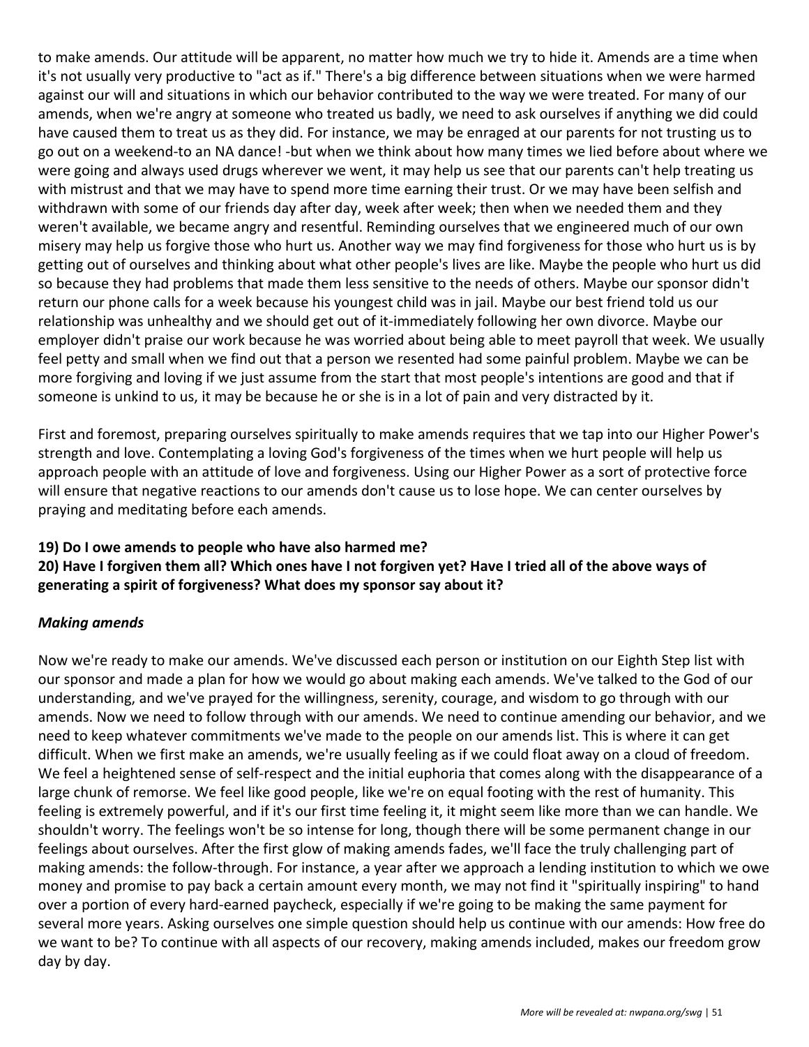to make amends. Our attitude will be apparent, no matter how much we try to hide it. Amends are a time when it's not usually very productive to "act as if." There's a big difference between situations when we were harmed against our will and situations in which our behavior contributed to the way we were treated. For many of our amends, when we're angry at someone who treated us badly, we need to ask ourselves if anything we did could have caused them to treat us as they did. For instance, we may be enraged at our parents for not trusting us to go out on a weekend-to an NA dance! -but when we think about how many times we lied before about where we were going and always used drugs wherever we went, it may help us see that our parents can't help treating us with mistrust and that we may have to spend more time earning their trust. Or we may have been selfish and withdrawn with some of our friends day after day, week after week; then when we needed them and they weren't available, we became angry and resentful. Reminding ourselves that we engineered much of our own misery may help us forgive those who hurt us. Another way we may find forgiveness for those who hurt us is by getting out of ourselves and thinking about what other people's lives are like. Maybe the people who hurt us did so because they had problems that made them less sensitive to the needs of others. Maybe our sponsor didn't return our phone calls for a week because his youngest child was in jail. Maybe our best friend told us our relationship was unhealthy and we should get out of it-immediately following her own divorce. Maybe our employer didn't praise our work because he was worried about being able to meet payroll that week. We usually feel petty and small when we find out that a person we resented had some painful problem. Maybe we can be more forgiving and loving if we just assume from the start that most people's intentions are good and that if someone is unkind to us, it may be because he or she is in a lot of pain and very distracted by it.

First and foremost, preparing ourselves spiritually to make amends requires that we tap into our Higher Power's strength and love. Contemplating a loving God's forgiveness of the times when we hurt people will help us approach people with an attitude of love and forgiveness. Using our Higher Power as a sort of protective force will ensure that negative reactions to our amends don't cause us to lose hope. We can center ourselves by praying and meditating before each amends.

**19) Do I owe amends to people who have also harmed me?**
**20) Have I forgiven them all? Which ones have I not forgiven yet? Have I tried all of the above ways of generating a spirit of forgiveness? What does my sponsor say about it?**

***Making amends***

Now we're ready to make our amends. We've discussed each person or institution on our Eighth Step list with our sponsor and made a plan for how we would go about making each amends. We've talked to the God of our understanding, and we've prayed for the willingness, serenity, courage, and wisdom to go through with our amends. Now we need to follow through with our amends. We need to continue amending our behavior, and we need to keep whatever commitments we've made to the people on our amends list. This is where it can get difficult. When we first make an amends, we're usually feeling as if we could float away on a cloud of freedom. We feel a heightened sense of self-respect and the initial euphoria that comes along with the disappearance of a large chunk of remorse. We feel like good people, like we're on equal footing with the rest of humanity. This feeling is extremely powerful, and if it's our first time feeling it, it might seem like more than we can handle. We shouldn't worry. The feelings won't be so intense for long, though there will be some permanent change in our feelings about ourselves. After the first glow of making amends fades, we'll face the truly challenging part of making amends: the follow-through. For instance, a year after we approach a lending institution to which we owe money and promise to pay back a certain amount every month, we may not find it "spiritually inspiring" to hand over a portion of every hard-earned paycheck, especially if we're going to be making the same payment for several more years. Asking ourselves one simple question should help us continue with our amends: How free do we want to be? To continue with all aspects of our recovery, making amends included, makes our freedom grow day by day.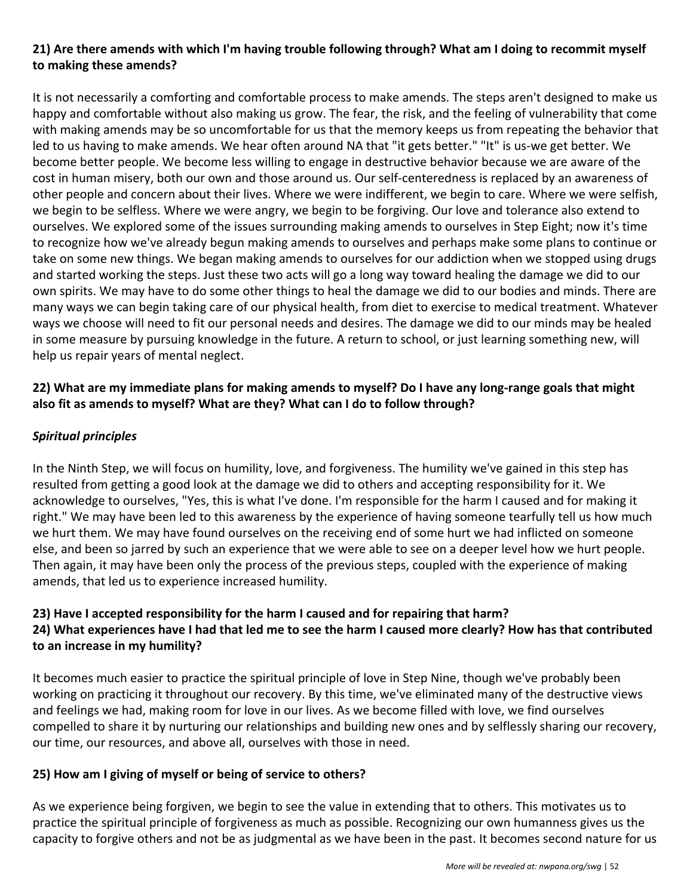**21) Are there amends with which I'm having trouble following through? What am I doing to recommit myself to making these amends?**

It is not necessarily a comforting and comfortable process to make amends. The steps aren't designed to make us happy and comfortable without also making us grow. The fear, the risk, and the feeling of vulnerability that come with making amends may be so uncomfortable for us that the memory keeps us from repeating the behavior that led to us having to make amends. We hear often around NA that "it gets better." "It" is us-we get better. We become better people. We become less willing to engage in destructive behavior because we are aware of the cost in human misery, both our own and those around us. Our self-centeredness is replaced by an awareness of other people and concern about their lives. Where we were indifferent, we begin to care. Where we were selfish, we begin to be selfless. Where we were angry, we begin to be forgiving. Our love and tolerance also extend to ourselves. We explored some of the issues surrounding making amends to ourselves in Step Eight; now it's time to recognize how we've already begun making amends to ourselves and perhaps make some plans to continue or take on some new things. We began making amends to ourselves for our addiction when we stopped using drugs and started working the steps. Just these two acts will go a long way toward healing the damage we did to our own spirits. We may have to do some other things to heal the damage we did to our bodies and minds. There are many ways we can begin taking care of our physical health, from diet to exercise to medical treatment. Whatever ways we choose will need to fit our personal needs and desires. The damage we did to our minds may be healed in some measure by pursuing knowledge in the future. A return to school, or just learning something new, will help us repair years of mental neglect.

**22) What are my immediate plans for making amends to myself? Do I have any long-range goals that might also fit as amends to myself? What are they? What can I do to follow through?**

***Spiritual principles***

In the Ninth Step, we will focus on humility, love, and forgiveness. The humility we've gained in this step has resulted from getting a good look at the damage we did to others and accepting responsibility for it. We acknowledge to ourselves, "Yes, this is what I've done. I'm responsible for the harm I caused and for making it right." We may have been led to this awareness by the experience of having someone tearfully tell us how much we hurt them. We may have found ourselves on the receiving end of some hurt we had inflicted on someone else, and been so jarred by such an experience that we were able to see on a deeper level how we hurt people. Then again, it may have been only the process of the previous steps, coupled with the experience of making amends, that led us to experience increased humility.

**23) Have I accepted responsibility for the harm I caused and for repairing that harm?**
**24) What experiences have I had that led me to see the harm I caused more clearly? How has that contributed to an increase in my humility?**

It becomes much easier to practice the spiritual principle of love in Step Nine, though we've probably been working on practicing it throughout our recovery. By this time, we've eliminated many of the destructive views and feelings we had, making room for love in our lives. As we become filled with love, we find ourselves compelled to share it by nurturing our relationships and building new ones and by selflessly sharing our recovery, our time, our resources, and above all, ourselves with those in need.

**25) How am I giving of myself or being of service to others?**

As we experience being forgiven, we begin to see the value in extending that to others. This motivates us to practice the spiritual principle of forgiveness as much as possible. Recognizing our own humanness gives us the capacity to forgive others and not be as judgmental as we have been in the past. It becomes second nature for us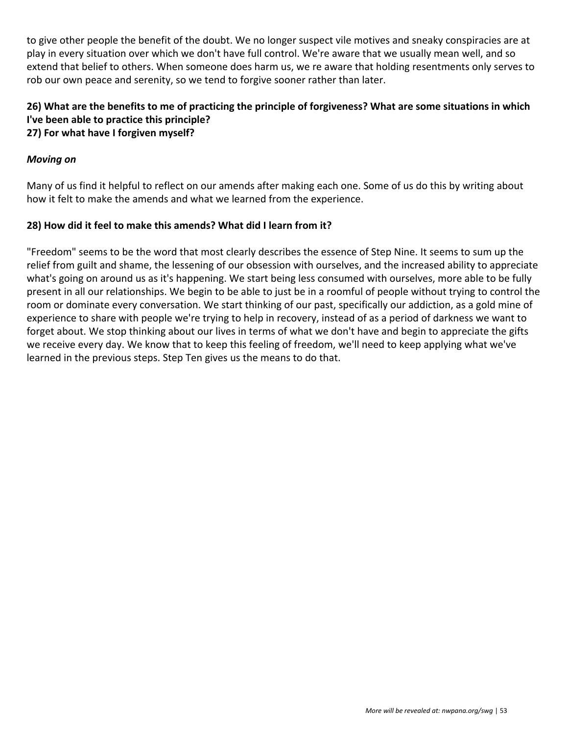to give other people the benefit of the doubt. We no longer suspect vile motives and sneaky conspiracies are at play in every situation over which we don't have full control. We're aware that we usually mean well, and so extend that belief to others. When someone does harm us, we re aware that holding resentments only serves to rob our own peace and serenity, so we tend to forgive sooner rather than later.

**26) What are the benefits to me of practicing the principle of forgiveness? What are some situations in which I've been able to practice this principle?**
**27) For what have I forgiven myself?**

***Moving on***

Many of us find it helpful to reflect on our amends after making each one. Some of us do this by writing about how it felt to make the amends and what we learned from the experience.

**28) How did it feel to make this amends? What did I learn from it?**

"Freedom" seems to be the word that most clearly describes the essence of Step Nine. It seems to sum up the relief from guilt and shame, the lessening of our obsession with ourselves, and the increased ability to appreciate what's going on around us as it's happening. We start being less consumed with ourselves, more able to be fully present in all our relationships. We begin to be able to just be in a roomful of people without trying to control the room or dominate every conversation. We start thinking of our past, specifically our addiction, as a gold mine of experience to share with people we're trying to help in recovery, instead of as a period of darkness we want to forget about. We stop thinking about our lives in terms of what we don't have and begin to appreciate the gifts we receive every day. We know that to keep this feeling of freedom, we'll need to keep applying what we've learned in the previous steps. Step Ten gives us the means to do that.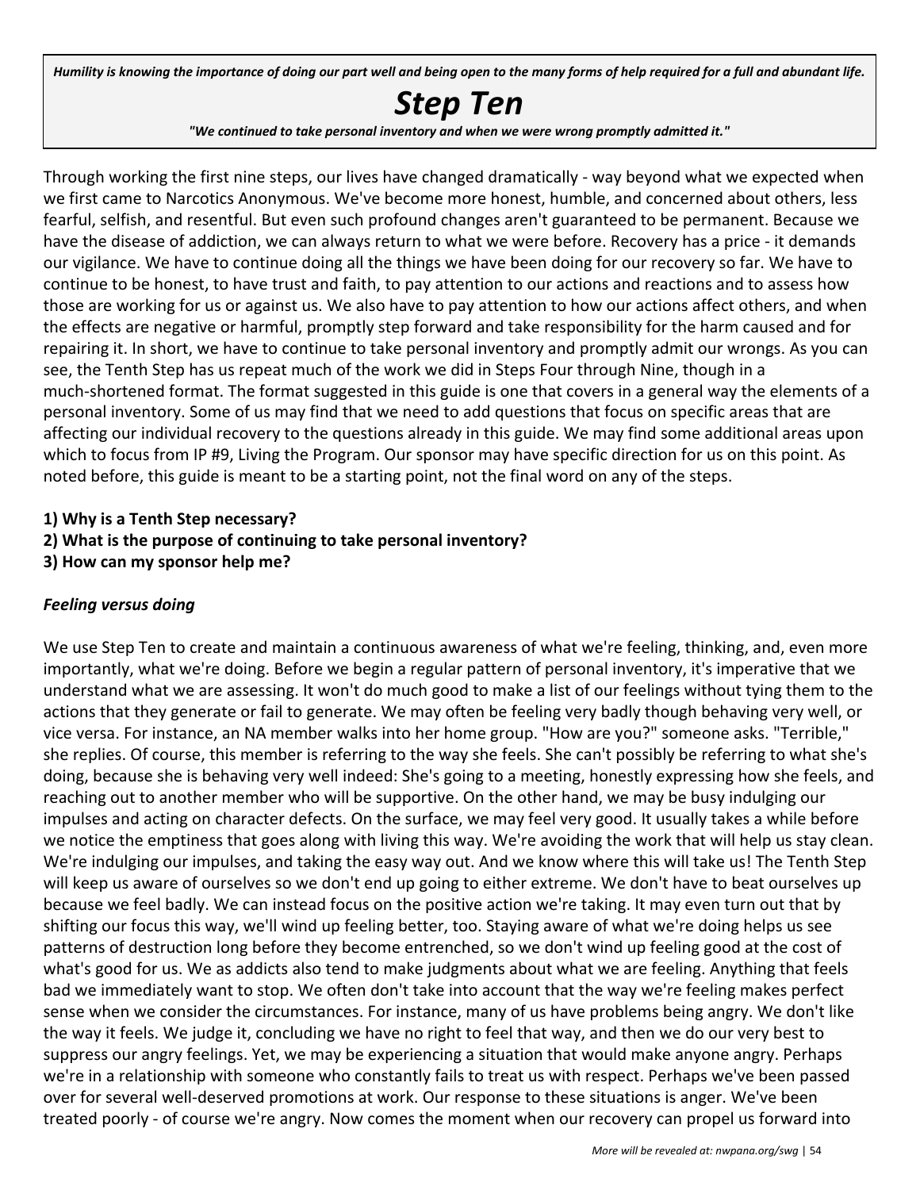*Humility is knowing the importance of doing our part well and being open to the many forms of help required for a full and abundant life.*

# *Step Ten*

***"We continued to take personal inventory and when we were wrong promptly admitted it."***

Through working the first nine steps, our lives have changed dramatically - way beyond what we expected when we first came to Narcotics Anonymous. We've become more honest, humble, and concerned about others, less fearful, selfish, and resentful. But even such profound changes aren't guaranteed to be permanent. Because we have the disease of addiction, we can always return to what we were before. Recovery has a price - it demands our vigilance. We have to continue doing all the things we have been doing for our recovery so far. We have to continue to be honest, to have trust and faith, to pay attention to our actions and reactions and to assess how those are working for us or against us. We also have to pay attention to how our actions affect others, and when the effects are negative or harmful, promptly step forward and take responsibility for the harm caused and for repairing it. In short, we have to continue to take personal inventory and promptly admit our wrongs. As you can see, the Tenth Step has us repeat much of the work we did in Steps Four through Nine, though in a much-shortened format. The format suggested in this guide is one that covers in a general way the elements of a personal inventory. Some of us may find that we need to add questions that focus on specific areas that are affecting our individual recovery to the questions already in this guide. We may find some additional areas upon which to focus from IP #9, Living the Program. Our sponsor may have specific direction for us on this point. As noted before, this guide is meant to be a starting point, not the final word on any of the steps.

**1) Why is a Tenth Step necessary?**
**2) What is the purpose of continuing to take personal inventory?**
**3) How can my sponsor help me?**

### *Feeling versus doing*

We use Step Ten to create and maintain a continuous awareness of what we're feeling, thinking, and, even more importantly, what we're doing. Before we begin a regular pattern of personal inventory, it's imperative that we understand what we are assessing. It won't do much good to make a list of our feelings without tying them to the actions that they generate or fail to generate. We may often be feeling very badly though behaving very well, or vice versa. For instance, an NA member walks into her home group. "How are you?" someone asks. "Terrible," she replies. Of course, this member is referring to the way she feels. She can't possibly be referring to what she's doing, because she is behaving very well indeed: She's going to a meeting, honestly expressing how she feels, and reaching out to another member who will be supportive. On the other hand, we may be busy indulging our impulses and acting on character defects. On the surface, we may feel very good. It usually takes a while before we notice the emptiness that goes along with living this way. We're avoiding the work that will help us stay clean. We're indulging our impulses, and taking the easy way out. And we know where this will take us! The Tenth Step will keep us aware of ourselves so we don't end up going to either extreme. We don't have to beat ourselves up because we feel badly. We can instead focus on the positive action we're taking. It may even turn out that by shifting our focus this way, we'll wind up feeling better, too. Staying aware of what we're doing helps us see patterns of destruction long before they become entrenched, so we don't wind up feeling good at the cost of what's good for us. We as addicts also tend to make judgments about what we are feeling. Anything that feels bad we immediately want to stop. We often don't take into account that the way we're feeling makes perfect sense when we consider the circumstances. For instance, many of us have problems being angry. We don't like the way it feels. We judge it, concluding we have no right to feel that way, and then we do our very best to suppress our angry feelings. Yet, we may be experiencing a situation that would make anyone angry. Perhaps we're in a relationship with someone who constantly fails to treat us with respect. Perhaps we've been passed over for several well-deserved promotions at work. Our response to these situations is anger. We've been treated poorly - of course we're angry. Now comes the moment when our recovery can propel us forward into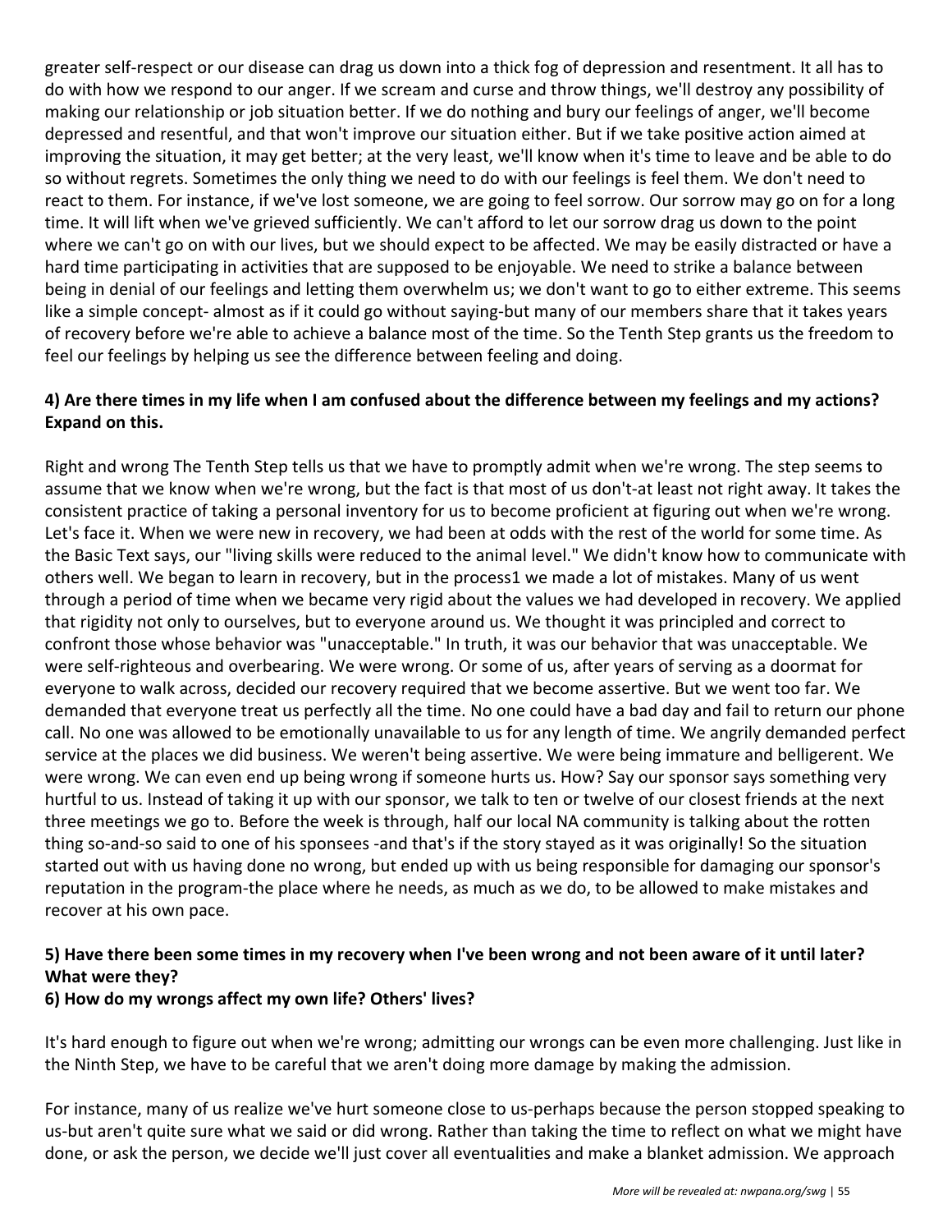greater self-respect or our disease can drag us down into a thick fog of depression and resentment. It all has to do with how we respond to our anger. If we scream and curse and throw things, we'll destroy any possibility of making our relationship or job situation better. If we do nothing and bury our feelings of anger, we'll become depressed and resentful, and that won't improve our situation either. But if we take positive action aimed at improving the situation, it may get better; at the very least, we'll know when it's time to leave and be able to do so without regrets. Sometimes the only thing we need to do with our feelings is feel them. We don't need to react to them. For instance, if we've lost someone, we are going to feel sorrow. Our sorrow may go on for a long time. It will lift when we've grieved sufficiently. We can't afford to let our sorrow drag us down to the point where we can't go on with our lives, but we should expect to be affected. We may be easily distracted or have a hard time participating in activities that are supposed to be enjoyable. We need to strike a balance between being in denial of our feelings and letting them overwhelm us; we don't want to go to either extreme. This seems like a simple concept- almost as if it could go without saying-but many of our members share that it takes years of recovery before we're able to achieve a balance most of the time. So the Tenth Step grants us the freedom to feel our feelings by helping us see the difference between feeling and doing.

**4) Are there times in my life when I am confused about the difference between my feelings and my actions? Expand on this.**

Right and wrong The Tenth Step tells us that we have to promptly admit when we're wrong. The step seems to assume that we know when we're wrong, but the fact is that most of us don't-at least not right away. It takes the consistent practice of taking a personal inventory for us to become proficient at figuring out when we're wrong. Let's face it. When we were new in recovery, we had been at odds with the rest of the world for some time. As the Basic Text says, our "living skills were reduced to the animal level." We didn't know how to communicate with others well. We began to learn in recovery, but in the process1 we made a lot of mistakes. Many of us went through a period of time when we became very rigid about the values we had developed in recovery. We applied that rigidity not only to ourselves, but to everyone around us. We thought it was principled and correct to confront those whose behavior was "unacceptable." In truth, it was our behavior that was unacceptable. We were self-righteous and overbearing. We were wrong. Or some of us, after years of serving as a doormat for everyone to walk across, decided our recovery required that we become assertive. But we went too far. We demanded that everyone treat us perfectly all the time. No one could have a bad day and fail to return our phone call. No one was allowed to be emotionally unavailable to us for any length of time. We angrily demanded perfect service at the places we did business. We weren't being assertive. We were being immature and belligerent. We were wrong. We can even end up being wrong if someone hurts us. How? Say our sponsor says something very hurtful to us. Instead of taking it up with our sponsor, we talk to ten or twelve of our closest friends at the next three meetings we go to. Before the week is through, half our local NA community is talking about the rotten thing so-and-so said to one of his sponsees -and that's if the story stayed as it was originally! So the situation started out with us having done no wrong, but ended up with us being responsible for damaging our sponsor's reputation in the program-the place where he needs, as much as we do, to be allowed to make mistakes and recover at his own pace.

**5) Have there been some times in my recovery when I've been wrong and not been aware of it until later? What were they?**
**6) How do my wrongs affect my own life? Others' lives?**

It's hard enough to figure out when we're wrong; admitting our wrongs can be even more challenging. Just like in the Ninth Step, we have to be careful that we aren't doing more damage by making the admission.

For instance, many of us realize we've hurt someone close to us-perhaps because the person stopped speaking to us-but aren't quite sure what we said or did wrong. Rather than taking the time to reflect on what we might have done, or ask the person, we decide we'll just cover all eventualities and make a blanket admission. We approach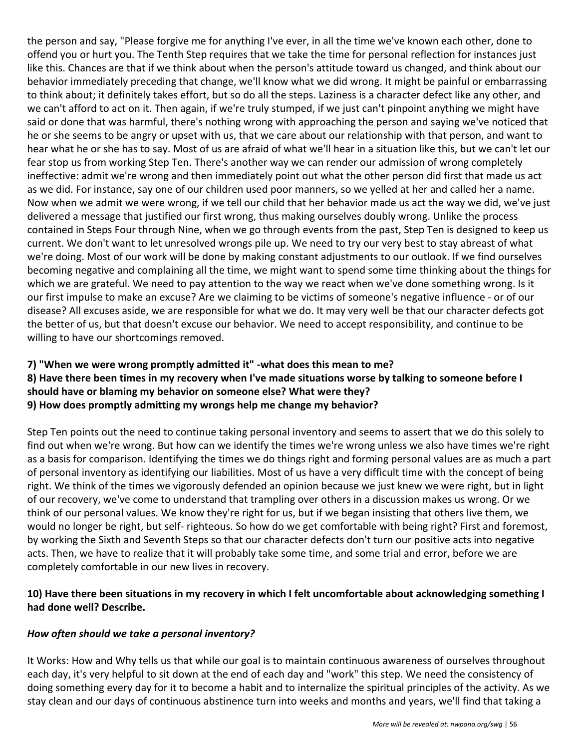the person and say, "Please forgive me for anything I've ever, in all the time we've known each other, done to offend you or hurt you. The Tenth Step requires that we take the time for personal reflection for instances just like this. Chances are that if we think about when the person's attitude toward us changed, and think about our behavior immediately preceding that change, we'll know what we did wrong. It might be painful or embarrassing to think about; it definitely takes effort, but so do all the steps. Laziness is a character defect like any other, and we can't afford to act on it. Then again, if we're truly stumped, if we just can't pinpoint anything we might have said or done that was harmful, there's nothing wrong with approaching the person and saying we've noticed that he or she seems to be angry or upset with us, that we care about our relationship with that person, and want to hear what he or she has to say. Most of us are afraid of what we'll hear in a situation like this, but we can't let our fear stop us from working Step Ten. There's another way we can render our admission of wrong completely ineffective: admit we're wrong and then immediately point out what the other person did first that made us act as we did. For instance, say one of our children used poor manners, so we yelled at her and called her a name. Now when we admit we were wrong, if we tell our child that her behavior made us act the way we did, we've just delivered a message that justified our first wrong, thus making ourselves doubly wrong. Unlike the process contained in Steps Four through Nine, when we go through events from the past, Step Ten is designed to keep us current. We don't want to let unresolved wrongs pile up. We need to try our very best to stay abreast of what we're doing. Most of our work will be done by making constant adjustments to our outlook. If we find ourselves becoming negative and complaining all the time, we might want to spend some time thinking about the things for which we are grateful. We need to pay attention to the way we react when we've done something wrong. Is it our first impulse to make an excuse? Are we claiming to be victims of someone's negative influence - or of our disease? All excuses aside, we are responsible for what we do. It may very well be that our character defects got the better of us, but that doesn't excuse our behavior. We need to accept responsibility, and continue to be willing to have our shortcomings removed.

**7) "When we were wrong promptly admitted it" -what does this mean to me?**
**8) Have there been times in my recovery when I've made situations worse by talking to someone before I should have or blaming my behavior on someone else? What were they?**
**9) How does promptly admitting my wrongs help me change my behavior?**

Step Ten points out the need to continue taking personal inventory and seems to assert that we do this solely to find out when we're wrong. But how can we identify the times we're wrong unless we also have times we're right as a basis for comparison. Identifying the times we do things right and forming personal values are as much a part of personal inventory as identifying our liabilities. Most of us have a very difficult time with the concept of being right. We think of the times we vigorously defended an opinion because we just knew we were right, but in light of our recovery, we've come to understand that trampling over others in a discussion makes us wrong. Or we think of our personal values. We know they're right for us, but if we began insisting that others live them, we would no longer be right, but self- righteous. So how do we get comfortable with being right? First and foremost, by working the Sixth and Seventh Steps so that our character defects don't turn our positive acts into negative acts. Then, we have to realize that it will probably take some time, and some trial and error, before we are completely comfortable in our new lives in recovery.

**10) Have there been situations in my recovery in which I felt uncomfortable about acknowledging something I had done well? Describe.**

***How often should we take a personal inventory?***

It Works: How and Why tells us that while our goal is to maintain continuous awareness of ourselves throughout each day, it's very helpful to sit down at the end of each day and "work" this step. We need the consistency of doing something every day for it to become a habit and to internalize the spiritual principles of the activity. As we stay clean and our days of continuous abstinence turn into weeks and months and years, we'll find that taking a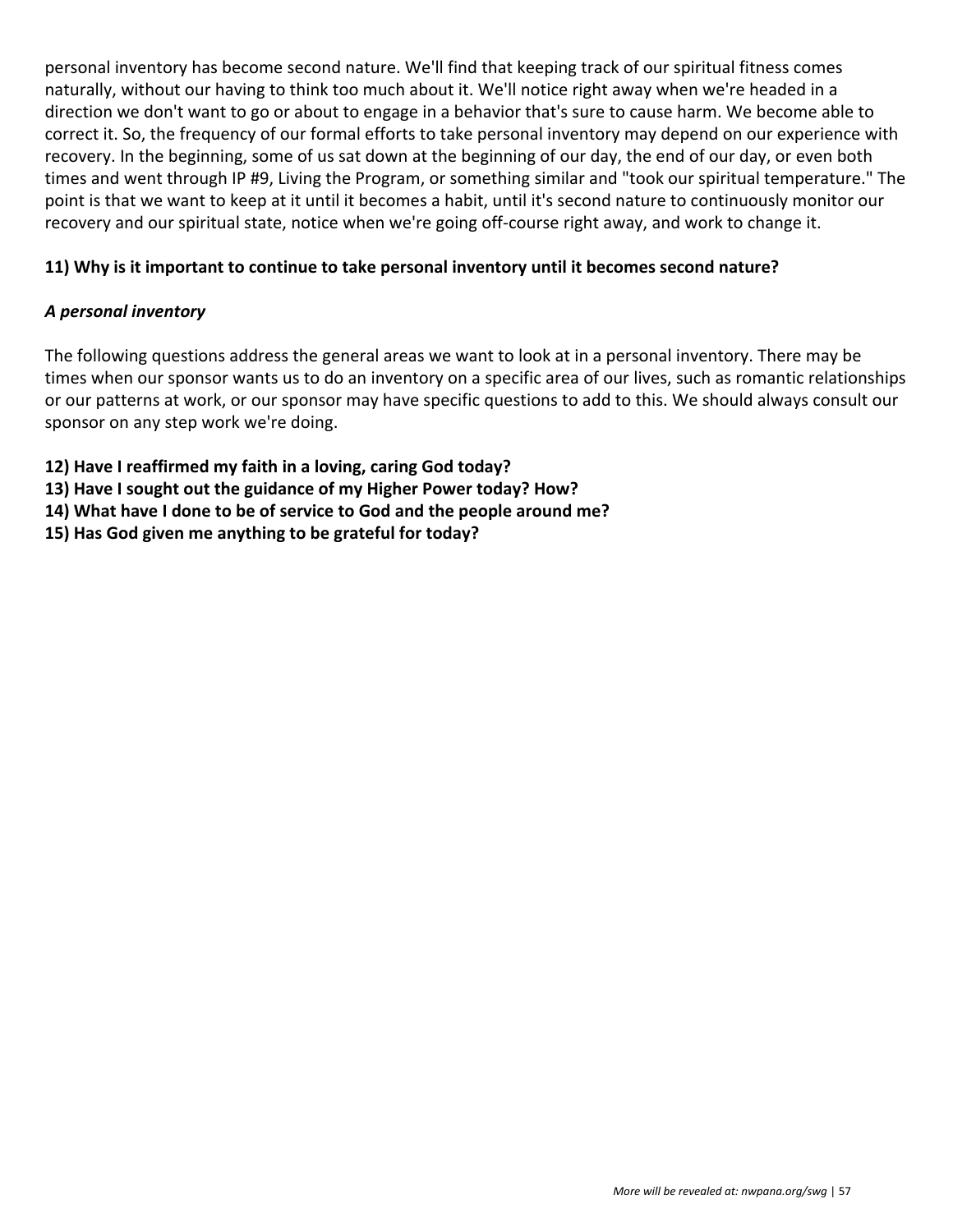personal inventory has become second nature. We'll find that keeping track of our spiritual fitness comes naturally, without our having to think too much about it. We'll notice right away when we're headed in a direction we don't want to go or about to engage in a behavior that's sure to cause harm. We become able to correct it. So, the frequency of our formal efforts to take personal inventory may depend on our experience with recovery. In the beginning, some of us sat down at the beginning of our day, the end of our day, or even both times and went through IP #9, Living the Program, or something similar and "took our spiritual temperature." The point is that we want to keep at it until it becomes a habit, until it's second nature to continuously monitor our recovery and our spiritual state, notice when we're going off-course right away, and work to change it.

**11) Why is it important to continue to take personal inventory until it becomes second nature?**

***A personal inventory***

The following questions address the general areas we want to look at in a personal inventory. There may be times when our sponsor wants us to do an inventory on a specific area of our lives, such as romantic relationships or our patterns at work, or our sponsor may have specific questions to add to this. We should always consult our sponsor on any step work we're doing.

**12) Have I reaffirmed my faith in a loving, caring God today?**
**13) Have I sought out the guidance of my Higher Power today? How?**
**14) What have I done to be of service to God and the people around me?**
**15) Has God given me anything to be grateful for today?**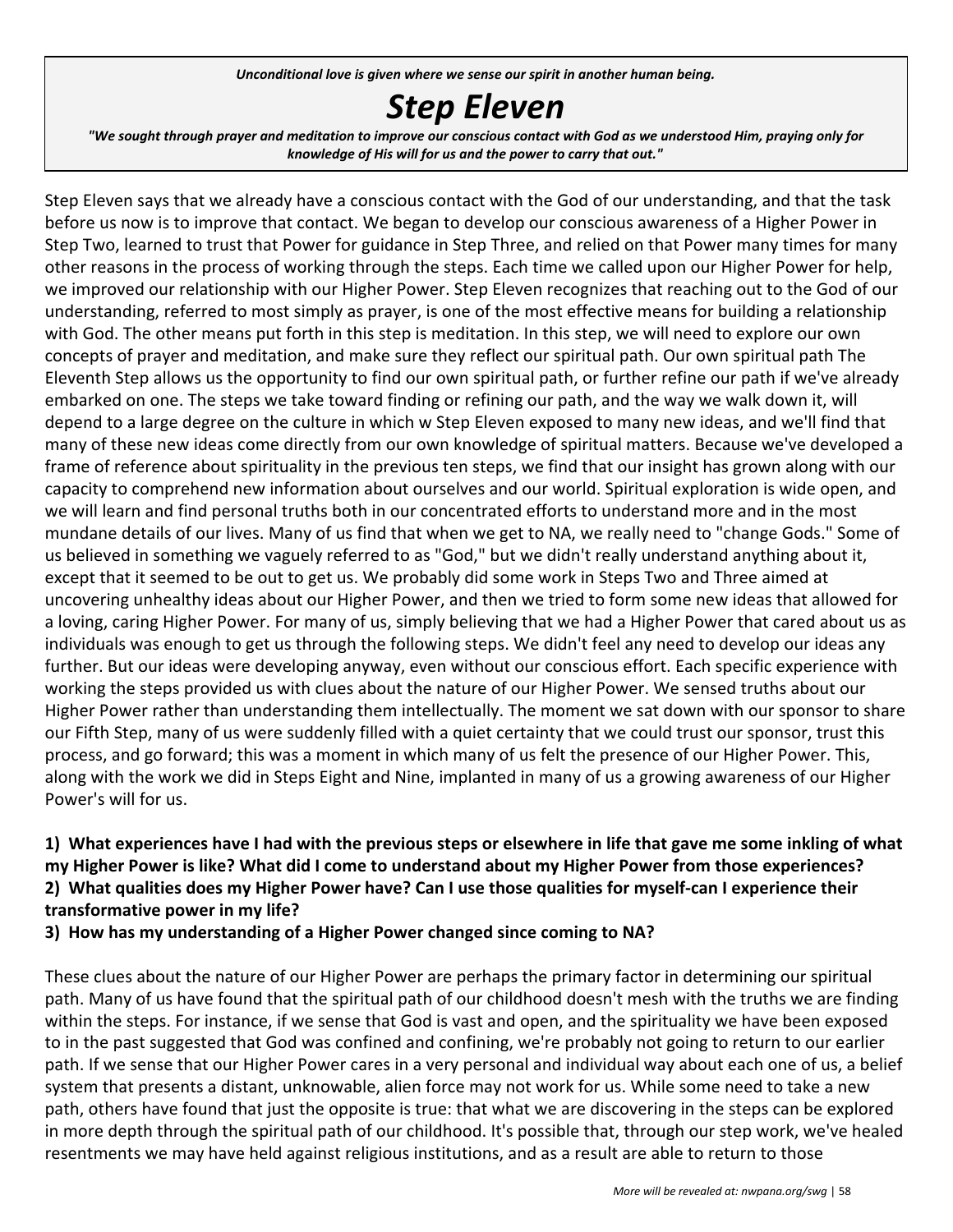*Unconditional love is given where we sense our spirit in another human being.*

# *Step Eleven*

***"We sought through prayer and meditation to improve our conscious contact with God as we understood Him, praying only for knowledge of His will for us and the power to carry that out."***

Step Eleven says that we already have a conscious contact with the God of our understanding, and that the task before us now is to improve that contact. We began to develop our conscious awareness of a Higher Power in Step Two, learned to trust that Power for guidance in Step Three, and relied on that Power many times for many other reasons in the process of working through the steps. Each time we called upon our Higher Power for help, we improved our relationship with our Higher Power. Step Eleven recognizes that reaching out to the God of our understanding, referred to most simply as prayer, is one of the most effective means for building a relationship with God. The other means put forth in this step is meditation. In this step, we will need to explore our own concepts of prayer and meditation, and make sure they reflect our spiritual path. Our own spiritual path The Eleventh Step allows us the opportunity to find our own spiritual path, or further refine our path if we've already embarked on one. The steps we take toward finding or refining our path, and the way we walk down it, will depend to a large degree on the culture in which w Step Eleven exposed to many new ideas, and we'll find that many of these new ideas come directly from our own knowledge of spiritual matters. Because we've developed a frame of reference about spirituality in the previous ten steps, we find that our insight has grown along with our capacity to comprehend new information about ourselves and our world. Spiritual exploration is wide open, and we will learn and find personal truths both in our concentrated efforts to understand more and in the most mundane details of our lives. Many of us find that when we get to NA, we really need to "change Gods." Some of us believed in something we vaguely referred to as "God," but we didn't really understand anything about it, except that it seemed to be out to get us. We probably did some work in Steps Two and Three aimed at uncovering unhealthy ideas about our Higher Power, and then we tried to form some new ideas that allowed for a loving, caring Higher Power. For many of us, simply believing that we had a Higher Power that cared about us as individuals was enough to get us through the following steps. We didn't feel any need to develop our ideas any further. But our ideas were developing anyway, even without our conscious effort. Each specific experience with working the steps provided us with clues about the nature of our Higher Power. We sensed truths about our Higher Power rather than understanding them intellectually. The moment we sat down with our sponsor to share our Fifth Step, many of us were suddenly filled with a quiet certainty that we could trust our sponsor, trust this process, and go forward; this was a moment in which many of us felt the presence of our Higher Power. This, along with the work we did in Steps Eight and Nine, implanted in many of us a growing awareness of our Higher Power's will for us.

**1) What experiences have I had with the previous steps or elsewhere in life that gave me some inkling of what my Higher Power is like? What did I come to understand about my Higher Power from those experiences?**
**2) What qualities does my Higher Power have? Can I use those qualities for myself-can I experience their transformative power in my life?**
**3) How has my understanding of a Higher Power changed since coming to NA?**

These clues about the nature of our Higher Power are perhaps the primary factor in determining our spiritual path. Many of us have found that the spiritual path of our childhood doesn't mesh with the truths we are finding within the steps. For instance, if we sense that God is vast and open, and the spirituality we have been exposed to in the past suggested that God was confined and confining, we're probably not going to return to our earlier path. If we sense that our Higher Power cares in a very personal and individual way about each one of us, a belief system that presents a distant, unknowable, alien force may not work for us. While some need to take a new path, others have found that just the opposite is true: that what we are discovering in the steps can be explored in more depth through the spiritual path of our childhood. It's possible that, through our step work, we've healed resentments we may have held against religious institutions, and as a result are able to return to those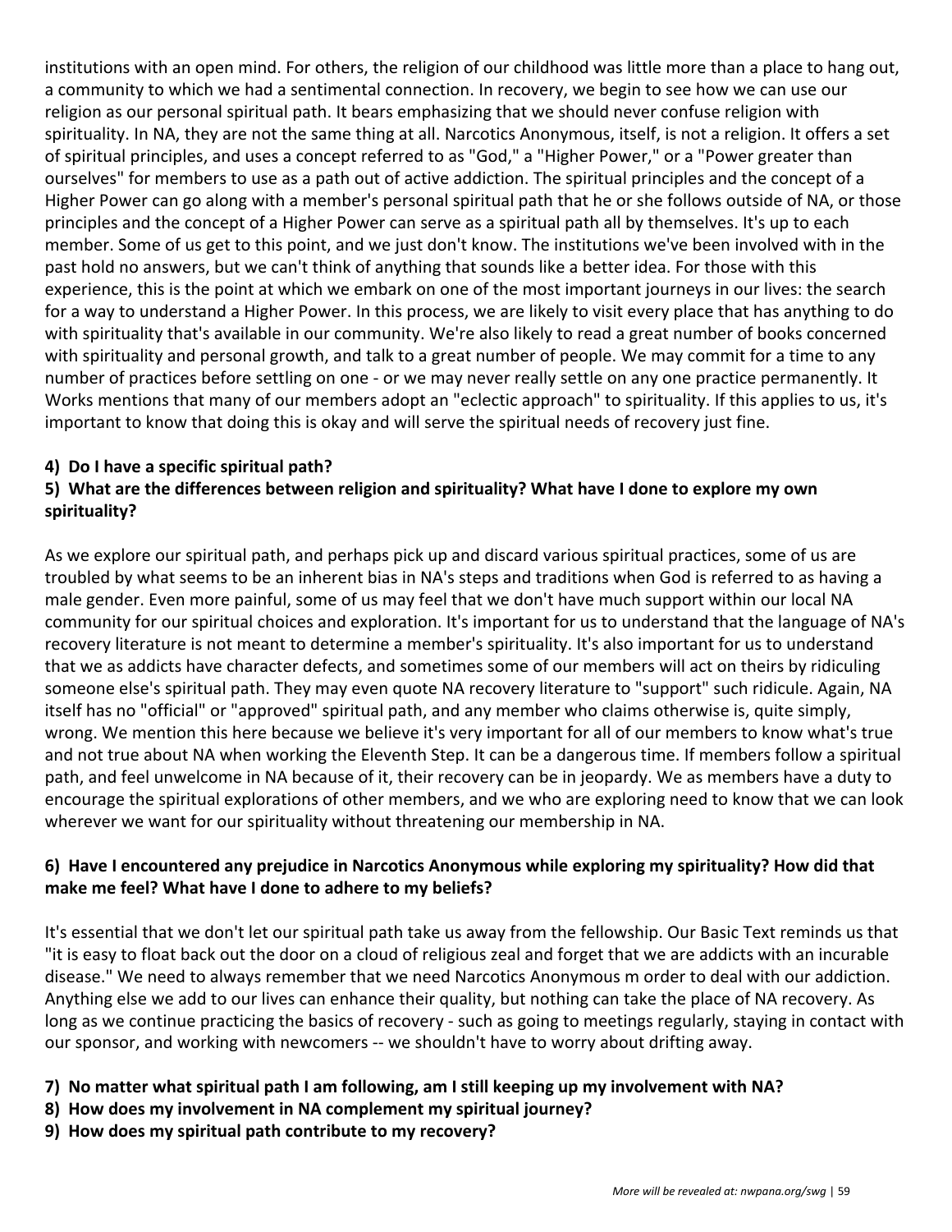institutions with an open mind. For others, the religion of our childhood was little more than a place to hang out, a community to which we had a sentimental connection. In recovery, we begin to see how we can use our religion as our personal spiritual path. It bears emphasizing that we should never confuse religion with spirituality. In NA, they are not the same thing at all. Narcotics Anonymous, itself, is not a religion. It offers a set of spiritual principles, and uses a concept referred to as "God," a "Higher Power," or a "Power greater than ourselves" for members to use as a path out of active addiction. The spiritual principles and the concept of a Higher Power can go along with a member's personal spiritual path that he or she follows outside of NA, or those principles and the concept of a Higher Power can serve as a spiritual path all by themselves. It's up to each member. Some of us get to this point, and we just don't know. The institutions we've been involved with in the past hold no answers, but we can't think of anything that sounds like a better idea. For those with this experience, this is the point at which we embark on one of the most important journeys in our lives: the search for a way to understand a Higher Power. In this process, we are likely to visit every place that has anything to do with spirituality that's available in our community. We're also likely to read a great number of books concerned with spirituality and personal growth, and talk to a great number of people. We may commit for a time to any number of practices before settling on one - or we may never really settle on any one practice permanently. It Works mentions that many of our members adopt an "eclectic approach" to spirituality. If this applies to us, it's important to know that doing this is okay and will serve the spiritual needs of recovery just fine.

**4) Do I have a specific spiritual path?**
**5) What are the differences between religion and spirituality? What have I done to explore my own spirituality?**

As we explore our spiritual path, and perhaps pick up and discard various spiritual practices, some of us are troubled by what seems to be an inherent bias in NA's steps and traditions when God is referred to as having a male gender. Even more painful, some of us may feel that we don't have much support within our local NA community for our spiritual choices and exploration. It's important for us to understand that the language of NA's recovery literature is not meant to determine a member's spirituality. It's also important for us to understand that we as addicts have character defects, and sometimes some of our members will act on theirs by ridiculing someone else's spiritual path. They may even quote NA recovery literature to "support" such ridicule. Again, NA itself has no "official" or "approved" spiritual path, and any member who claims otherwise is, quite simply, wrong. We mention this here because we believe it's very important for all of our members to know what's true and not true about NA when working the Eleventh Step. It can be a dangerous time. If members follow a spiritual path, and feel unwelcome in NA because of it, their recovery can be in jeopardy. We as members have a duty to encourage the spiritual explorations of other members, and we who are exploring need to know that we can look wherever we want for our spirituality without threatening our membership in NA.

**6) Have I encountered any prejudice in Narcotics Anonymous while exploring my spirituality? How did that make me feel? What have I done to adhere to my beliefs?**

It's essential that we don't let our spiritual path take us away from the fellowship. Our Basic Text reminds us that "it is easy to float back out the door on a cloud of religious zeal and forget that we are addicts with an incurable disease." We need to always remember that we need Narcotics Anonymous m order to deal with our addiction. Anything else we add to our lives can enhance their quality, but nothing can take the place of NA recovery. As long as we continue practicing the basics of recovery - such as going to meetings regularly, staying in contact with our sponsor, and working with newcomers -- we shouldn't have to worry about drifting away.

**7) No matter what spiritual path I am following, am I still keeping up my involvement with NA?**
**8) How does my involvement in NA complement my spiritual journey?**
**9) How does my spiritual path contribute to my recovery?**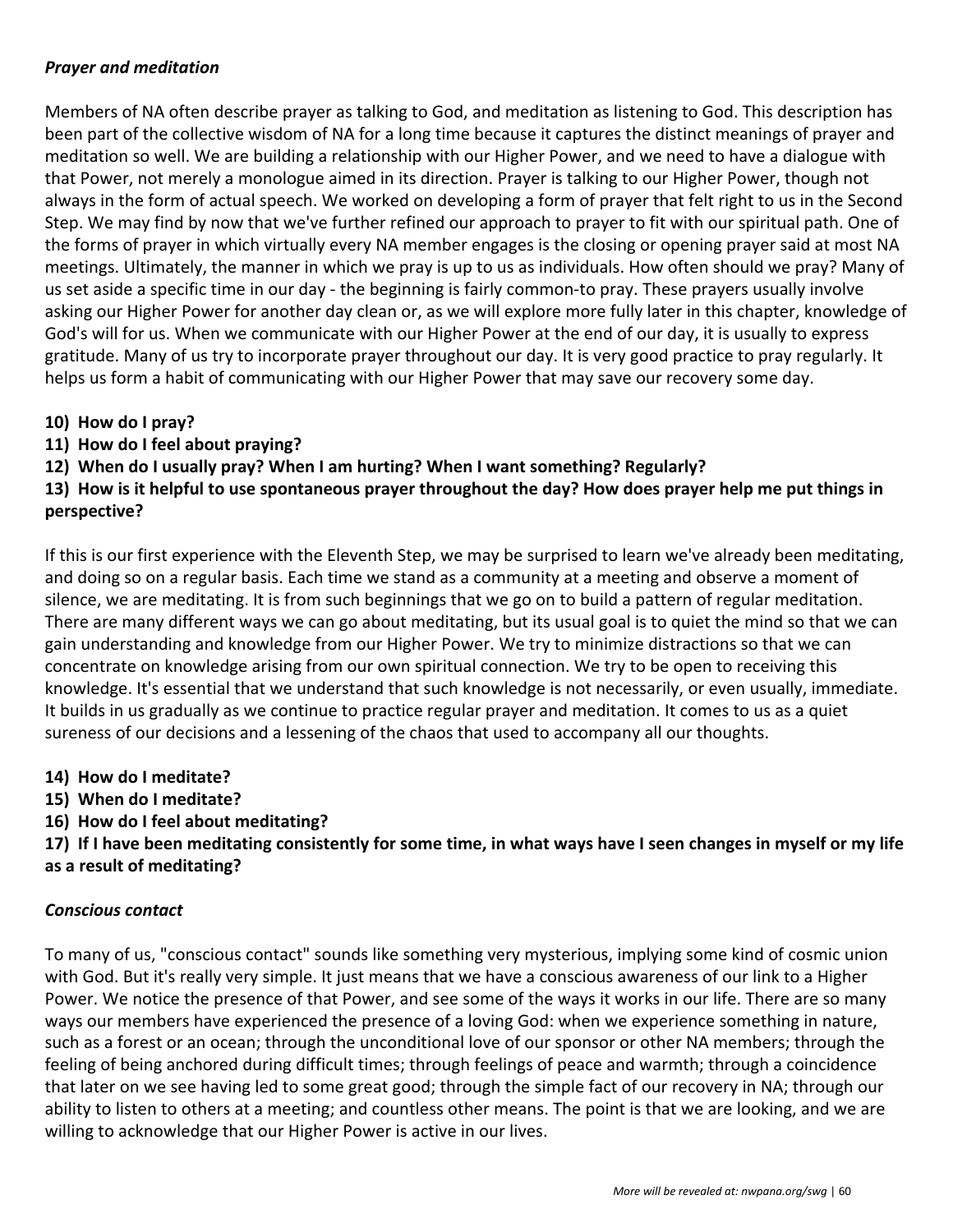***Prayer and meditation***

Members of NA often describe prayer as talking to God, and meditation as listening to God. This description has been part of the collective wisdom of NA for a long time because it captures the distinct meanings of prayer and meditation so well. We are building a relationship with our Higher Power, and we need to have a dialogue with that Power, not merely a monologue aimed in its direction. Prayer is talking to our Higher Power, though not always in the form of actual speech. We worked on developing a form of prayer that felt right to us in the Second Step. We may find by now that we've further refined our approach to prayer to fit with our spiritual path. One of the forms of prayer in which virtually every NA member engages is the closing or opening prayer said at most NA meetings. Ultimately, the manner in which we pray is up to us as individuals. How often should we pray? Many of us set aside a specific time in our day - the beginning is fairly common-to pray. These prayers usually involve asking our Higher Power for another day clean or, as we will explore more fully later in this chapter, knowledge of God's will for us. When we communicate with our Higher Power at the end of our day, it is usually to express gratitude. Many of us try to incorporate prayer throughout our day. It is very good practice to pray regularly. It helps us form a habit of communicating with our Higher Power that may save our recovery some day.

**10) How do I pray?**
**11) How do I feel about praying?**
**12) When do I usually pray? When I am hurting? When I want something? Regularly?**
**13) How is it helpful to use spontaneous prayer throughout the day? How does prayer help me put things in perspective?**

If this is our first experience with the Eleventh Step, we may be surprised to learn we've already been meditating, and doing so on a regular basis. Each time we stand as a community at a meeting and observe a moment of silence, we are meditating. It is from such beginnings that we go on to build a pattern of regular meditation. There are many different ways we can go about meditating, but its usual goal is to quiet the mind so that we can gain understanding and knowledge from our Higher Power. We try to minimize distractions so that we can concentrate on knowledge arising from our own spiritual connection. We try to be open to receiving this knowledge. It's essential that we understand that such knowledge is not necessarily, or even usually, immediate. It builds in us gradually as we continue to practice regular prayer and meditation. It comes to us as a quiet sureness of our decisions and a lessening of the chaos that used to accompany all our thoughts.

**14) How do I meditate?**
**15) When do I meditate?**
**16) How do I feel about meditating?**
**17) If I have been meditating consistently for some time, in what ways have I seen changes in myself or my life as a result of meditating?**

***Conscious contact***

To many of us, "conscious contact" sounds like something very mysterious, implying some kind of cosmic union with God. But it's really very simple. It just means that we have a conscious awareness of our link to a Higher Power. We notice the presence of that Power, and see some of the ways it works in our life. There are so many ways our members have experienced the presence of a loving God: when we experience something in nature, such as a forest or an ocean; through the unconditional love of our sponsor or other NA members; through the feeling of being anchored during difficult times; through feelings of peace and warmth; through a coincidence that later on we see having led to some great good; through the simple fact of our recovery in NA; through our ability to listen to others at a meeting; and countless other means. The point is that we are looking, and we are willing to acknowledge that our Higher Power is active in our lives.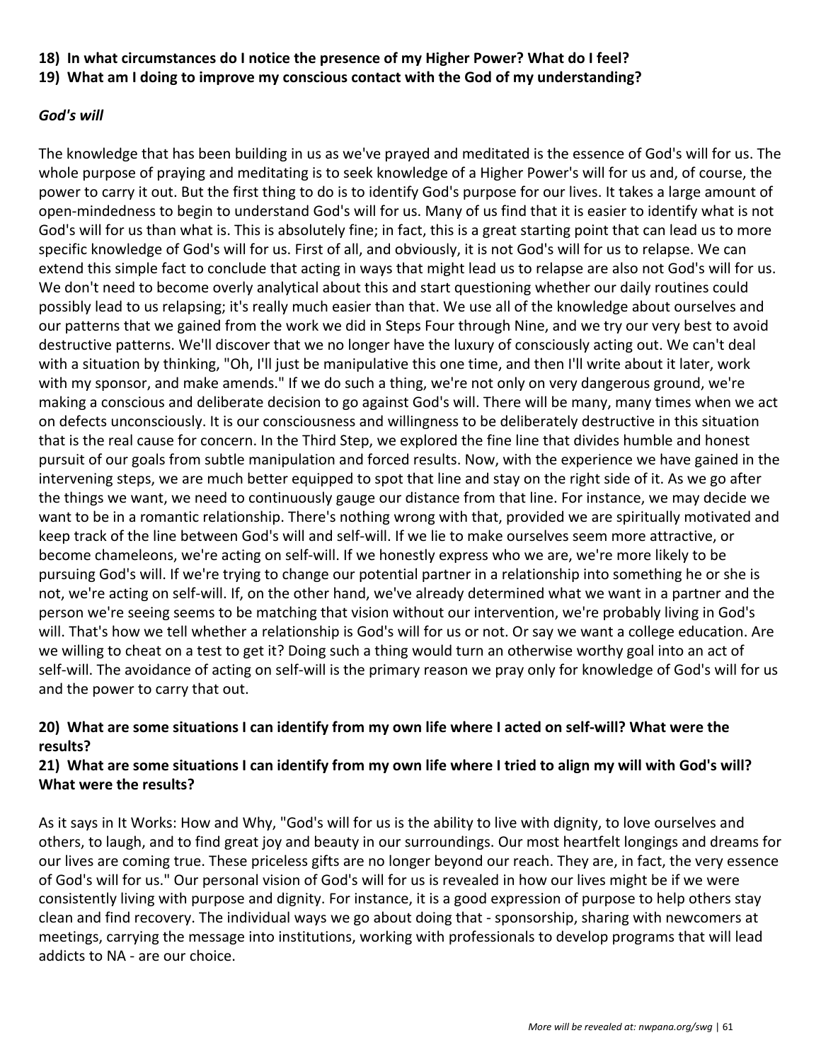**18) In what circumstances do I notice the presence of my Higher Power? What do I feel?**
**19) What am I doing to improve my conscious contact with the God of my understanding?**

***God's will***

The knowledge that has been building in us as we've prayed and meditated is the essence of God's will for us. The whole purpose of praying and meditating is to seek knowledge of a Higher Power's will for us and, of course, the power to carry it out. But the first thing to do is to identify God's purpose for our lives. It takes a large amount of open-mindedness to begin to understand God's will for us. Many of us find that it is easier to identify what is not God's will for us than what is. This is absolutely fine; in fact, this is a great starting point that can lead us to more specific knowledge of God's will for us. First of all, and obviously, it is not God's will for us to relapse. We can extend this simple fact to conclude that acting in ways that might lead us to relapse are also not God's will for us. We don't need to become overly analytical about this and start questioning whether our daily routines could possibly lead to us relapsing; it's really much easier than that. We use all of the knowledge about ourselves and our patterns that we gained from the work we did in Steps Four through Nine, and we try our very best to avoid destructive patterns. We'll discover that we no longer have the luxury of consciously acting out. We can't deal with a situation by thinking, "Oh, I'll just be manipulative this one time, and then I'll write about it later, work with my sponsor, and make amends." If we do such a thing, we're not only on very dangerous ground, we're making a conscious and deliberate decision to go against God's will. There will be many, many times when we act on defects unconsciously. It is our consciousness and willingness to be deliberately destructive in this situation that is the real cause for concern. In the Third Step, we explored the fine line that divides humble and honest pursuit of our goals from subtle manipulation and forced results. Now, with the experience we have gained in the intervening steps, we are much better equipped to spot that line and stay on the right side of it. As we go after the things we want, we need to continuously gauge our distance from that line. For instance, we may decide we want to be in a romantic relationship. There's nothing wrong with that, provided we are spiritually motivated and keep track of the line between God's will and self-will. If we lie to make ourselves seem more attractive, or become chameleons, we're acting on self-will. If we honestly express who we are, we're more likely to be pursuing God's will. If we're trying to change our potential partner in a relationship into something he or she is not, we're acting on self-will. If, on the other hand, we've already determined what we want in a partner and the person we're seeing seems to be matching that vision without our intervention, we're probably living in God's will. That's how we tell whether a relationship is God's will for us or not. Or say we want a college education. Are we willing to cheat on a test to get it? Doing such a thing would turn an otherwise worthy goal into an act of self-will. The avoidance of acting on self-will is the primary reason we pray only for knowledge of God's will for us and the power to carry that out.

**20) What are some situations I can identify from my own life where I acted on self-will? What were the results?**
**21) What are some situations I can identify from my own life where I tried to align my will with God's will? What were the results?**

As it says in It Works: How and Why, "God's will for us is the ability to live with dignity, to love ourselves and others, to laugh, and to find great joy and beauty in our surroundings. Our most heartfelt longings and dreams for our lives are coming true. These priceless gifts are no longer beyond our reach. They are, in fact, the very essence of God's will for us." Our personal vision of God's will for us is revealed in how our lives might be if we were consistently living with purpose and dignity. For instance, it is a good expression of purpose to help others stay clean and find recovery. The individual ways we go about doing that - sponsorship, sharing with newcomers at meetings, carrying the message into institutions, working with professionals to develop programs that will lead addicts to NA - are our choice.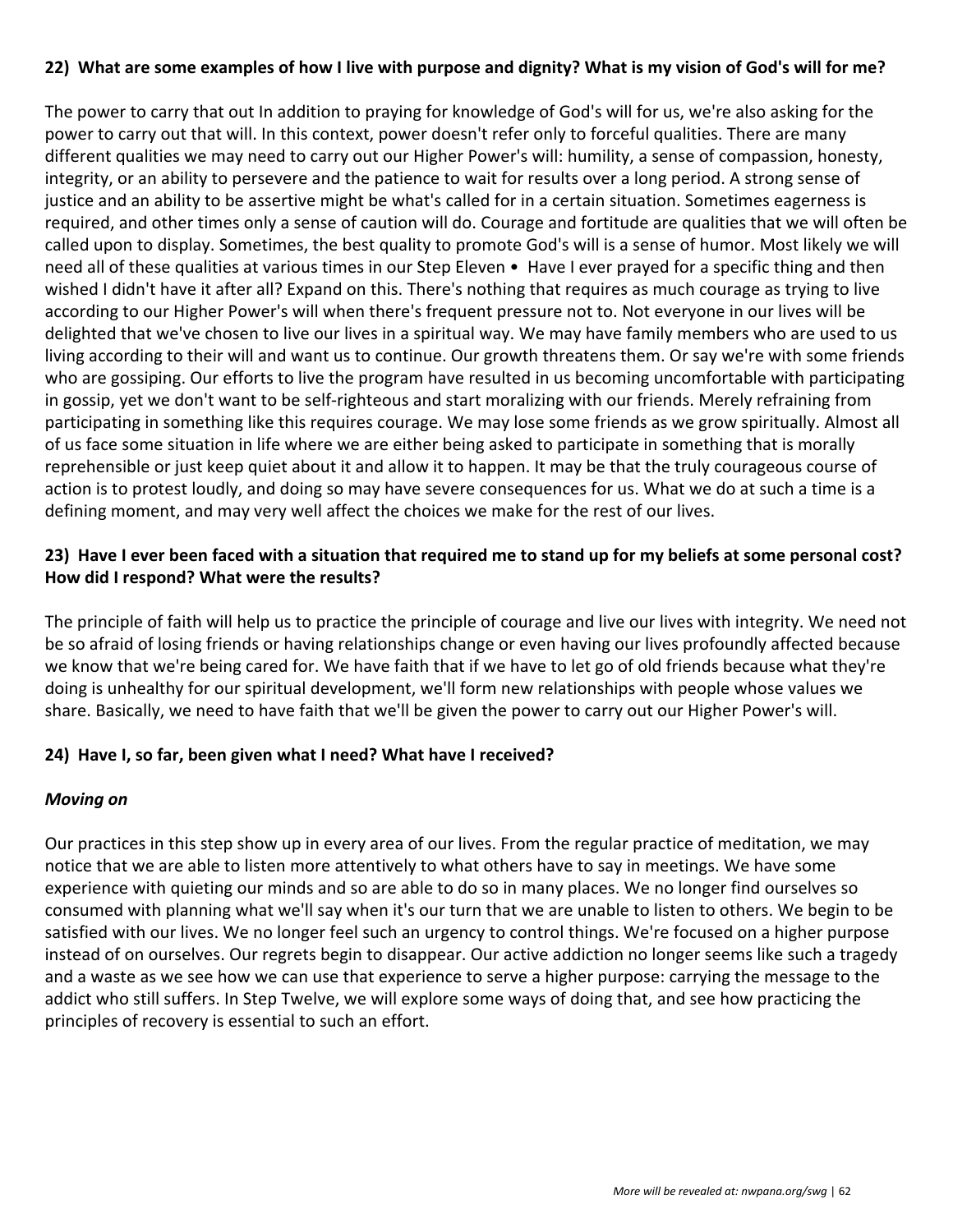**22) What are some examples of how I live with purpose and dignity? What is my vision of God's will for me?**

The power to carry that out In addition to praying for knowledge of God's will for us, we're also asking for the power to carry out that will. In this context, power doesn't refer only to forceful qualities. There are many different qualities we may need to carry out our Higher Power's will: humility, a sense of compassion, honesty, integrity, or an ability to persevere and the patience to wait for results over a long period. A strong sense of justice and an ability to be assertive might be what's called for in a certain situation. Sometimes eagerness is required, and other times only a sense of caution will do. Courage and fortitude are qualities that we will often be called upon to display. Sometimes, the best quality to promote God's will is a sense of humor. Most likely we will need all of these qualities at various times in our Step Eleven • Have I ever prayed for a specific thing and then wished I didn't have it after all? Expand on this. There's nothing that requires as much courage as trying to live according to our Higher Power's will when there's frequent pressure not to. Not everyone in our lives will be delighted that we've chosen to live our lives in a spiritual way. We may have family members who are used to us living according to their will and want us to continue. Our growth threatens them. Or say we're with some friends who are gossiping. Our efforts to live the program have resulted in us becoming uncomfortable with participating in gossip, yet we don't want to be self-righteous and start moralizing with our friends. Merely refraining from participating in something like this requires courage. We may lose some friends as we grow spiritually. Almost all of us face some situation in life where we are either being asked to participate in something that is morally reprehensible or just keep quiet about it and allow it to happen. It may be that the truly courageous course of action is to protest loudly, and doing so may have severe consequences for us. What we do at such a time is a defining moment, and may very well affect the choices we make for the rest of our lives.

**23) Have I ever been faced with a situation that required me to stand up for my beliefs at some personal cost? How did I respond? What were the results?**

The principle of faith will help us to practice the principle of courage and live our lives with integrity. We need not be so afraid of losing friends or having relationships change or even having our lives profoundly affected because we know that we're being cared for. We have faith that if we have to let go of old friends because what they're doing is unhealthy for our spiritual development, we'll form new relationships with people whose values we share. Basically, we need to have faith that we'll be given the power to carry out our Higher Power's will.

**24) Have I, so far, been given what I need? What have I received?**

***Moving on***

Our practices in this step show up in every area of our lives. From the regular practice of meditation, we may notice that we are able to listen more attentively to what others have to say in meetings. We have some experience with quieting our minds and so are able to do so in many places. We no longer find ourselves so consumed with planning what we'll say when it's our turn that we are unable to listen to others. We begin to be satisfied with our lives. We no longer feel such an urgency to control things. We're focused on a higher purpose instead of on ourselves. Our regrets begin to disappear. Our active addiction no longer seems like such a tragedy and a waste as we see how we can use that experience to serve a higher purpose: carrying the message to the addict who still suffers. In Step Twelve, we will explore some ways of doing that, and see how practicing the principles of recovery is essential to such an effort.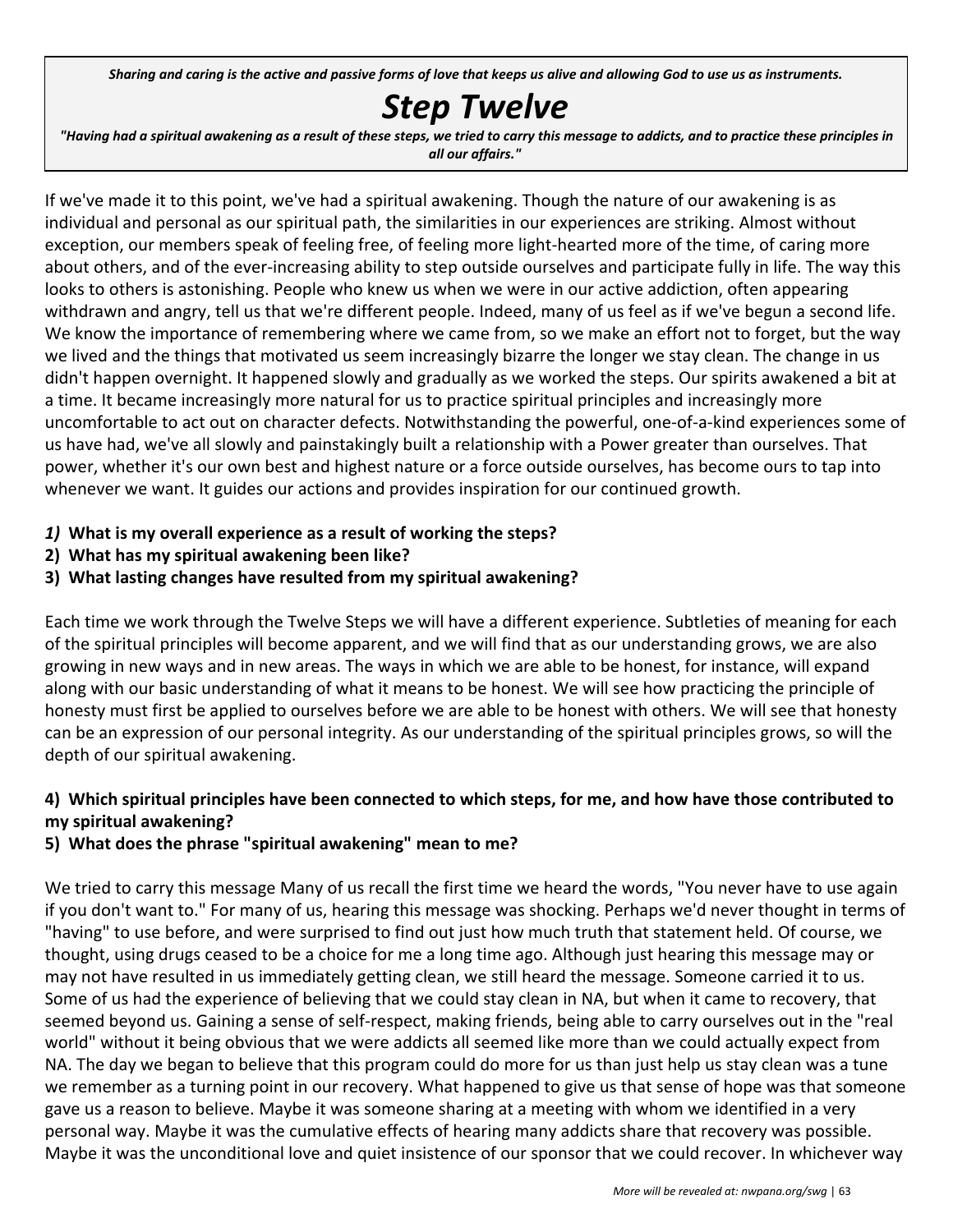*Sharing and caring is the active and passive forms of love that keeps us alive and allowing God to use us as instruments.*

# *Step Twelve*

*"Having had a spiritual awakening as a result of these steps, we tried to carry this message to addicts, and to practice these principles in all our affairs."*

If we've made it to this point, we've had a spiritual awakening. Though the nature of our awakening is as individual and personal as our spiritual path, the similarities in our experiences are striking. Almost without exception, our members speak of feeling free, of feeling more light-hearted more of the time, of caring more about others, and of the ever-increasing ability to step outside ourselves and participate fully in life. The way this looks to others is astonishing. People who knew us when we were in our active addiction, often appearing withdrawn and angry, tell us that we're different people. Indeed, many of us feel as if we've begun a second life. We know the importance of remembering where we came from, so we make an effort not to forget, but the way we lived and the things that motivated us seem increasingly bizarre the longer we stay clean. The change in us didn't happen overnight. It happened slowly and gradually as we worked the steps. Our spirits awakened a bit at a time. It became increasingly more natural for us to practice spiritual principles and increasingly more uncomfortable to act out on character defects. Notwithstanding the powerful, one-of-a-kind experiences some of us have had, we've all slowly and painstakingly built a relationship with a Power greater than ourselves. That power, whether it's our own best and highest nature or a force outside ourselves, has become ours to tap into whenever we want. It guides our actions and provides inspiration for our continued growth.

***1)*** **What is my overall experience as a result of working the steps?**
**2) What has my spiritual awakening been like?**
**3) What lasting changes have resulted from my spiritual awakening?**

Each time we work through the Twelve Steps we will have a different experience. Subtleties of meaning for each of the spiritual principles will become apparent, and we will find that as our understanding grows, we are also growing in new ways and in new areas. The ways in which we are able to be honest, for instance, will expand along with our basic understanding of what it means to be honest. We will see how practicing the principle of honesty must first be applied to ourselves before we are able to be honest with others. We will see that honesty can be an expression of our personal integrity. As our understanding of the spiritual principles grows, so will the depth of our spiritual awakening.

**4) Which spiritual principles have been connected to which steps, for me, and how have those contributed to my spiritual awakening?**
**5) What does the phrase "spiritual awakening" mean to me?**

We tried to carry this message Many of us recall the first time we heard the words, "You never have to use again if you don't want to." For many of us, hearing this message was shocking. Perhaps we'd never thought in terms of "having" to use before, and were surprised to find out just how much truth that statement held. Of course, we thought, using drugs ceased to be a choice for me a long time ago. Although just hearing this message may or may not have resulted in us immediately getting clean, we still heard the message. Someone carried it to us. Some of us had the experience of believing that we could stay clean in NA, but when it came to recovery, that seemed beyond us. Gaining a sense of self-respect, making friends, being able to carry ourselves out in the "real world" without it being obvious that we were addicts all seemed like more than we could actually expect from NA. The day we began to believe that this program could do more for us than just help us stay clean was a tune we remember as a turning point in our recovery. What happened to give us that sense of hope was that someone gave us a reason to believe. Maybe it was someone sharing at a meeting with whom we identified in a very personal way. Maybe it was the cumulative effects of hearing many addicts share that recovery was possible. Maybe it was the unconditional love and quiet insistence of our sponsor that we could recover. In whichever way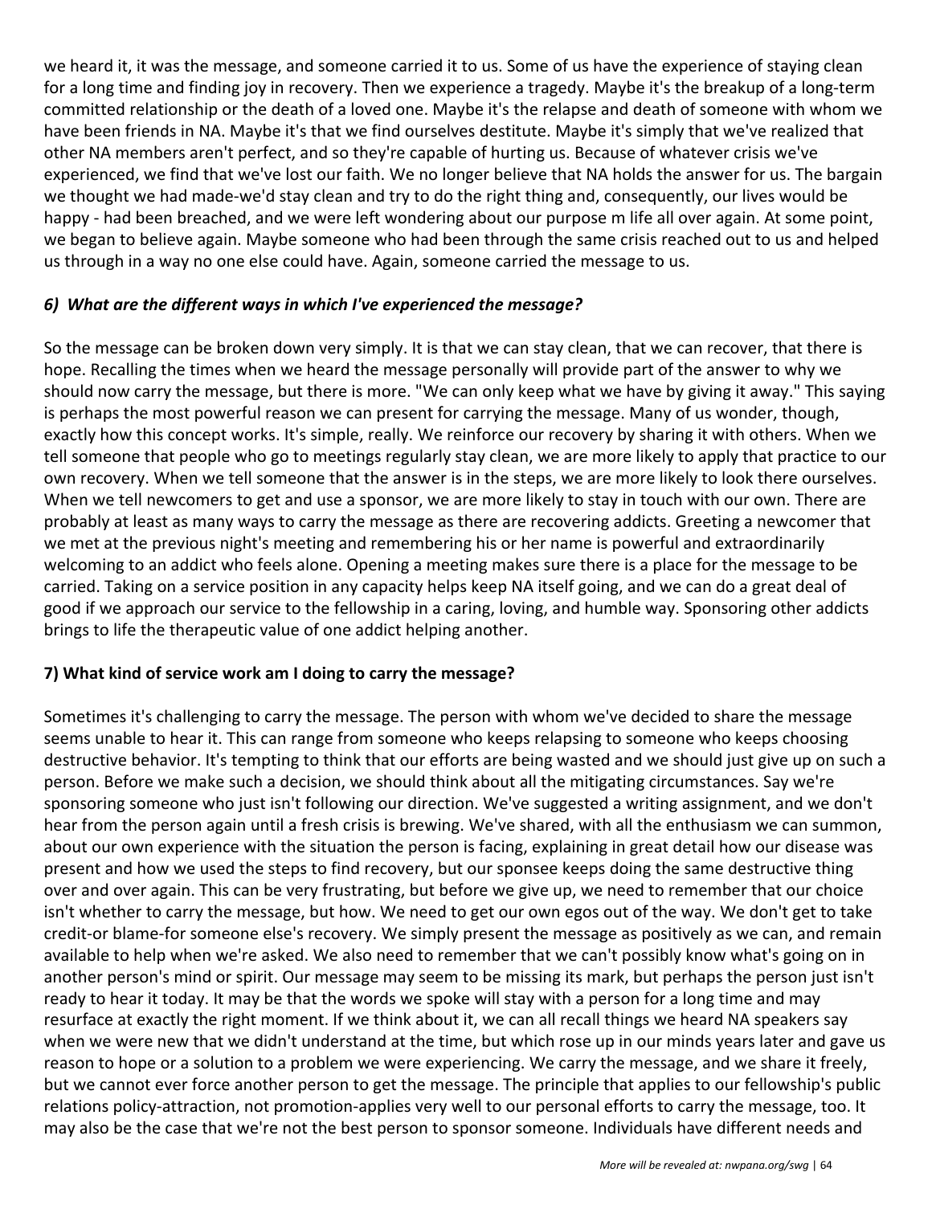we heard it, it was the message, and someone carried it to us. Some of us have the experience of staying clean for a long time and finding joy in recovery. Then we experience a tragedy. Maybe it's the breakup of a long-term committed relationship or the death of a loved one. Maybe it's the relapse and death of someone with whom we have been friends in NA. Maybe it's that we find ourselves destitute. Maybe it's simply that we've realized that other NA members aren't perfect, and so they're capable of hurting us. Because of whatever crisis we've experienced, we find that we've lost our faith. We no longer believe that NA holds the answer for us. The bargain we thought we had made-we'd stay clean and try to do the right thing and, consequently, our lives would be happy - had been breached, and we were left wondering about our purpose m life all over again. At some point, we began to believe again. Maybe someone who had been through the same crisis reached out to us and helped us through in a way no one else could have. Again, someone carried the message to us.

### *6) What are the different ways in which I've experienced the message?*

So the message can be broken down very simply. It is that we can stay clean, that we can recover, that there is hope. Recalling the times when we heard the message personally will provide part of the answer to why we should now carry the message, but there is more. "We can only keep what we have by giving it away." This saying is perhaps the most powerful reason we can present for carrying the message. Many of us wonder, though, exactly how this concept works. It's simple, really. We reinforce our recovery by sharing it with others. When we tell someone that people who go to meetings regularly stay clean, we are more likely to apply that practice to our own recovery. When we tell someone that the answer is in the steps, we are more likely to look there ourselves. When we tell newcomers to get and use a sponsor, we are more likely to stay in touch with our own. There are probably at least as many ways to carry the message as there are recovering addicts. Greeting a newcomer that we met at the previous night's meeting and remembering his or her name is powerful and extraordinarily welcoming to an addict who feels alone. Opening a meeting makes sure there is a place for the message to be carried. Taking on a service position in any capacity helps keep NA itself going, and we can do a great deal of good if we approach our service to the fellowship in a caring, loving, and humble way. Sponsoring other addicts brings to life the therapeutic value of one addict helping another.

### **7) What kind of service work am I doing to carry the message?**

Sometimes it's challenging to carry the message. The person with whom we've decided to share the message seems unable to hear it. This can range from someone who keeps relapsing to someone who keeps choosing destructive behavior. It's tempting to think that our efforts are being wasted and we should just give up on such a person. Before we make such a decision, we should think about all the mitigating circumstances. Say we're sponsoring someone who just isn't following our direction. We've suggested a writing assignment, and we don't hear from the person again until a fresh crisis is brewing. We've shared, with all the enthusiasm we can summon, about our own experience with the situation the person is facing, explaining in great detail how our disease was present and how we used the steps to find recovery, but our sponsee keeps doing the same destructive thing over and over again. This can be very frustrating, but before we give up, we need to remember that our choice isn't whether to carry the message, but how. We need to get our own egos out of the way. We don't get to take credit-or blame-for someone else's recovery. We simply present the message as positively as we can, and remain available to help when we're asked. We also need to remember that we can't possibly know what's going on in another person's mind or spirit. Our message may seem to be missing its mark, but perhaps the person just isn't ready to hear it today. It may be that the words we spoke will stay with a person for a long time and may resurface at exactly the right moment. If we think about it, we can all recall things we heard NA speakers say when we were new that we didn't understand at the time, but which rose up in our minds years later and gave us reason to hope or a solution to a problem we were experiencing. We carry the message, and we share it freely, but we cannot ever force another person to get the message. The principle that applies to our fellowship's public relations policy-attraction, not promotion-applies very well to our personal efforts to carry the message, too. It may also be the case that we're not the best person to sponsor someone. Individuals have different needs and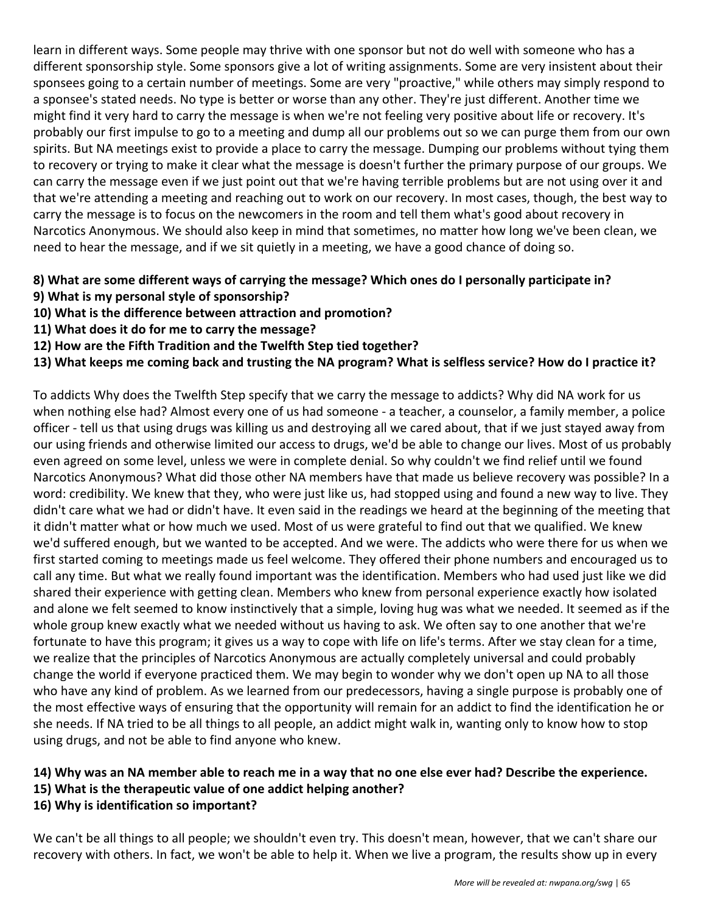learn in different ways. Some people may thrive with one sponsor but not do well with someone who has a different sponsorship style. Some sponsors give a lot of writing assignments. Some are very insistent about their sponsees going to a certain number of meetings. Some are very "proactive," while others may simply respond to a sponsee's stated needs. No type is better or worse than any other. They're just different. Another time we might find it very hard to carry the message is when we're not feeling very positive about life or recovery. It's probably our first impulse to go to a meeting and dump all our problems out so we can purge them from our own spirits. But NA meetings exist to provide a place to carry the message. Dumping our problems without tying them to recovery or trying to make it clear what the message is doesn't further the primary purpose of our groups. We can carry the message even if we just point out that we're having terrible problems but are not using over it and that we're attending a meeting and reaching out to work on our recovery. In most cases, though, the best way to carry the message is to focus on the newcomers in the room and tell them what's good about recovery in Narcotics Anonymous. We should also keep in mind that sometimes, no matter how long we've been clean, we need to hear the message, and if we sit quietly in a meeting, we have a good chance of doing so.

**8) What are some different ways of carrying the message? Which ones do I personally participate in?**
**9) What is my personal style of sponsorship?**
**10) What is the difference between attraction and promotion?**
**11) What does it do for me to carry the message?**
**12) How are the Fifth Tradition and the Twelfth Step tied together?**
**13) What keeps me coming back and trusting the NA program? What is selfless service? How do I practice it?**

To addicts Why does the Twelfth Step specify that we carry the message to addicts? Why did NA work for us when nothing else had? Almost every one of us had someone - a teacher, a counselor, a family member, a police officer - tell us that using drugs was killing us and destroying all we cared about, that if we just stayed away from our using friends and otherwise limited our access to drugs, we'd be able to change our lives. Most of us probably even agreed on some level, unless we were in complete denial. So why couldn't we find relief until we found Narcotics Anonymous? What did those other NA members have that made us believe recovery was possible? In a word: credibility. We knew that they, who were just like us, had stopped using and found a new way to live. They didn't care what we had or didn't have. It even said in the readings we heard at the beginning of the meeting that it didn't matter what or how much we used. Most of us were grateful to find out that we qualified. We knew we'd suffered enough, but we wanted to be accepted. And we were. The addicts who were there for us when we first started coming to meetings made us feel welcome. They offered their phone numbers and encouraged us to call any time. But what we really found important was the identification. Members who had used just like we did shared their experience with getting clean. Members who knew from personal experience exactly how isolated and alone we felt seemed to know instinctively that a simple, loving hug was what we needed. It seemed as if the whole group knew exactly what we needed without us having to ask. We often say to one another that we're fortunate to have this program; it gives us a way to cope with life on life's terms. After we stay clean for a time, we realize that the principles of Narcotics Anonymous are actually completely universal and could probably change the world if everyone practiced them. We may begin to wonder why we don't open up NA to all those who have any kind of problem. As we learned from our predecessors, having a single purpose is probably one of the most effective ways of ensuring that the opportunity will remain for an addict to find the identification he or she needs. If NA tried to be all things to all people, an addict might walk in, wanting only to know how to stop using drugs, and not be able to find anyone who knew.

**14) Why was an NA member able to reach me in a way that no one else ever had? Describe the experience.**
**15) What is the therapeutic value of one addict helping another?**
**16) Why is identification so important?**

We can't be all things to all people; we shouldn't even try. This doesn't mean, however, that we can't share our recovery with others. In fact, we won't be able to help it. When we live a program, the results show up in every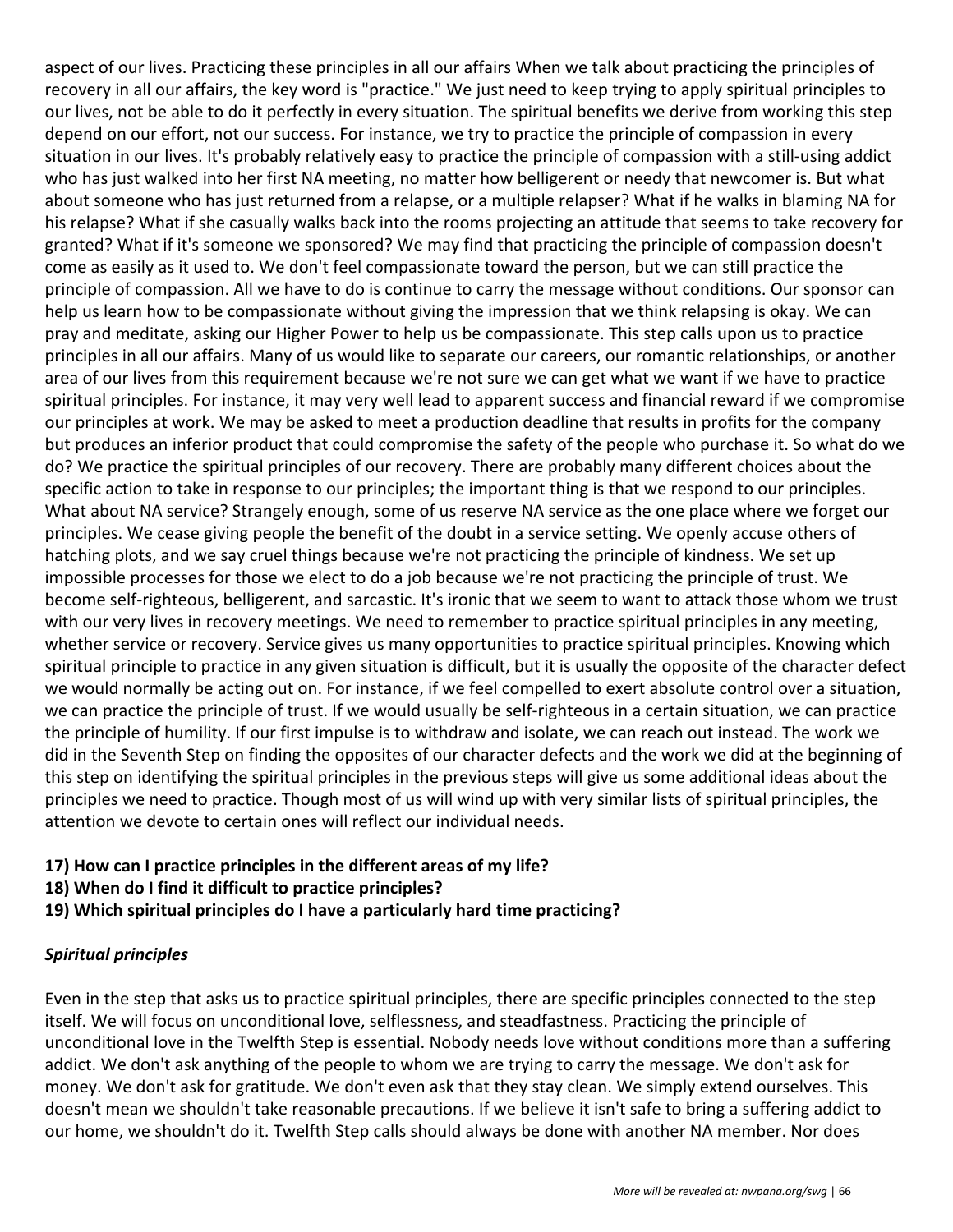aspect of our lives. Practicing these principles in all our affairs When we talk about practicing the principles of recovery in all our affairs, the key word is "practice." We just need to keep trying to apply spiritual principles to our lives, not be able to do it perfectly in every situation. The spiritual benefits we derive from working this step depend on our effort, not our success. For instance, we try to practice the principle of compassion in every situation in our lives. It's probably relatively easy to practice the principle of compassion with a still-using addict who has just walked into her first NA meeting, no matter how belligerent or needy that newcomer is. But what about someone who has just returned from a relapse, or a multiple relapser? What if he walks in blaming NA for his relapse? What if she casually walks back into the rooms projecting an attitude that seems to take recovery for granted? What if it's someone we sponsored? We may find that practicing the principle of compassion doesn't come as easily as it used to. We don't feel compassionate toward the person, but we can still practice the principle of compassion. All we have to do is continue to carry the message without conditions. Our sponsor can help us learn how to be compassionate without giving the impression that we think relapsing is okay. We can pray and meditate, asking our Higher Power to help us be compassionate. This step calls upon us to practice principles in all our affairs. Many of us would like to separate our careers, our romantic relationships, or another area of our lives from this requirement because we're not sure we can get what we want if we have to practice spiritual principles. For instance, it may very well lead to apparent success and financial reward if we compromise our principles at work. We may be asked to meet a production deadline that results in profits for the company but produces an inferior product that could compromise the safety of the people who purchase it. So what do we do? We practice the spiritual principles of our recovery. There are probably many different choices about the specific action to take in response to our principles; the important thing is that we respond to our principles. What about NA service? Strangely enough, some of us reserve NA service as the one place where we forget our principles. We cease giving people the benefit of the doubt in a service setting. We openly accuse others of hatching plots, and we say cruel things because we're not practicing the principle of kindness. We set up impossible processes for those we elect to do a job because we're not practicing the principle of trust. We become self-righteous, belligerent, and sarcastic. It's ironic that we seem to want to attack those whom we trust with our very lives in recovery meetings. We need to remember to practice spiritual principles in any meeting, whether service or recovery. Service gives us many opportunities to practice spiritual principles. Knowing which spiritual principle to practice in any given situation is difficult, but it is usually the opposite of the character defect we would normally be acting out on. For instance, if we feel compelled to exert absolute control over a situation, we can practice the principle of trust. If we would usually be self-righteous in a certain situation, we can practice the principle of humility. If our first impulse is to withdraw and isolate, we can reach out instead. The work we did in the Seventh Step on finding the opposites of our character defects and the work we did at the beginning of this step on identifying the spiritual principles in the previous steps will give us some additional ideas about the principles we need to practice. Though most of us will wind up with very similar lists of spiritual principles, the attention we devote to certain ones will reflect our individual needs.

**17) How can I practice principles in the different areas of my life?**
**18) When do I find it difficult to practice principles?**
**19) Which spiritual principles do I have a particularly hard time practicing?**

***Spiritual principles***

Even in the step that asks us to practice spiritual principles, there are specific principles connected to the step itself. We will focus on unconditional love, selflessness, and steadfastness. Practicing the principle of unconditional love in the Twelfth Step is essential. Nobody needs love without conditions more than a suffering addict. We don't ask anything of the people to whom we are trying to carry the message. We don't ask for money. We don't ask for gratitude. We don't even ask that they stay clean. We simply extend ourselves. This doesn't mean we shouldn't take reasonable precautions. If we believe it isn't safe to bring a suffering addict to our home, we shouldn't do it. Twelfth Step calls should always be done with another NA member. Nor does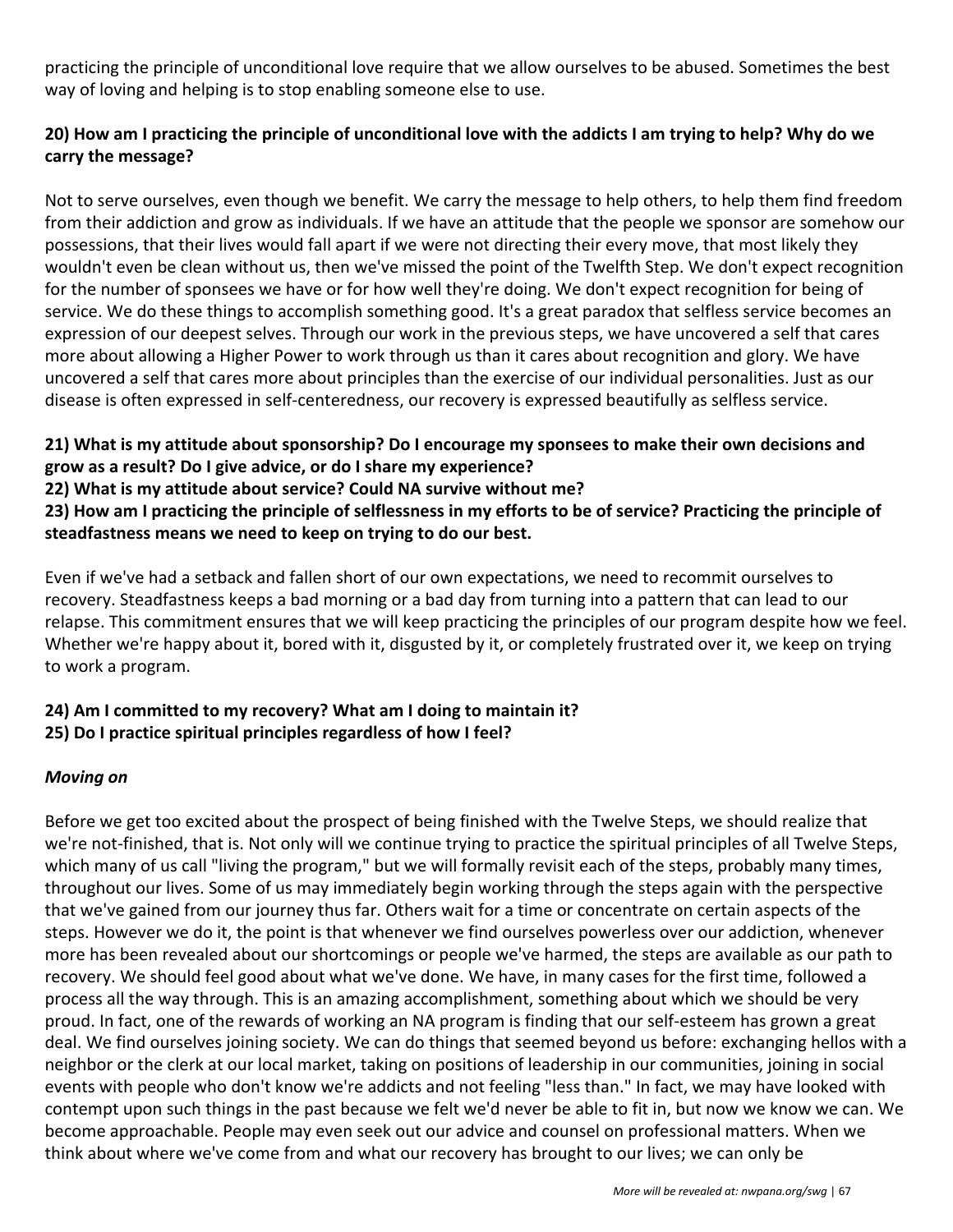practicing the principle of unconditional love require that we allow ourselves to be abused. Sometimes the best way of loving and helping is to stop enabling someone else to use.

**20) How am I practicing the principle of unconditional love with the addicts I am trying to help? Why do we carry the message?**

Not to serve ourselves, even though we benefit. We carry the message to help others, to help them find freedom from their addiction and grow as individuals. If we have an attitude that the people we sponsor are somehow our possessions, that their lives would fall apart if we were not directing their every move, that most likely they wouldn't even be clean without us, then we've missed the point of the Twelfth Step. We don't expect recognition for the number of sponsees we have or for how well they're doing. We don't expect recognition for being of service. We do these things to accomplish something good. It's a great paradox that selfless service becomes an expression of our deepest selves. Through our work in the previous steps, we have uncovered a self that cares more about allowing a Higher Power to work through us than it cares about recognition and glory. We have uncovered a self that cares more about principles than the exercise of our individual personalities. Just as our disease is often expressed in self-centeredness, our recovery is expressed beautifully as selfless service.

**21) What is my attitude about sponsorship? Do I encourage my sponsees to make their own decisions and grow as a result? Do I give advice, or do I share my experience?**
**22) What is my attitude about service? Could NA survive without me?**
**23) How am I practicing the principle of selflessness in my efforts to be of service? Practicing the principle of steadfastness means we need to keep on trying to do our best.**

Even if we've had a setback and fallen short of our own expectations, we need to recommit ourselves to recovery. Steadfastness keeps a bad morning or a bad day from turning into a pattern that can lead to our relapse. This commitment ensures that we will keep practicing the principles of our program despite how we feel. Whether we're happy about it, bored with it, disgusted by it, or completely frustrated over it, we keep on trying to work a program.

**24) Am I committed to my recovery? What am I doing to maintain it?**
**25) Do I practice spiritual principles regardless of how I feel?**

***Moving on***

Before we get too excited about the prospect of being finished with the Twelve Steps, we should realize that we're not-finished, that is. Not only will we continue trying to practice the spiritual principles of all Twelve Steps, which many of us call "living the program," but we will formally revisit each of the steps, probably many times, throughout our lives. Some of us may immediately begin working through the steps again with the perspective that we've gained from our journey thus far. Others wait for a time or concentrate on certain aspects of the steps. However we do it, the point is that whenever we find ourselves powerless over our addiction, whenever more has been revealed about our shortcomings or people we've harmed, the steps are available as our path to recovery. We should feel good about what we've done. We have, in many cases for the first time, followed a process all the way through. This is an amazing accomplishment, something about which we should be very proud. In fact, one of the rewards of working an NA program is finding that our self-esteem has grown a great deal. We find ourselves joining society. We can do things that seemed beyond us before: exchanging hellos with a neighbor or the clerk at our local market, taking on positions of leadership in our communities, joining in social events with people who don't know we're addicts and not feeling "less than." In fact, we may have looked with contempt upon such things in the past because we felt we'd never be able to fit in, but now we know we can. We become approachable. People may even seek out our advice and counsel on professional matters. When we think about where we've come from and what our recovery has brought to our lives; we can only be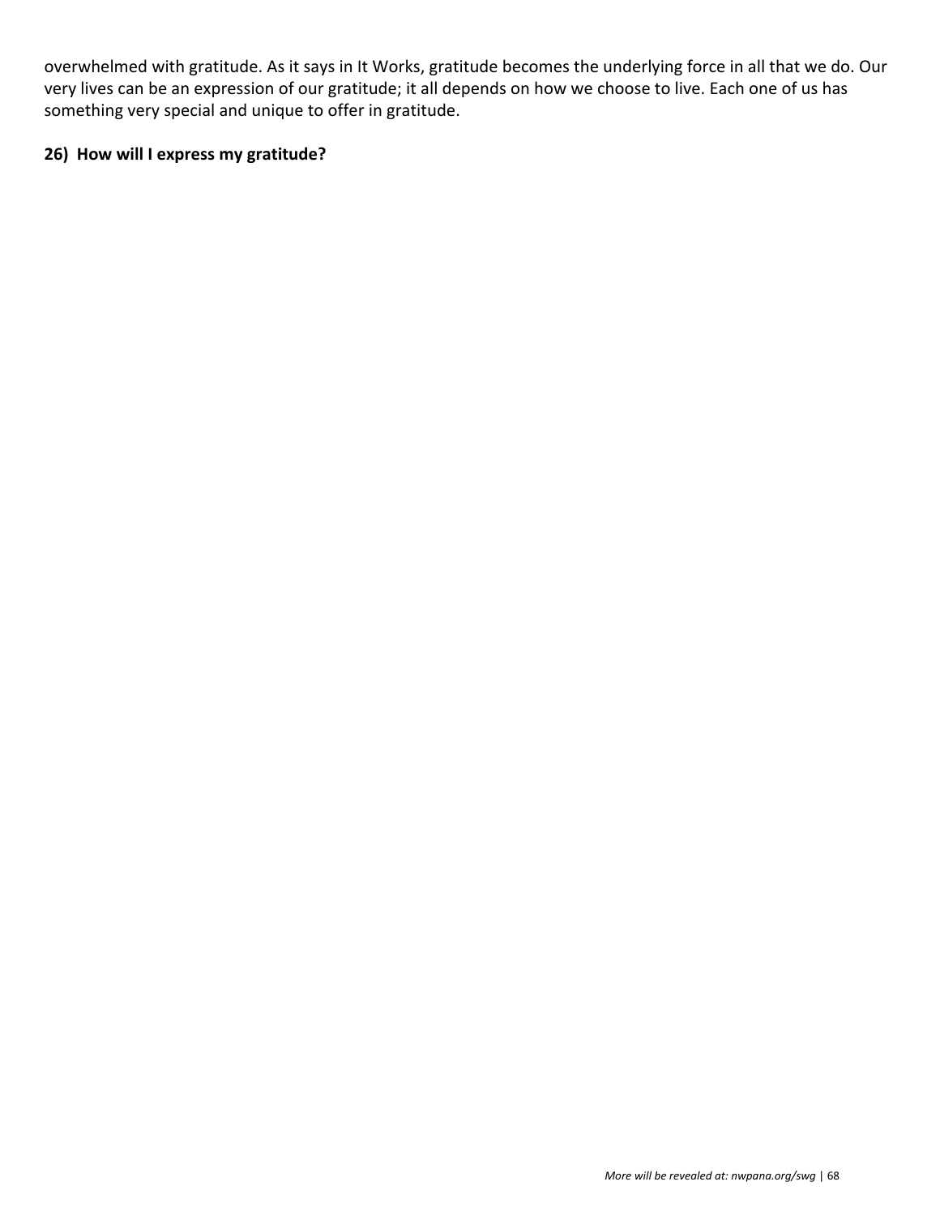overwhelmed with gratitude. As it says in It Works, gratitude becomes the underlying force in all that we do. Our very lives can be an expression of our gratitude; it all depends on how we choose to live. Each one of us has something very special and unique to offer in gratitude.

**26) How will I express my gratitude?**